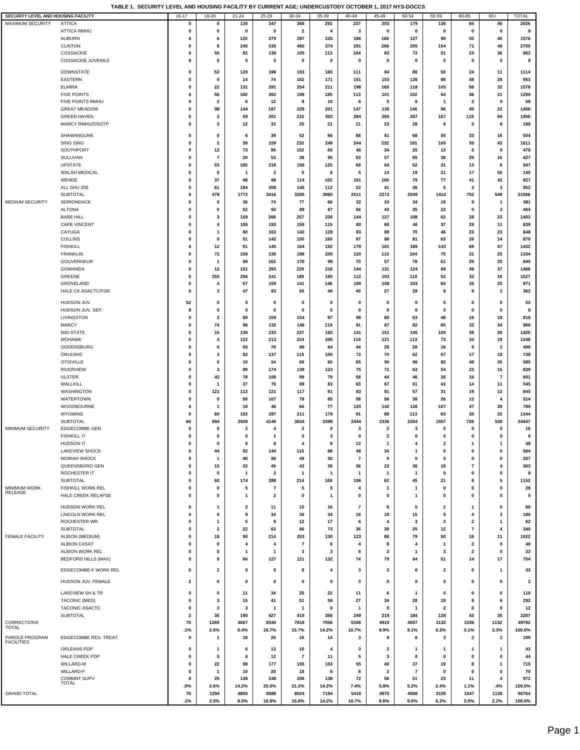**TABLE 1. SECURITY LEVEL AND HOUSING FACILITY BY CURRENT AGE; UNDERCUSTODY OCTOBER 1, 2017 NYS-DOCCS**

| SECURITY LEVEL AND HOUSING FACILITY | | 16-17 | 18-20 | 21-24 | 25-29 | 30-34 | 35-39 | 40-44 | 45-49 | 50-54 | 55-59 | 60-65 | 65+ | TOTAL |
|---|---|---|---|---|---|---|---|---|---|---|---|---|---|---|
| MAXIMUM SECURITY | ATTICA | 0 | 0 | 135 | 347 | 368 | 292 | 237 | 203 | 179 | 136 | 84 | 45 | 2026 |
| | ATTICA RMHU | 0 | 0 | 0 | 0 | 2 | 4 | 3 | 0 | 0 | 0 | 0 | 0 | 9 |
| | AUBURN | 0 | 6 | 125 | 279 | 287 | 226 | 186 | 160 | 127 | 90 | 50 | 40 | 1576 |
| | CLINTON | 0 | 8 | 245 | 535 | 460 | 374 | 291 | 266 | 255 | 154 | 71 | 46 | 2705 |
| | COXSACKIE | 0 | 55 | 81 | 139 | 105 | 113 | 104 | 83 | 72 | 51 | 23 | 36 | 862 |
| | COXSACKIE JUVENILE | 8 | 0 | 0 | 0 | 0 | 0 | 0 | 0 | 0 | 0 | 0 | 0 | 8 |
| | DOWNSTATE | 0 | 53 | 129 | 196 | 193 | 165 | 111 | 94 | 88 | 50 | 24 | 11 | 1114 |
| | EASTERN | 0 | 0 | 14 | 74 | 102 | 171 | 151 | 153 | 126 | 86 | 48 | 28 | 953 |
| | ELMIRA | 0 | 22 | 131 | 291 | 254 | 211 | 198 | 160 | 118 | 105 | 56 | 32 | 1578 |
| | FIVE POINTS | 0 | 56 | 160 | 262 | 199 | 185 | 113 | 101 | 102 | 64 | 36 | 21 | 1299 |
| | FIVE POINTS RMHU | 0 | 2 | 6 | 12 | 8 | 10 | 6 | 5 | 6 | 1 | 2 | 0 | 58 |
| | GREAT MEADOW | 0 | 98 | 144 | 187 | 228 | 201 | 147 | 136 | 146 | 96 | 45 | 22 | 1450 |
| | GREEN HAVEN | 0 | 2 | 59 | 201 | 210 | 302 | 284 | 265 | 267 | 167 | 115 | 84 | 1956 |
| | MARCY RMHU/OSOTP | 0 | 3 | 12 | 33 | 25 | 21 | 21 | 23 | 28 | 9 | 5 | 8 | 188 |
| | SHAWANGUNK | 0 | 0 | 6 | 39 | 52 | 66 | 88 | 81 | 68 | 55 | 33 | 16 | 504 |
| | SING SING | 0 | 2 | 39 | 159 | 232 | 249 | 244 | 232 | 191 | 165 | 55 | 43 | 1611 |
| | SOUTHPORT | 0 | 13 | 73 | 95 | 102 | 69 | 46 | 34 | 25 | 13 | 6 | 0 | 476 |
| | SULLIVAN | 0 | 7 | 20 | 53 | 38 | 55 | 53 | 57 | 65 | 38 | 25 | 16 | 427 |
| | UPSTATE | 0 | 53 | 160 | 218 | 156 | 125 | 69 | 64 | 52 | 31 | 13 | 6 | 947 |
| | WALSH MEDICAL | 0 | 0 | 1 | 2 | 5 | 6 | 5 | 14 | 19 | 21 | 17 | 50 | 140 |
| | WENDE | 0 | 37 | 48 | 86 | 114 | 102 | 101 | 100 | 79 | 77 | 41 | 42 | 827 |
| | ALL SHU 200 | 0 | 61 | 184 | 208 | 145 | 113 | 53 | 41 | 36 | 5 | 3 | 3 | 852 |
| | SUBTOTAL | 8 | 478 | 1772 | 3416 | 3285 | 3060 | 2511 | 2272 | 2049 | 1414 | 752 | 549 | 21566 |
| MEDIUM SECURITY | ADIRONDACK | 0 | 0 | 36 | 74 | 77 | 66 | 32 | 33 | 34 | 19 | 9 | 1 | 381 |
| | ALTONA | 0 | 0 | 52 | 92 | 89 | 67 | 56 | 43 | 35 | 22 | 5 | 3 | 464 |
| | BARE HILL | 0 | 3 | 159 | 266 | 257 | 226 | 144 | 127 | 108 | 62 | 28 | 23 | 1403 |
| | CAPE VINCENT | 0 | 4 | 105 | 193 | 159 | 115 | 80 | 60 | 46 | 37 | 29 | 11 | 839 |
| | CAYUGA | 0 | 1 | 80 | 163 | 142 | 128 | 83 | 89 | 70 | 46 | 23 | 23 | 848 |
| | COLLINS | 0 | 0 | 51 | 142 | 150 | 160 | 97 | 86 | 81 | 63 | 26 | 14 | 870 |
| | FISHKILL | 0 | 12 | 91 | 145 | 164 | 192 | 179 | 181 | 189 | 143 | 69 | 67 | 1432 |
| | FRANKLIN | 0 | 72 | 159 | 230 | 198 | 205 | 120 | 115 | 104 | 75 | 31 | 25 | 1334 |
| | GOUVERNEUR | 0 | 1 | 98 | 162 | 170 | 98 | 70 | 57 | 78 | 61 | 25 | 25 | 845 |
| | GOWANDA | 0 | 12 | 151 | 293 | 220 | 216 | 144 | 131 | 124 | 89 | 49 | 37 | 1466 |
| | GREENE | 0 | 255 | 256 | 241 | 185 | 165 | 112 | 103 | 110 | 52 | 32 | 16 | 1527 |
| | GROVELAND | 0 | 4 | 57 | 159 | 141 | 146 | 109 | 108 | 103 | 84 | 35 | 25 | 971 |
| | HALE CK ASACTC/FDR | 0 | 3 | 47 | 83 | 65 | 49 | 40 | 27 | 29 | 8 | 9 | 2 | 362 |
| | HUDSON JUV. | 52 | 0 | 0 | 0 | 0 | 0 | 0 | 0 | 0 | 0 | 0 | 0 | 52 |
| | HUDSON JUV. SEP. | 8 | 0 | 0 | 0 | 0 | 0 | 0 | 0 | 0 | 0 | 0 | 0 | 8 |
| | LIVINGSTON | 0 | 2 | 80 | 159 | 154 | 97 | 98 | 80 | 63 | 48 | 16 | 19 | 816 |
| | MARCY | 0 | 74 | 96 | 132 | 148 | 119 | 91 | 87 | 82 | 65 | 32 | 34 | 960 |
| | MID-STATE | 0 | 16 | 136 | 233 | 237 | 192 | 141 | 151 | 145 | 105 | 38 | 26 | 1420 |
| | MOHAWK | 0 | 4 | 122 | 213 | 224 | 206 | 119 | 121 | 113 | 73 | 34 | 19 | 1248 |
| | OGDENSBURG | 0 | 0 | 55 | 78 | 80 | 64 | 44 | 28 | 28 | 16 | 5 | 2 | 400 |
| | ORLEANS | 0 | 3 | 82 | 137 | 115 | 105 | 72 | 70 | 62 | 57 | 17 | 19 | 739 |
| | OTISVILLE | 0 | 0 | 10 | 34 | 60 | 65 | 65 | 90 | 96 | 82 | 48 | 35 | 585 |
| | RIVERVIEW | 0 | 3 | 99 | 174 | 139 | 123 | 75 | 71 | 63 | 54 | 23 | 15 | 839 |
| | ULSTER | 0 | 42 | 78 | 106 | 99 | 79 | 58 | 44 | 46 | 26 | 16 | 7 | 601 |
| | WALLKILL | 0 | 1 | 37 | 76 | 89 | 83 | 63 | 67 | 61 | 43 | 14 | 11 | 545 |
| | WASHINGTON | 0 | 121 | 112 | 121 | 117 | 91 | 83 | 81 | 57 | 31 | 19 | 12 | 845 |
| | WATERTOWN | 0 | 0 | 50 | 107 | 78 | 85 | 58 | 56 | 38 | 26 | 12 | 4 | 514 |
| | WOODBOURNE | 0 | 1 | 18 | 46 | 66 | 77 | 120 | 142 | 126 | 107 | 47 | 39 | 789 |
| | WYOMING | 0 | 60 | 192 | 287 | 211 | 179 | 91 | 88 | 113 | 63 | 35 | 25 | 1344 |
| | SUBTOTAL | 60 | 694 | 2509 | 4146 | 3834 | 3398 | 2444 | 2336 | 2204 | 1557 | 726 | 539 | 24447 |
| MINIMUM SECURITY | EDGECOMBE GEN | 0 | 0 | 2 | 4 | 2 | 0 | 3 | 2 | 3 | 0 | 0 | 0 | 16 |
| | FISHKILL IT | 0 | 0 | 0 | 1 | 0 | 3 | 0 | 2 | 0 | 0 | 0 | 0 | 6 |
| | HUDSON IT | 0 | 0 | 6 | 8 | 4 | 8 | 13 | 1 | 4 | 2 | 1 | 1 | 48 |
| | LAKEVIEW SHOCK | 0 | 44 | 92 | 144 | 115 | 88 | 46 | 34 | 1 | 0 | 0 | 0 | 564 |
| | MORIAH SHOCK | 0 | 1 | 40 | 80 | 49 | 30 | 7 | 0 | 0 | 0 | 0 | 0 | 207 |
| | QUEENSBORO GEN | 0 | 15 | 33 | 49 | 43 | 39 | 36 | 22 | 36 | 19 | 7 | 4 | 303 |
| | ROCHESTER IT | 0 | 0 | 1 | 2 | 1 | 1 | 1 | 1 | 1 | 0 | 0 | 0 | 8 |
| | SUBTOTAL | 0 | 60 | 174 | 288 | 214 | 169 | 106 | 62 | 45 | 21 | 8 | 5 | 1152 |
| MINIMUM WORK RELEASE | FISHKILL WORK REL | 0 | 0 | 5 | 7 | 5 | 5 | 4 | 1 | 1 | 0 | 0 | 0 | 28 |
| | HALE CREEK RELAPSE | 0 | 0 | 1 | 2 | 0 | 1 | 0 | 0 | 1 | 0 | 0 | 0 | 5 |
| | HUDSON WORK REL | 0 | 1 | 2 | 11 | 10 | 16 | 7 | 6 | 5 | 1 | 1 | 0 | 60 |
| | LINCOLN WORK REL | 0 | 0 | 9 | 34 | 39 | 34 | 19 | 19 | 15 | 9 | 4 | 3 | 185 |
| | ROCHESTER WR | 0 | 1 | 5 | 9 | 12 | 17 | 6 | 4 | 3 | 2 | 2 | 1 | 62 |
| | SUBTOTAL | 0 | 2 | 22 | 63 | 66 | 73 | 36 | 30 | 25 | 12 | 7 | 4 | 340 |
| FEMALE FACILITY | ALBION (MEDIUM) | 0 | 18 | 90 | 214 | 203 | 130 | 123 | 88 | 79 | 50 | 16 | 11 | 1022 |
| | ALBION CASAT | 0 | 0 | 4 | 4 | 7 | 6 | 4 | 8 | 4 | 1 | 2 | 0 | 40 |
| | ALBION WORK REL | 0 | 0 | 1 | 1 | 3 | 3 | 6 | 2 | 1 | 3 | 2 | 0 | 22 |
| | BEDFORD HILLS (MAX) | 0 | 9 | 66 | 127 | 121 | 132 | 74 | 79 | 64 | 51 | 14 | 17 | 754 |
| | EDGECOMBE-F WORK REL | 0 | 2 | 0 | 5 | 8 | 4 | 3 | 2 | 6 | 2 | 0 | 1 | 33 |
| | HUDSON JUV. FEMALE | 2 | 0 | 0 | 0 | 0 | 0 | 0 | 0 | 0 | 0 | 0 | 0 | 2 |
| | LAKEVIEW SH & TR | 0 | 0 | 11 | 34 | 25 | 22 | 11 | 6 | 1 | 0 | 0 | 0 | 110 |
| | TACONIC (MED) | 0 | 3 | 15 | 41 | 51 | 59 | 27 | 34 | 28 | 19 | 9 | 6 | 292 |
| | TACONIC ASACTC | 0 | 3 | 3 | 1 | 1 | 0 | 1 | 0 | 1 | 2 | 0 | 0 | 12 |
| | SUBTOTAL | 2 | 35 | 190 | 427 | 419 | 356 | 249 | 219 | 184 | 128 | 43 | 35 | 2287 |
| CORRECTIONS TOTAL | | 70 | 1269 | 4667 | 8340 | 7818 | 7056 | 5346 | 4919 | 4507 | 3132 | 1536 | 1132 | 49792 |
| | | .1% | 2.5% | 9.4% | 16.7% | 15.7% | 14.2% | 10.7% | 9.9% | 9.1% | 6.3% | 3.1% | 2.3% | 100.0% |
| PAROLE PROGRAM FACILITIES | EDGECOMBE RES. TREAT. | 0 | 1 | 18 | 26 | 16 | 14 | 3 | 9 | 6 | 3 | 2 | 2 | 100 |
| | ORLEANS PDP | 0 | 1 | 6 | 13 | 10 | 4 | 3 | 2 | 1 | 1 | 1 | 1 | 43 |
| | HALE CREEK PDP | 0 | 0 | 6 | 12 | 7 | 11 | 5 | 3 | 0 | 0 | 0 | 0 | 44 |
| | WILLARD-M | 0 | 22 | 98 | 177 | 155 | 103 | 55 | 40 | 37 | 19 | 8 | 1 | 715 |
| | WILLARD-F | 0 | 1 | 10 | 20 | 18 | 6 | 6 | 2 | 7 | 0 | 0 | 0 | 70 |
| | COMMNT SUPV TOTAL | 0 | 25 | 138 | 248 | 206 | 138 | 72 | 56 | 51 | 23 | 11 | 4 | 972 |
| | | .0% | 2.6% | 14.2% | 25.5% | 21.2% | 14.2% | 7.4% | 5.8% | 5.2% | 2.4% | 1.1% | .4% | 100.0% |
| GRAND TOTAL | | 70 | 1294 | 4805 | 8588 | 8024 | 7194 | 5418 | 4975 | 4558 | 3155 | 1547 | 1136 | 50764 |
| | | .1% | 2.5% | 9.5% | 16.9% | 15.8% | 14.2% | 10.7% | 9.8% | 9.0% | 6.2% | 3.0% | 2.2% | 100.0% |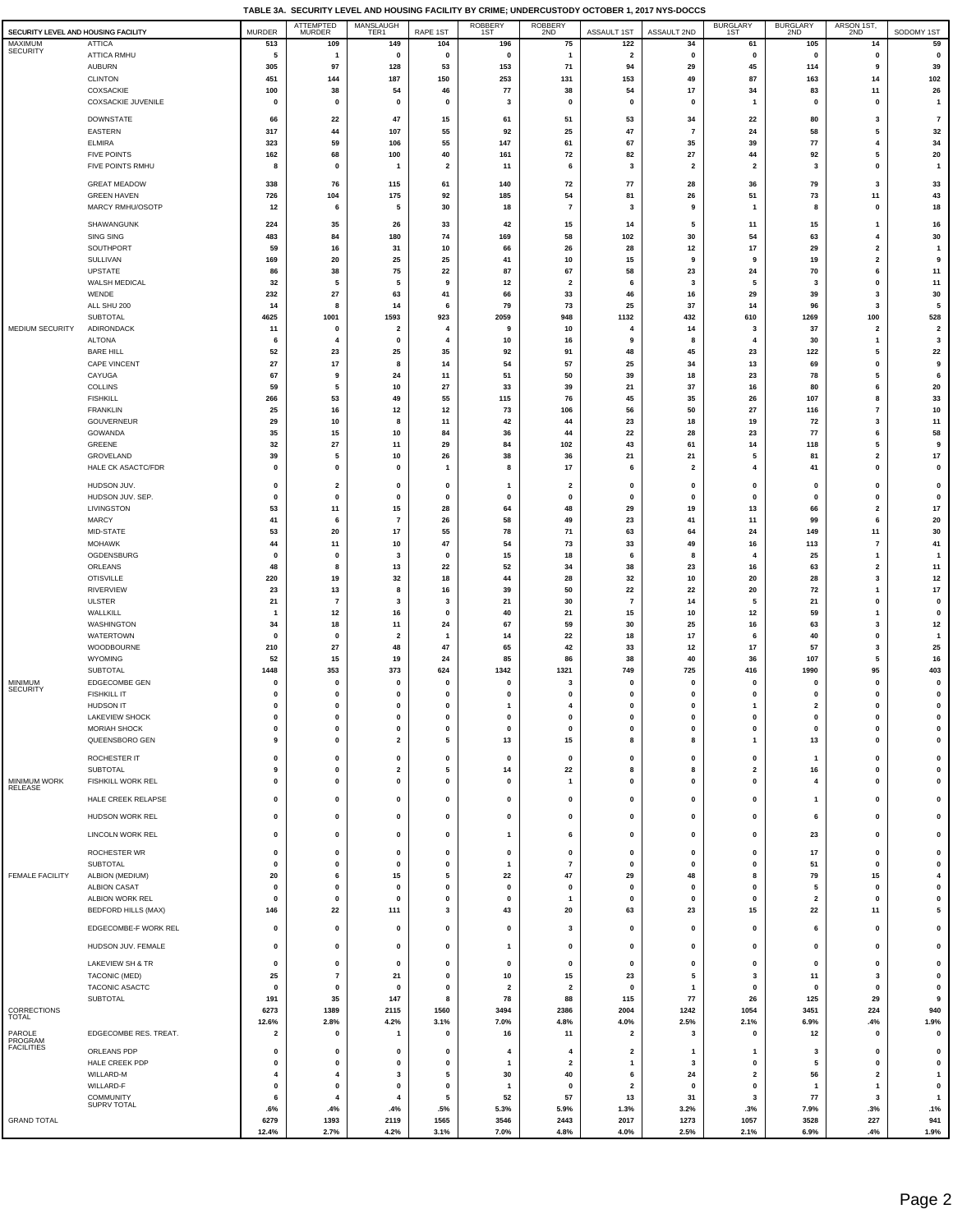**TABLE 3A. SECURITY LEVEL AND HOUSING FACILITY BY CRIME; UNDERCUSTODY OCTOBER 1, 2017 NYS-DOCCS**

| SECURITY LEVEL AND HOUSING FACILITY | | MURDER | ATTEMPTED MURDER | MANSLAUGH TER1 | RAPE 1ST | ROBBERY 1ST | ROBBERY 2ND | ASSAULT 1ST | ASSAULT 2ND | BURGLARY 1ST | BURGLARY 2ND | ARSON 1ST, 2ND | SODOMY 1ST |
|---|---|---|---|---|---|---|---|---|---|---|---|---|---|
| MAXIMUM SECURITY | ATTICA | 513 | 109 | 149 | 104 | 196 | 75 | 122 | 34 | 61 | 105 | 14 | 59 |
| | ATTICA RMHU | 5 | 1 | 0 | 0 | 0 | 1 | 2 | 0 | 0 | 0 | 0 | 0 |
| | AUBURN | 305 | 97 | 128 | 53 | 153 | 71 | 94 | 29 | 45 | 114 | 9 | 39 |
| | CLINTON | 451 | 144 | 187 | 150 | 253 | 131 | 153 | 49 | 87 | 163 | 14 | 102 |
| | COXSACKIE | 100 | 38 | 54 | 46 | 77 | 38 | 54 | 17 | 34 | 83 | 11 | 26 |
| | COXSACKIE JUVENILE | 0 | 0 | 0 | 0 | 3 | 0 | 0 | 0 | 1 | 0 | 0 | 1 |
| | DOWNSTATE | 66 | 22 | 47 | 15 | 61 | 51 | 53 | 34 | 22 | 80 | 3 | 7 |
| | EASTERN | 317 | 44 | 107 | 55 | 92 | 25 | 47 | 7 | 24 | 58 | 5 | 32 |
| | ELMIRA | 323 | 59 | 106 | 55 | 147 | 61 | 67 | 35 | 39 | 77 | 4 | 34 |
| | FIVE POINTS | 162 | 68 | 100 | 40 | 161 | 72 | 82 | 27 | 44 | 92 | 5 | 20 |
| | FIVE POINTS RMHU | 8 | 0 | 1 | 2 | 11 | 6 | 3 | 2 | 2 | 3 | 0 | 1 |
| | GREAT MEADOW | 338 | 76 | 115 | 61 | 140 | 72 | 77 | 28 | 36 | 79 | 3 | 33 |
| | GREEN HAVEN | 726 | 104 | 175 | 92 | 185 | 54 | 81 | 26 | 51 | 73 | 11 | 43 |
| | MARCY RMHU/OSOTP | 12 | 6 | 5 | 30 | 18 | 7 | 3 | 9 | 1 | 8 | 0 | 18 |
| | SHAWANGUNK | 224 | 35 | 26 | 33 | 42 | 15 | 14 | 5 | 11 | 15 | 1 | 16 |
| | SING SING | 483 | 84 | 180 | 74 | 169 | 58 | 102 | 30 | 54 | 63 | 4 | 30 |
| | SOUTHPORT | 59 | 16 | 31 | 10 | 66 | 26 | 28 | 12 | 17 | 29 | 2 | 1 |
| | SULLIVAN | 169 | 20 | 25 | 25 | 41 | 10 | 15 | 9 | 9 | 19 | 2 | 9 |
| | UPSTATE | 86 | 38 | 75 | 22 | 87 | 67 | 58 | 23 | 24 | 70 | 6 | 11 |
| | WALSH MEDICAL | 32 | 5 | 5 | 9 | 12 | 2 | 6 | 3 | 5 | 3 | 0 | 11 |
| | WENDE | 232 | 27 | 63 | 41 | 66 | 33 | 46 | 16 | 29 | 39 | 3 | 30 |
| | ALL SHU 200 | 14 | 8 | 14 | 6 | 79 | 73 | 25 | 37 | 14 | 96 | 3 | 5 |
| | SUBTOTAL | 4625 | 1001 | 1593 | 923 | 2059 | 948 | 1132 | 432 | 610 | 1269 | 100 | 528 |
| MEDIUM SECURITY | ADIRONDACK | 11 | 0 | 2 | 4 | 9 | 10 | 4 | 14 | 3 | 37 | 2 | 2 |
| | ALTONA | 6 | 4 | 0 | 4 | 10 | 16 | 9 | 8 | 4 | 30 | 1 | 3 |
| | BARE HILL | 52 | 23 | 25 | 35 | 92 | 91 | 48 | 45 | 23 | 122 | 5 | 22 |
| | CAPE VINCENT | 27 | 17 | 8 | 14 | 54 | 57 | 25 | 34 | 13 | 69 | 0 | 9 |
| | CAYUGA | 67 | 9 | 24 | 11 | 51 | 50 | 39 | 18 | 23 | 78 | 5 | 6 |
| | COLLINS | 59 | 5 | 10 | 27 | 33 | 39 | 21 | 37 | 16 | 80 | 6 | 20 |
| | FISHKILL | 266 | 53 | 49 | 55 | 115 | 76 | 45 | 35 | 26 | 107 | 8 | 33 |
| | FRANKLIN | 25 | 16 | 12 | 12 | 73 | 106 | 56 | 50 | 27 | 116 | 7 | 10 |
| | GOUVERNEUR | 29 | 10 | 8 | 11 | 42 | 44 | 23 | 18 | 19 | 72 | 3 | 11 |
| | GOWANDA | 35 | 15 | 10 | 84 | 36 | 44 | 22 | 28 | 23 | 77 | 6 | 58 |
| | GREENE | 32 | 27 | 11 | 29 | 84 | 102 | 43 | 61 | 14 | 118 | 5 | 9 |
| | GROVELAND | 39 | 5 | 10 | 26 | 38 | 36 | 21 | 21 | 5 | 81 | 2 | 17 |
| | HALE CK ASACTC/FDR | 0 | 0 | 0 | 1 | 8 | 17 | 6 | 2 | 4 | 41 | 0 | 0 |
| | HUDSON JUV. | 0 | 2 | 0 | 0 | 1 | 2 | 0 | 0 | 0 | 0 | 0 | 0 |
| | HUDSON JUV. SEP. | 0 | 0 | 0 | 0 | 0 | 0 | 0 | 0 | 0 | 0 | 0 | 0 |
| | LIVINGSTON | 53 | 11 | 15 | 28 | 64 | 48 | 29 | 19 | 13 | 66 | 2 | 17 |
| | MARCY | 41 | 6 | 7 | 26 | 58 | 49 | 23 | 41 | 11 | 99 | 6 | 20 |
| | MID-STATE | 53 | 20 | 17 | 55 | 78 | 71 | 63 | 64 | 24 | 149 | 11 | 30 |
| | MOHAWK | 44 | 11 | 10 | 47 | 54 | 73 | 33 | 49 | 16 | 113 | 7 | 41 |
| | OGDENSBURG | 0 | 0 | 3 | 0 | 15 | 18 | 6 | 8 | 4 | 25 | 1 | 1 |
| | ORLEANS | 48 | 8 | 13 | 22 | 52 | 34 | 38 | 23 | 16 | 63 | 2 | 11 |
| | OTISVILLE | 220 | 19 | 32 | 18 | 44 | 28 | 32 | 10 | 20 | 28 | 3 | 12 |
| | RIVERVIEW | 23 | 13 | 8 | 16 | 39 | 50 | 22 | 22 | 20 | 72 | 1 | 17 |
| | ULSTER | 21 | 7 | 3 | 3 | 21 | 30 | 7 | 14 | 5 | 21 | 0 | 0 |
| | WALLKILL | 1 | 12 | 16 | 0 | 40 | 21 | 15 | 10 | 12 | 59 | 1 | 0 |
| | WASHINGTON | 34 | 18 | 11 | 24 | 67 | 59 | 30 | 25 | 16 | 63 | 3 | 12 |
| | WATERTOWN | 0 | 0 | 2 | 1 | 14 | 22 | 18 | 17 | 6 | 40 | 0 | 1 |
| | WOODBOURNE | 210 | 27 | 48 | 47 | 65 | 42 | 33 | 12 | 17 | 57 | 3 | 25 |
| | WYOMING | 52 | 15 | 19 | 24 | 85 | 86 | 38 | 40 | 36 | 107 | 5 | 16 |
| | SUBTOTAL | 1448 | 353 | 373 | 624 | 1342 | 1321 | 749 | 725 | 416 | 1990 | 95 | 403 |
| MINIMUM SECURITY | EDGECOMBE GEN | 0 | 0 | 0 | 0 | 0 | 3 | 0 | 0 | 0 | 0 | 0 | 0 |
| | FISHKILL IT | 0 | 0 | 0 | 0 | 0 | 0 | 0 | 0 | 0 | 0 | 0 | 0 |
| | HUDSON IT | 0 | 0 | 0 | 0 | 1 | 4 | 0 | 0 | 1 | 2 | 0 | 0 |
| | LAKEVIEW SHOCK | 0 | 0 | 0 | 0 | 0 | 0 | 0 | 0 | 0 | 0 | 0 | 0 |
| | MORIAH SHOCK | 0 | 0 | 0 | 0 | 0 | 0 | 0 | 0 | 0 | 0 | 0 | 0 |
| | QUEENSBORO GEN | 9 | 0 | 2 | 5 | 13 | 15 | 8 | 8 | 1 | 13 | 0 | 0 |
| | ROCHESTER IT | 0 | 0 | 0 | 0 | 0 | 0 | 0 | 0 | 0 | 1 | 0 | 0 |
| | SUBTOTAL | 9 | 0 | 2 | 5 | 14 | 22 | 8 | 8 | 2 | 16 | 0 | 0 |
| MINIMUM WORK RELEASE | FISHKILL WORK REL | 0 | 0 | 0 | 0 | 0 | 1 | 0 | 0 | 0 | 4 | 0 | 0 |
| | HALE CREEK RELAPSE | 0 | 0 | 0 | 0 | 0 | 0 | 0 | 0 | 0 | 1 | 0 | 0 |
| | HUDSON WORK REL | 0 | 0 | 0 | 0 | 0 | 0 | 0 | 0 | 0 | 6 | 0 | 0 |
| | LINCOLN WORK REL | 0 | 0 | 0 | 0 | 1 | 6 | 0 | 0 | 0 | 23 | 0 | 0 |
| | ROCHESTER WR | 0 | 0 | 0 | 0 | 0 | 0 | 0 | 0 | 0 | 17 | 0 | 0 |
| | SUBTOTAL | 0 | 0 | 0 | 0 | 1 | 7 | 0 | 0 | 0 | 51 | 0 | 0 |
| FEMALE FACILITY | ALBION (MEDIUM) | 20 | 6 | 15 | 5 | 22 | 47 | 29 | 48 | 8 | 79 | 15 | 4 |
| | ALBION CASAT | 0 | 0 | 0 | 0 | 0 | 0 | 0 | 0 | 0 | 5 | 0 | 0 |
| | ALBION WORK REL | 0 | 0 | 0 | 0 | 0 | 1 | 0 | 0 | 0 | 2 | 0 | 0 |
| | BEDFORD HILLS (MAX) | 146 | 22 | 111 | 3 | 43 | 20 | 63 | 23 | 15 | 22 | 11 | 5 |
| | EDGECOMBE-F WORK REL | 0 | 0 | 0 | 0 | 0 | 3 | 0 | 0 | 0 | 6 | 0 | 0 |
| | HUDSON JUV. FEMALE | 0 | 0 | 0 | 0 | 1 | 0 | 0 | 0 | 0 | 0 | 0 | 0 |
| | LAKEVIEW SH & TR | 0 | 0 | 0 | 0 | 0 | 0 | 0 | 0 | 0 | 0 | 0 | 0 |
| | TACONIC (MED) | 25 | 7 | 21 | 0 | 10 | 15 | 23 | 5 | 3 | 11 | 3 | 0 |
| | TACONIC ASACTC | 0 | 0 | 0 | 0 | 2 | 2 | 0 | 1 | 0 | 0 | 0 | 0 |
| | SUBTOTAL | 191 | 35 | 147 | 8 | 78 | 88 | 115 | 77 | 26 | 125 | 29 | 9 |
| CORRECTIONS TOTAL | | 6273 | 1389 | 2115 | 1560 | 3494 | 2386 | 2004 | 1242 | 1054 | 3451 | 224 | 940 |
| | | 12.6% | 2.8% | 4.2% | 3.1% | 7.0% | 4.8% | 4.0% | 2.5% | 2.1% | 6.9% | .4% | 1.9% |
| PAROLE PROGRAM FACILITIES | EDGECOMBE RES. TREAT. | 2 | 0 | 1 | 0 | 16 | 11 | 2 | 3 | 0 | 12 | 0 | 0 |
| | ORLEANS PDP | 0 | 0 | 0 | 0 | 4 | 4 | 2 | 1 | 1 | 3 | 0 | 0 |
| | HALE CREEK PDP | 0 | 0 | 0 | 0 | 1 | 2 | 1 | 3 | 0 | 5 | 0 | 0 |
| | WILLARD-M | 4 | 4 | 3 | 5 | 30 | 40 | 6 | 24 | 2 | 56 | 2 | 1 |
| | WILLARD-F | 0 | 0 | 0 | 0 | 1 | 0 | 2 | 0 | 0 | 1 | 1 | 0 |
| | COMMUNITY SUPRV TOTAL | 6 | 4 | 4 | 5 | 52 | 57 | 13 | 31 | 3 | 77 | 3 | 1 |
| | | .6% | .4% | .4% | .5% | 5.3% | 5.9% | 1.3% | 3.2% | .3% | 7.9% | .3% | .1% |
| GRAND TOTAL | | 6279 | 1393 | 2119 | 1565 | 3546 | 2443 | 2017 | 1273 | 1057 | 3528 | 227 | 941 |
| | | 12.4% | 2.7% | 4.2% | 3.1% | 7.0% | 4.8% | 4.0% | 2.5% | 2.1% | 6.9% | .4% | 1.9% |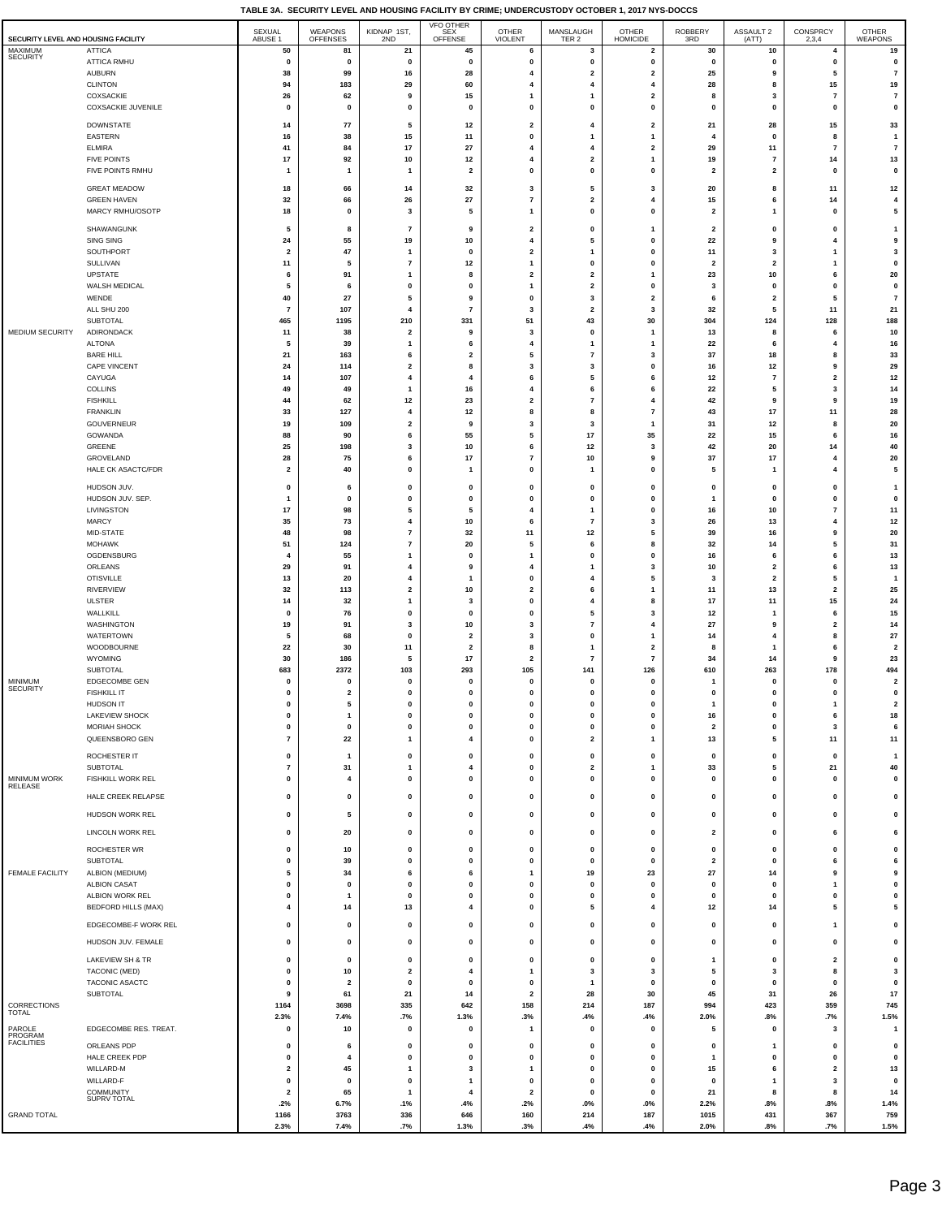**TABLE 3A. SECURITY LEVEL AND HOUSING FACILITY BY CRIME; UNDERCUSTODY OCTOBER 1, 2017 NYS-DOCCS**

| SECURITY LEVEL AND HOUSING FACILITY | | SEXUAL ABUSE 1 | WEAPONS OFFENSES | KIDNAP 1ST, 2ND | VFO OTHER SEX OFFENSE | OTHER VIOLENT | MANSLAUGH TER 2 | OTHER HOMICIDE | ROBBERY 3RD | ASSAULT 2 (ATT) | CONSPRCY 2,3,4 | OTHER WEAPONS |
|---|---|---|---|---|---|---|---|---|---|---|---|---|
| MAXIMUM SECURITY | ATTICA | 50 | 81 | 21 | 45 | 6 | 3 | 2 | 30 | 10 | 4 | 19 |
| | ATTICA RMHU | 0 | 0 | 0 | 0 | 0 | 0 | 0 | 0 | 0 | 0 | 0 |
| | AUBURN | 38 | 99 | 16 | 28 | 4 | 2 | 2 | 25 | 9 | 5 | 7 |
| | CLINTON | 94 | 183 | 29 | 60 | 4 | 4 | 4 | 28 | 8 | 15 | 19 |
| | COXSACKIE | 26 | 62 | 9 | 15 | 1 | 1 | 2 | 8 | 3 | 7 | 7 |
| | COXSACKIE JUVENILE | 0 | 0 | 0 | 0 | 0 | 0 | 0 | 0 | 0 | 0 | 0 |
| | DOWNSTATE | 14 | 77 | 5 | 12 | 2 | 4 | 2 | 21 | 28 | 15 | 33 |
| | EASTERN | 16 | 38 | 15 | 11 | 0 | 1 | 1 | 4 | 0 | 8 | 1 |
| | ELMIRA | 41 | 84 | 17 | 27 | 4 | 4 | 2 | 29 | 11 | 7 | 7 |
| | FIVE POINTS | 17 | 92 | 10 | 12 | 4 | 2 | 1 | 19 | 7 | 14 | 13 |
| | FIVE POINTS RMHU | 1 | 1 | 1 | 2 | 0 | 0 | 0 | 2 | 2 | 0 | 0 |
| | GREAT MEADOW | 18 | 66 | 14 | 32 | 3 | 5 | 3 | 20 | 8 | 11 | 12 |
| | GREEN HAVEN | 32 | 66 | 26 | 27 | 7 | 2 | 4 | 15 | 6 | 14 | 4 |
| | MARCY RMHU/OSOTP | 18 | 0 | 3 | 5 | 1 | 0 | 0 | 2 | 1 | 0 | 5 |
| | SHAWANGUNK | 5 | 8 | 7 | 9 | 2 | 0 | 1 | 2 | 0 | 0 | 1 |
| | SING SING | 24 | 55 | 19 | 10 | 4 | 5 | 0 | 22 | 9 | 4 | 9 |
| | SOUTHPORT | 2 | 47 | 1 | 0 | 2 | 1 | 0 | 11 | 3 | 1 | 3 |
| | SULLIVAN | 11 | 5 | 7 | 12 | 1 | 0 | 0 | 2 | 2 | 1 | 0 |
| | UPSTATE | 6 | 91 | 1 | 8 | 2 | 2 | 1 | 23 | 10 | 6 | 20 |
| | WALSH MEDICAL | 5 | 6 | 0 | 0 | 1 | 2 | 0 | 3 | 0 | 0 | 0 |
| | WENDE | 40 | 27 | 5 | 9 | 0 | 3 | 2 | 6 | 2 | 5 | 7 |
| | ALL SHU 200 | 7 | 107 | 4 | 7 | 3 | 2 | 3 | 32 | 5 | 11 | 21 |
| | SUBTOTAL | 465 | 1195 | 210 | 331 | 51 | 43 | 30 | 304 | 124 | 128 | 188 |
| MEDIUM SECURITY | ADIRONDACK | 11 | 38 | 2 | 9 | 3 | 0 | 1 | 13 | 8 | 6 | 10 |
| | ALTONA | 5 | 39 | 1 | 6 | 4 | 1 | 1 | 22 | 6 | 4 | 16 |
| | BARE HILL | 21 | 163 | 6 | 2 | 5 | 7 | 3 | 37 | 18 | 8 | 33 |
| | CAPE VINCENT | 24 | 114 | 2 | 8 | 3 | 3 | 0 | 16 | 12 | 9 | 29 |
| | CAYUGA | 14 | 107 | 4 | 4 | 6 | 5 | 6 | 12 | 7 | 2 | 12 |
| | COLLINS | 49 | 49 | 1 | 16 | 4 | 6 | 6 | 22 | 5 | 3 | 14 |
| | FISHKILL | 44 | 62 | 12 | 23 | 2 | 7 | 4 | 42 | 9 | 9 | 19 |
| | FRANKLIN | 33 | 127 | 4 | 12 | 8 | 8 | 7 | 43 | 17 | 11 | 28 |
| | GOUVERNEUR | 19 | 109 | 2 | 9 | 3 | 3 | 1 | 31 | 12 | 8 | 20 |
| | GOWANDA | 88 | 90 | 6 | 55 | 5 | 17 | 35 | 22 | 15 | 6 | 16 |
| | GREENE | 25 | 198 | 3 | 10 | 6 | 12 | 3 | 42 | 20 | 14 | 40 |
| | GROVELAND | 28 | 75 | 6 | 17 | 7 | 10 | 9 | 37 | 17 | 4 | 20 |
| | HALE CK ASACTC/FDR | 2 | 40 | 0 | 1 | 0 | 1 | 0 | 5 | 1 | 4 | 5 |
| | HUDSON JUV. | 0 | 6 | 0 | 0 | 0 | 0 | 0 | 0 | 0 | 0 | 1 |
| | HUDSON JUV. SEP. | 1 | 0 | 0 | 0 | 0 | 0 | 0 | 1 | 0 | 0 | 0 |
| | LIVINGSTON | 17 | 98 | 5 | 5 | 4 | 1 | 0 | 16 | 10 | 7 | 11 |
| | MARCY | 35 | 73 | 4 | 10 | 6 | 7 | 3 | 26 | 13 | 4 | 12 |
| | MID-STATE | 48 | 98 | 7 | 32 | 11 | 12 | 5 | 39 | 16 | 9 | 20 |
| | MOHAWK | 51 | 124 | 7 | 20 | 5 | 6 | 8 | 32 | 14 | 5 | 31 |
| | OGDENSBURG | 4 | 55 | 1 | 0 | 1 | 0 | 0 | 16 | 6 | 6 | 13 |
| | ORLEANS | 29 | 91 | 4 | 9 | 4 | 1 | 3 | 10 | 2 | 6 | 13 |
| | OTISVILLE | 13 | 20 | 4 | 1 | 0 | 4 | 5 | 3 | 2 | 5 | 1 |
| | RIVERVIEW | 32 | 113 | 2 | 10 | 2 | 6 | 1 | 11 | 13 | 2 | 25 |
| | ULSTER | 14 | 32 | 1 | 3 | 0 | 4 | 8 | 17 | 11 | 15 | 24 |
| | WALLKILL | 0 | 76 | 0 | 0 | 0 | 5 | 3 | 12 | 1 | 6 | 15 |
| | WASHINGTON | 19 | 91 | 3 | 10 | 3 | 7 | 4 | 27 | 9 | 2 | 14 |
| | WATERTOWN | 5 | 68 | 0 | 2 | 3 | 0 | 1 | 14 | 4 | 8 | 27 |
| | WOODBOURNE | 22 | 30 | 11 | 2 | 8 | 1 | 2 | 8 | 1 | 6 | 2 |
| | WYOMING | 30 | 186 | 5 | 17 | 2 | 7 | 7 | 34 | 14 | 9 | 23 |
| | SUBTOTAL | 683 | 2372 | 103 | 293 | 105 | 141 | 126 | 610 | 263 | 178 | 494 |
| MINIMUM SECURITY | EDGECOMBE GEN | 0 | 0 | 0 | 0 | 0 | 0 | 0 | 1 | 0 | 0 | 2 |
| | FISHKILL IT | 0 | 2 | 0 | 0 | 0 | 0 | 0 | 0 | 0 | 0 | 0 |
| | HUDSON IT | 0 | 5 | 0 | 0 | 0 | 0 | 0 | 1 | 0 | 1 | 2 |
| | LAKEVIEW SHOCK | 0 | 1 | 0 | 0 | 0 | 0 | 0 | 16 | 0 | 6 | 18 |
| | MORIAH SHOCK | 0 | 0 | 0 | 0 | 0 | 0 | 0 | 2 | 0 | 3 | 6 |
| | QUEENSBORO GEN | 7 | 22 | 1 | 4 | 0 | 2 | 1 | 13 | 5 | 11 | 11 |
| | ROCHESTER IT | 0 | 1 | 0 | 0 | 0 | 0 | 0 | 0 | 0 | 0 | 1 |
| | SUBTOTAL | 7 | 31 | 1 | 4 | 0 | 2 | 1 | 33 | 5 | 21 | 40 |
| MINIMUM WORK RELEASE | FISHKILL WORK REL | 0 | 4 | 0 | 0 | 0 | 0 | 0 | 0 | 0 | 0 | 0 |
| | HALE CREEK RELAPSE | 0 | 0 | 0 | 0 | 0 | 0 | 0 | 0 | 0 | 0 | 0 |
| | HUDSON WORK REL | 0 | 5 | 0 | 0 | 0 | 0 | 0 | 0 | 0 | 0 | 0 |
| | LINCOLN WORK REL | 0 | 20 | 0 | 0 | 0 | 0 | 0 | 2 | 0 | 6 | 6 |
| | ROCHESTER WR | 0 | 10 | 0 | 0 | 0 | 0 | 0 | 0 | 0 | 0 | 0 |
| | SUBTOTAL | 0 | 39 | 0 | 0 | 0 | 0 | 0 | 2 | 0 | 6 | 6 |
| FEMALE FACILITY | ALBION (MEDIUM) | 5 | 34 | 6 | 6 | 1 | 19 | 23 | 27 | 14 | 9 | 9 |
| | ALBION CASAT | 0 | 0 | 0 | 0 | 0 | 0 | 0 | 0 | 0 | 1 | 0 |
| | ALBION WORK REL | 0 | 1 | 0 | 0 | 0 | 0 | 0 | 0 | 0 | 0 | 0 |
| | BEDFORD HILLS (MAX) | 4 | 14 | 13 | 4 | 0 | 5 | 4 | 12 | 14 | 5 | 5 |
| | EDGECOMBE-F WORK REL | 0 | 0 | 0 | 0 | 0 | 0 | 0 | 0 | 0 | 1 | 0 |
| | HUDSON JUV. FEMALE | 0 | 0 | 0 | 0 | 0 | 0 | 0 | 0 | 0 | 0 | 0 |
| | LAKEVIEW SH & TR | 0 | 0 | 0 | 0 | 0 | 0 | 0 | 1 | 0 | 2 | 0 |
| | TACONIC (MED) | 0 | 10 | 2 | 4 | 1 | 3 | 3 | 5 | 3 | 8 | 3 |
| | TACONIC ASACTC | 0 | 2 | 0 | 0 | 0 | 1 | 0 | 0 | 0 | 0 | 0 |
| | SUBTOTAL | 9 | 61 | 21 | 14 | 2 | 28 | 30 | 45 | 31 | 26 | 17 |
| CORRECTIONS TOTAL | | 1164 | 3698 | 335 | 642 | 158 | 214 | 187 | 994 | 423 | 359 | 745 |
| | | 2.3% | 7.4% | .7% | 1.3% | .3% | .4% | .4% | 2.0% | .8% | .7% | 1.5% |
| PAROLE PROGRAM FACILITIES | EDGECOMBE RES. TREAT. | 0 | 10 | 0 | 0 | 1 | 0 | 0 | 5 | 0 | 3 | 1 |
| | ORLEANS PDP | 0 | 6 | 0 | 0 | 0 | 0 | 0 | 0 | 1 | 0 | 0 |
| | HALE CREEK PDP | 0 | 4 | 0 | 0 | 0 | 0 | 0 | 1 | 0 | 0 | 0 |
| | WILLARD-M | 2 | 45 | 1 | 3 | 1 | 0 | 0 | 15 | 6 | 2 | 13 |
| | WILLARD-F | 0 | 0 | 0 | 1 | 0 | 0 | 0 | 0 | 1 | 3 | 0 |
| | COMMUNITY SUPRV TOTAL | 2 | 65 | 1 | 4 | 2 | 0 | 0 | 21 | 8 | 8 | 14 |
| | | .2% | 6.7% | .1% | .4% | .2% | .0% | .0% | 2.2% | .8% | .8% | 1.4% |
| GRAND TOTAL | | 1166 | 3763 | 336 | 646 | 160 | 214 | 187 | 1015 | 431 | 367 | 759 |
| | | 2.3% | 7.4% | .7% | 1.3% | .3% | .4% | .4% | 2.0% | .8% | .7% | 1.5% |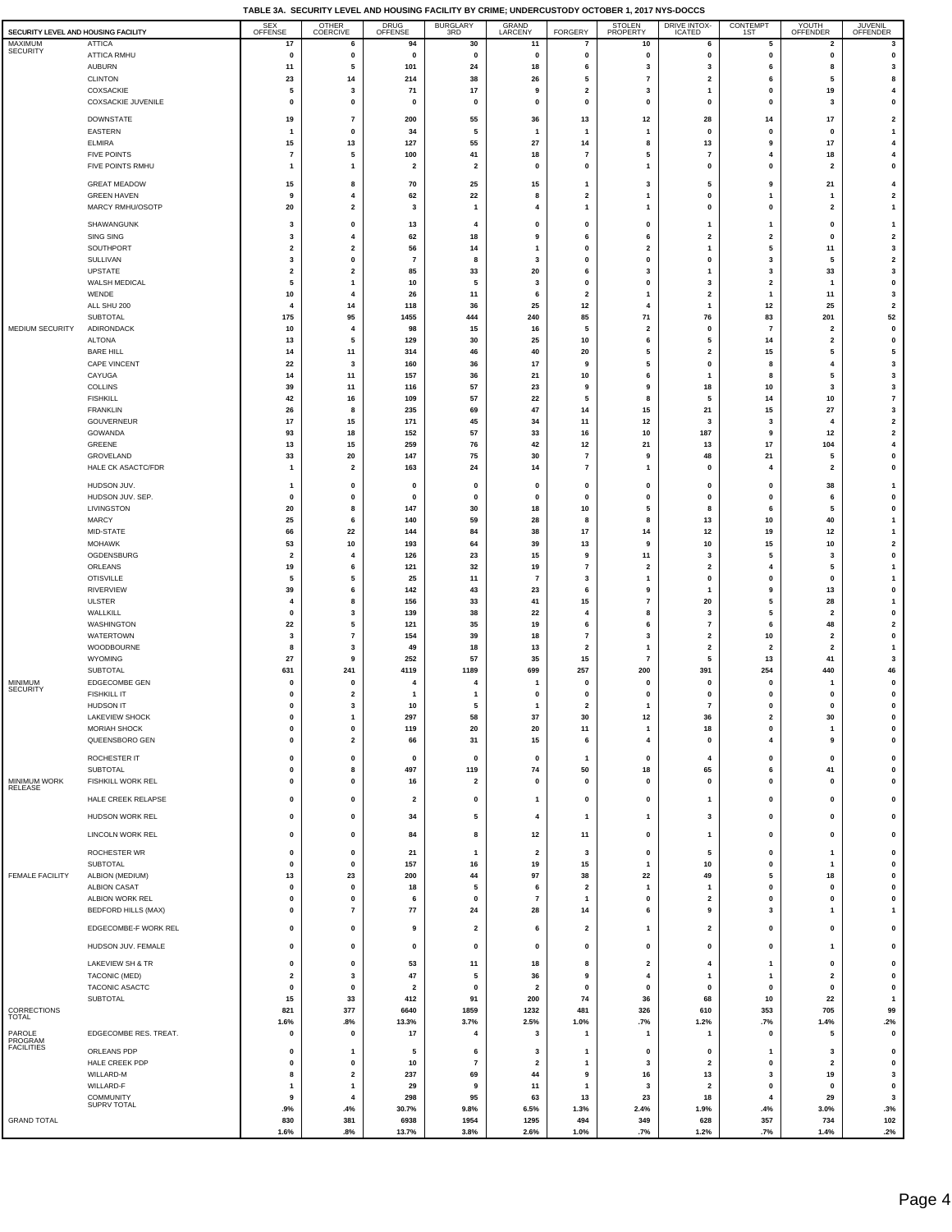# TABLE 3A. SECURITY LEVEL AND HOUSING FACILITY BY CRIME; UNDERCUSTODY OCTOBER 1, 2017 NYS-DOCCS

| SECURITY LEVEL AND HOUSING FACILITY | | SEX OFFENSE | OTHER COERCIVE | DRUG OFFENSE | BURGLARY 3RD | GRAND LARCENY | FORGERY | STOLEN PROPERTY | DRIVE INTOX-ICATED | CONTEMPT 1ST | YOUTH OFFENDER | JUVENIL OFFENDER |
|---|---|---|---|---|---|---|---|---|---|---|---|---|
| MAXIMUM SECURITY | ATTICA | 17 | 6 | 94 | 30 | 11 | 7 | 10 | 6 | 5 | 2 | 3 |
| | ATTICA RMHU | 0 | 0 | 0 | 0 | 0 | 0 | 0 | 0 | 0 | 0 | 0 |
| | AUBURN | 11 | 5 | 101 | 24 | 18 | 6 | 3 | 3 | 6 | 8 | 3 |
| | CLINTON | 23 | 14 | 214 | 38 | 26 | 5 | 7 | 2 | 6 | 5 | 8 |
| | COXSACKIE | 5 | 3 | 71 | 17 | 9 | 2 | 3 | 1 | 0 | 19 | 4 |
| | COXSACKIE JUVENILE | 0 | 0 | 0 | 0 | 0 | 0 | 0 | 0 | 0 | 3 | 0 |
| | DOWNSTATE | 19 | 7 | 200 | 55 | 36 | 13 | 12 | 28 | 14 | 17 | 2 |
| | EASTERN | 1 | 0 | 34 | 5 | 1 | 1 | 1 | 0 | 0 | 0 | 1 |
| | ELMIRA | 15 | 13 | 127 | 55 | 27 | 14 | 8 | 13 | 9 | 17 | 4 |
| | FIVE POINTS | 7 | 5 | 100 | 41 | 18 | 7 | 5 | 7 | 4 | 18 | 4 |
| | FIVE POINTS RMHU | 1 | 1 | 2 | 2 | 0 | 0 | 1 | 0 | 0 | 2 | 0 |
| | GREAT MEADOW | 15 | 8 | 70 | 25 | 15 | 1 | 3 | 5 | 9 | 21 | 4 |
| | GREEN HAVEN | 9 | 4 | 62 | 22 | 8 | 2 | 1 | 0 | 1 | 1 | 2 |
| | MARCY RMHU/OSOTP | 20 | 2 | 3 | 1 | 4 | 1 | 1 | 0 | 0 | 2 | 1 |
| | SHAWANGUNK | 3 | 0 | 13 | 4 | 0 | 0 | 0 | 1 | 1 | 0 | 1 |
| | SING SING | 3 | 4 | 62 | 18 | 9 | 6 | 6 | 2 | 2 | 0 | 2 |
| | SOUTHPORT | 2 | 2 | 56 | 14 | 1 | 0 | 2 | 1 | 5 | 11 | 3 |
| | SULLIVAN | 3 | 0 | 7 | 8 | 3 | 0 | 0 | 0 | 3 | 5 | 2 |
| | UPSTATE | 2 | 2 | 85 | 33 | 20 | 6 | 3 | 1 | 3 | 33 | 3 |
| | WALSH MEDICAL | 5 | 1 | 10 | 5 | 3 | 0 | 0 | 3 | 2 | 1 | 0 |
| | WENDE | 10 | 4 | 26 | 11 | 6 | 2 | 1 | 2 | 1 | 11 | 3 |
| | ALL SHU 200 | 4 | 14 | 118 | 36 | 25 | 12 | 4 | 1 | 12 | 25 | 2 |
| | SUBTOTAL | 175 | 95 | 1455 | 444 | 240 | 85 | 71 | 76 | 83 | 201 | 52 |
| MEDIUM SECURITY | ADIRONDACK | 10 | 4 | 98 | 15 | 16 | 5 | 2 | 0 | 7 | 2 | 0 |
| | ALTONA | 13 | 5 | 129 | 30 | 25 | 10 | 6 | 5 | 14 | 2 | 0 |
| | BARE HILL | 14 | 11 | 314 | 46 | 40 | 20 | 5 | 2 | 15 | 5 | 5 |
| | CAPE VINCENT | 22 | 3 | 160 | 36 | 17 | 9 | 5 | 0 | 8 | 4 | 3 |
| | CAYUGA | 14 | 11 | 157 | 36 | 21 | 10 | 6 | 1 | 8 | 5 | 3 |
| | COLLINS | 39 | 11 | 116 | 57 | 23 | 9 | 9 | 18 | 10 | 3 | 3 |
| | FISHKILL | 42 | 16 | 109 | 57 | 22 | 5 | 8 | 5 | 14 | 10 | 7 |
| | FRANKLIN | 26 | 8 | 235 | 69 | 47 | 14 | 15 | 21 | 15 | 27 | 3 |
| | GOUVERNEUR | 17 | 15 | 171 | 45 | 34 | 11 | 12 | 3 | 3 | 4 | 2 |
| | GOWANDA | 93 | 18 | 152 | 57 | 33 | 16 | 10 | 187 | 9 | 12 | 2 |
| | GREENE | 13 | 15 | 259 | 76 | 42 | 12 | 21 | 13 | 17 | 104 | 4 |
| | GROVELAND | 33 | 20 | 147 | 75 | 30 | 7 | 9 | 48 | 21 | 5 | 0 |
| | HALE CK ASACTC/FDR | 1 | 2 | 163 | 24 | 14 | 7 | 1 | 0 | 4 | 2 | 0 |
| | HUDSON JUV. | 1 | 0 | 0 | 0 | 0 | 0 | 0 | 0 | 0 | 38 | 1 |
| | HUDSON JUV. SEP. | 0 | 0 | 0 | 0 | 0 | 0 | 0 | 0 | 0 | 6 | 0 |
| | LIVINGSTON | 20 | 8 | 147 | 30 | 18 | 10 | 5 | 8 | 6 | 5 | 0 |
| | MARCY | 25 | 6 | 140 | 59 | 28 | 8 | 8 | 13 | 10 | 40 | 1 |
| | MID-STATE | 66 | 22 | 144 | 84 | 38 | 17 | 14 | 12 | 19 | 12 | 1 |
| | MOHAWK | 53 | 10 | 193 | 64 | 39 | 13 | 9 | 10 | 15 | 10 | 2 |
| | OGDENSBURG | 2 | 4 | 126 | 23 | 15 | 9 | 11 | 3 | 5 | 3 | 0 |
| | ORLEANS | 19 | 6 | 121 | 32 | 19 | 7 | 2 | 2 | 4 | 5 | 1 |
| | OTISVILLE | 5 | 5 | 25 | 11 | 7 | 3 | 1 | 0 | 0 | 0 | 1 |
| | RIVERVIEW | 39 | 6 | 142 | 43 | 23 | 6 | 9 | 1 | 9 | 13 | 0 |
| | ULSTER | 4 | 8 | 156 | 33 | 41 | 15 | 7 | 20 | 5 | 28 | 1 |
| | WALLKILL | 0 | 3 | 139 | 38 | 22 | 4 | 8 | 3 | 5 | 2 | 0 |
| | WASHINGTON | 22 | 5 | 121 | 35 | 19 | 6 | 6 | 7 | 6 | 48 | 2 |
| | WATERTOWN | 3 | 7 | 154 | 39 | 18 | 7 | 3 | 2 | 10 | 2 | 0 |
| | WOODBOURNE | 8 | 3 | 49 | 18 | 13 | 2 | 1 | 2 | 2 | 2 | 1 |
| | WYOMING | 27 | 9 | 252 | 57 | 35 | 15 | 7 | 5 | 13 | 41 | 3 |
| | SUBTOTAL | 631 | 241 | 4119 | 1189 | 699 | 257 | 200 | 391 | 254 | 440 | 46 |
| MINIMUM SECURITY | EDGECOMBE GEN | 0 | 0 | 4 | 4 | 1 | 0 | 0 | 0 | 0 | 1 | 0 |
| | FISHKILL IT | 0 | 2 | 1 | 1 | 0 | 0 | 0 | 0 | 0 | 0 | 0 |
| | HUDSON IT | 0 | 3 | 10 | 5 | 1 | 2 | 1 | 7 | 0 | 0 | 0 |
| | LAKEVIEW SHOCK | 0 | 1 | 297 | 58 | 37 | 30 | 12 | 36 | 2 | 30 | 0 |
| | MORIAH SHOCK | 0 | 0 | 119 | 20 | 20 | 11 | 1 | 18 | 0 | 1 | 0 |
| | QUEENSBORO GEN | 0 | 2 | 66 | 31 | 15 | 6 | 4 | 0 | 4 | 9 | 0 |
| | ROCHESTER IT | 0 | 0 | 0 | 0 | 0 | 1 | 0 | 4 | 0 | 0 | 0 |
| | SUBTOTAL | 0 | 8 | 497 | 119 | 74 | 50 | 18 | 65 | 6 | 41 | 0 |
| MINIMUM WORK RELEASE | FISHKILL WORK REL | 0 | 0 | 16 | 2 | 0 | 0 | 0 | 0 | 0 | 0 | 0 |
| | HALE CREEK RELAPSE | 0 | 0 | 2 | 0 | 1 | 0 | 0 | 1 | 0 | 0 | 0 |
| | HUDSON WORK REL | 0 | 0 | 34 | 5 | 4 | 1 | 1 | 3 | 0 | 0 | 0 |
| | LINCOLN WORK REL | 0 | 0 | 84 | 8 | 12 | 11 | 0 | 1 | 0 | 0 | 0 |
| | ROCHESTER WR | 0 | 0 | 21 | 1 | 2 | 3 | 0 | 5 | 0 | 1 | 0 |
| | SUBTOTAL | 0 | 0 | 157 | 16 | 19 | 15 | 1 | 10 | 0 | 1 | 0 |
| FEMALE FACILITY | ALBION (MEDIUM) | 13 | 23 | 200 | 44 | 97 | 38 | 22 | 49 | 5 | 18 | 0 |
| | ALBION CASAT | 0 | 0 | 18 | 5 | 6 | 2 | 1 | 1 | 0 | 0 | 0 |
| | ALBION WORK REL | 0 | 0 | 6 | 0 | 7 | 1 | 0 | 2 | 0 | 0 | 0 |
| | BEDFORD HILLS (MAX) | 0 | 7 | 77 | 24 | 28 | 14 | 6 | 9 | 3 | 1 | 1 |
| | EDGECOMBE-F WORK REL | 0 | 0 | 9 | 2 | 6 | 2 | 1 | 2 | 0 | 0 | 0 |
| | HUDSON JUV. FEMALE | 0 | 0 | 0 | 0 | 0 | 0 | 0 | 0 | 0 | 1 | 0 |
| | LAKEVIEW SH & TR | 0 | 0 | 53 | 11 | 18 | 8 | 2 | 4 | 1 | 0 | 0 |
| | TACONIC (MED) | 2 | 3 | 47 | 5 | 36 | 9 | 4 | 1 | 1 | 2 | 0 |
| | TACONIC ASACTC | 0 | 0 | 2 | 0 | 2 | 0 | 0 | 0 | 0 | 0 | 0 |
| | SUBTOTAL | 15 | 33 | 412 | 91 | 200 | 74 | 36 | 68 | 10 | 22 | 1 |
| CORRECTIONS TOTAL | | 821 | 377 | 6640 | 1859 | 1232 | 481 | 326 | 610 | 353 | 705 | 99 |
| | | 1.6% | .8% | 13.3% | 3.7% | 2.5% | 1.0% | .7% | 1.2% | .7% | 1.4% | .2% |
| PAROLE PROGRAM FACILITIES | EDGECOMBE RES. TREAT. | 0 | 0 | 17 | 4 | 3 | 1 | 1 | 1 | 0 | 5 | 0 |
| | ORLEANS PDP | 0 | 1 | 5 | 6 | 3 | 1 | 0 | 0 | 1 | 3 | 0 |
| | HALE CREEK PDP | 0 | 0 | 10 | 7 | 2 | 1 | 3 | 2 | 0 | 2 | 0 |
| | WILLARD-M | 8 | 2 | 237 | 69 | 44 | 9 | 16 | 13 | 3 | 19 | 3 |
| | WILLARD-F | 1 | 1 | 29 | 9 | 11 | 1 | 3 | 2 | 0 | 0 | 0 |
| | COMMUNITY SUPRV TOTAL | 9 | 4 | 298 | 95 | 63 | 13 | 23 | 18 | 4 | 29 | 3 |
| | | .9% | .4% | 30.7% | 9.8% | 6.5% | 1.3% | 2.4% | 1.9% | .4% | 3.0% | .3% |
| GRAND TOTAL | | 830 | 381 | 6938 | 1954 | 1295 | 494 | 349 | 628 | 357 | 734 | 102 |
| | | 1.6% | .8% | 13.7% | 3.8% | 2.6% | 1.0% | .7% | 1.2% | .7% | 1.4% | .2% |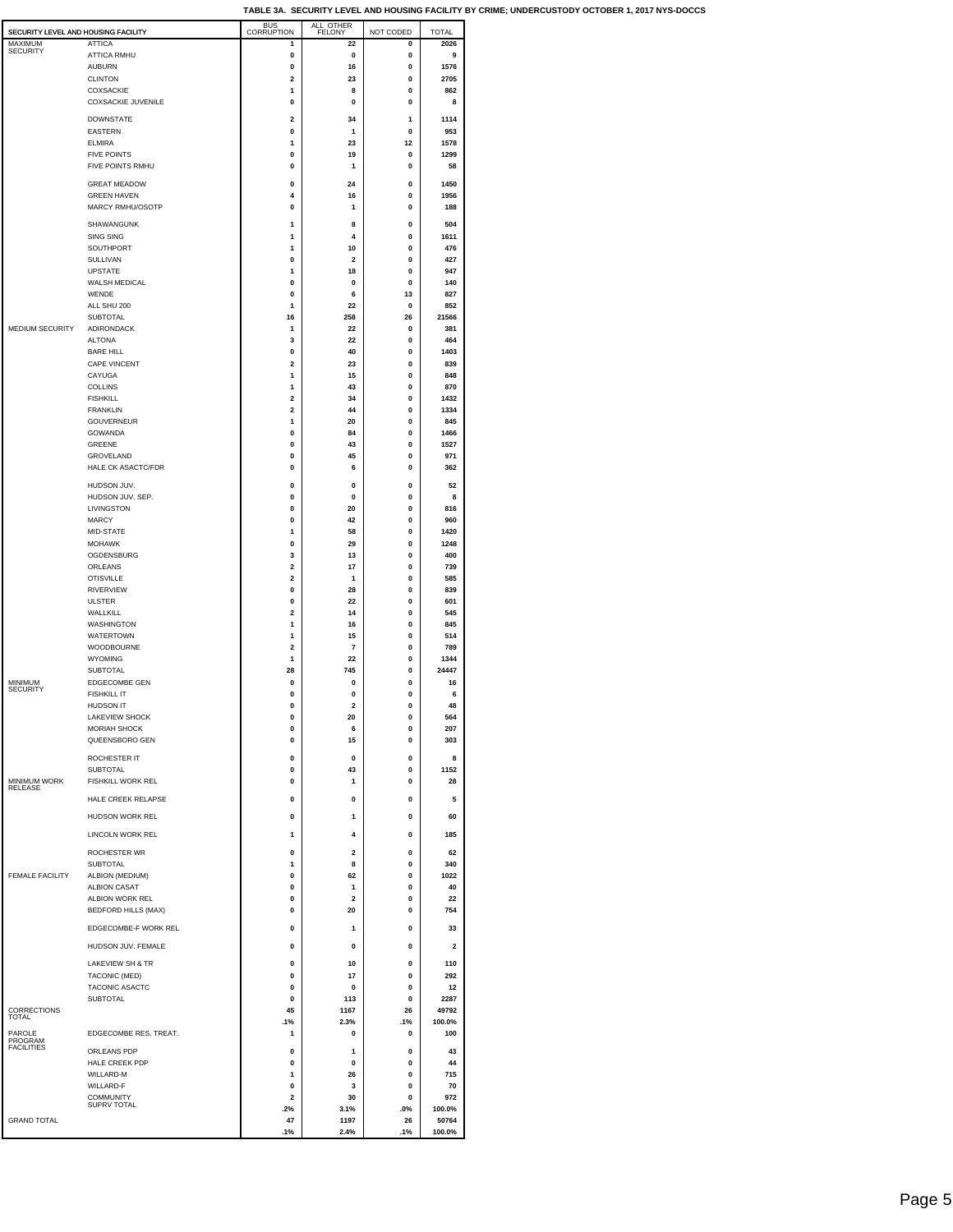**TABLE 3A. SECURITY LEVEL AND HOUSING FACILITY BY CRIME; UNDERCUSTODY OCTOBER 1, 2017 NYS-DOCCS**

| SECURITY LEVEL AND HOUSING FACILITY | | BUS CORRUPTION | ALL OTHER FELONY | NOT CODED | TOTAL |
|---|---|---|---|---|---|
| MAXIMUM SECURITY | ATTICA | 1 | 22 | 0 | 2026 |
| | ATTICA RMHU | 0 | 0 | 0 | 9 |
| | AUBURN | 0 | 16 | 0 | 1576 |
| | CLINTON | 2 | 23 | 0 | 2705 |
| | COXSACKIE | 1 | 8 | 0 | 862 |
| | COXSACKIE JUVENILE | 0 | 0 | 0 | 8 |
| | DOWNSTATE | 2 | 34 | 1 | 1114 |
| | EASTERN | 0 | 1 | 0 | 953 |
| | ELMIRA | 1 | 23 | 12 | 1578 |
| | FIVE POINTS | 0 | 19 | 0 | 1299 |
| | FIVE POINTS RMHU | 0 | 1 | 0 | 58 |
| | GREAT MEADOW | 0 | 24 | 0 | 1450 |
| | GREEN HAVEN | 4 | 16 | 0 | 1956 |
| | MARCY RMHU/OSOTP | 0 | 1 | 0 | 188 |
| | SHAWANGUNK | 1 | 8 | 0 | 504 |
| | SING SING | 1 | 4 | 0 | 1611 |
| | SOUTHPORT | 1 | 10 | 0 | 476 |
| | SULLIVAN | 0 | 2 | 0 | 427 |
| | UPSTATE | 1 | 18 | 0 | 947 |
| | WALSH MEDICAL | 0 | 0 | 0 | 140 |
| | WENDE | 0 | 6 | 13 | 827 |
| | ALL SHU 200 | 1 | 22 | 0 | 852 |
| | SUBTOTAL | 16 | 258 | 26 | 21566 |
| MEDIUM SECURITY | ADIRONDACK | 1 | 22 | 0 | 381 |
| | ALTONA | 3 | 22 | 0 | 464 |
| | BARE HILL | 0 | 40 | 0 | 1403 |
| | CAPE VINCENT | 2 | 23 | 0 | 839 |
| | CAYUGA | 1 | 15 | 0 | 848 |
| | COLLINS | 1 | 43 | 0 | 870 |
| | FISHKILL | 2 | 34 | 0 | 1432 |
| | FRANKLIN | 2 | 44 | 0 | 1334 |
| | GOUVERNEUR | 1 | 20 | 0 | 845 |
| | GOWANDA | 0 | 84 | 0 | 1466 |
| | GREENE | 0 | 43 | 0 | 1527 |
| | GROVELAND | 0 | 45 | 0 | 971 |
| | HALE CK ASACTC/FDR | 0 | 6 | 0 | 362 |
| | HUDSON JUV. | 0 | 0 | 0 | 52 |
| | HUDSON JUV. SEP. | 0 | 0 | 0 | 8 |
| | LIVINGSTON | 0 | 20 | 0 | 816 |
| | MARCY | 0 | 42 | 0 | 960 |
| | MID-STATE | 1 | 58 | 0 | 1420 |
| | MOHAWK | 0 | 29 | 0 | 1248 |
| | OGDENSBURG | 3 | 13 | 0 | 400 |
| | ORLEANS | 2 | 17 | 0 | 739 |
| | OTISVILLE | 2 | 1 | 0 | 585 |
| | RIVERVIEW | 0 | 28 | 0 | 839 |
| | ULSTER | 0 | 22 | 0 | 601 |
| | WALLKILL | 2 | 14 | 0 | 545 |
| | WASHINGTON | 1 | 16 | 0 | 845 |
| | WATERTOWN | 1 | 15 | 0 | 514 |
| | WOODBOURNE | 2 | 7 | 0 | 789 |
| | WYOMING | 1 | 22 | 0 | 1344 |
| | SUBTOTAL | 28 | 745 | 0 | 24447 |
| MINIMUM SECURITY | EDGECOMBE GEN | 0 | 0 | 0 | 16 |
| | FISHKILL IT | 0 | 0 | 0 | 6 |
| | HUDSON IT | 0 | 2 | 0 | 48 |
| | LAKEVIEW SHOCK | 0 | 20 | 0 | 564 |
| | MORIAH SHOCK | 0 | 6 | 0 | 207 |
| | QUEENSBORO GEN | 0 | 15 | 0 | 303 |
| | ROCHESTER IT | 0 | 0 | 0 | 8 |
| | SUBTOTAL | 0 | 43 | 0 | 1152 |
| MINIMUM WORK RELEASE | FISHKILL WORK REL | 0 | 1 | 0 | 28 |
| | HALE CREEK RELAPSE | 0 | 0 | 0 | 5 |
| | HUDSON WORK REL | 0 | 1 | 0 | 60 |
| | LINCOLN WORK REL | 1 | 4 | 0 | 185 |
| | ROCHESTER WR | 0 | 2 | 0 | 62 |
| | SUBTOTAL | 1 | 8 | 0 | 340 |
| FEMALE FACILITY | ALBION (MEDIUM) | 0 | 62 | 0 | 1022 |
| | ALBION CASAT | 0 | 1 | 0 | 40 |
| | ALBION WORK REL | 0 | 2 | 0 | 22 |
| | BEDFORD HILLS (MAX) | 0 | 20 | 0 | 754 |
| | EDGECOMBE-F WORK REL | 0 | 1 | 0 | 33 |
| | HUDSON JUV. FEMALE | 0 | 0 | 0 | 2 |
| | LAKEVIEW SH & TR | 0 | 10 | 0 | 110 |
| | TACONIC (MED) | 0 | 17 | 0 | 292 |
| | TACONIC ASACTC | 0 | 0 | 0 | 12 |
| | SUBTOTAL | 0 | 113 | 0 | 2287 |
| CORRECTIONS TOTAL | | 45 | 1167 | 26 | 49792 |
| | | .1% | 2.3% | .1% | 100.0% |
| PAROLE PROGRAM FACILITIES | EDGECOMBE RES. TREAT. | 1 | 0 | 0 | 100 |
| | ORLEANS PDP | 0 | 1 | 0 | 43 |
| | HALE CREEK PDP | 0 | 0 | 0 | 44 |
| | WILLARD-M | 1 | 26 | 0 | 715 |
| | WILLARD-F | 0 | 3 | 0 | 70 |
| | COMMUNITY SUPRV TOTAL | 2 | 30 | 0 | 972 |
| | | .2% | 3.1% | .0% | 100.0% |
| GRAND TOTAL | | 47 | 1197 | 26 | 50764 |
| | | .1% | 2.4% | .1% | 100.0% |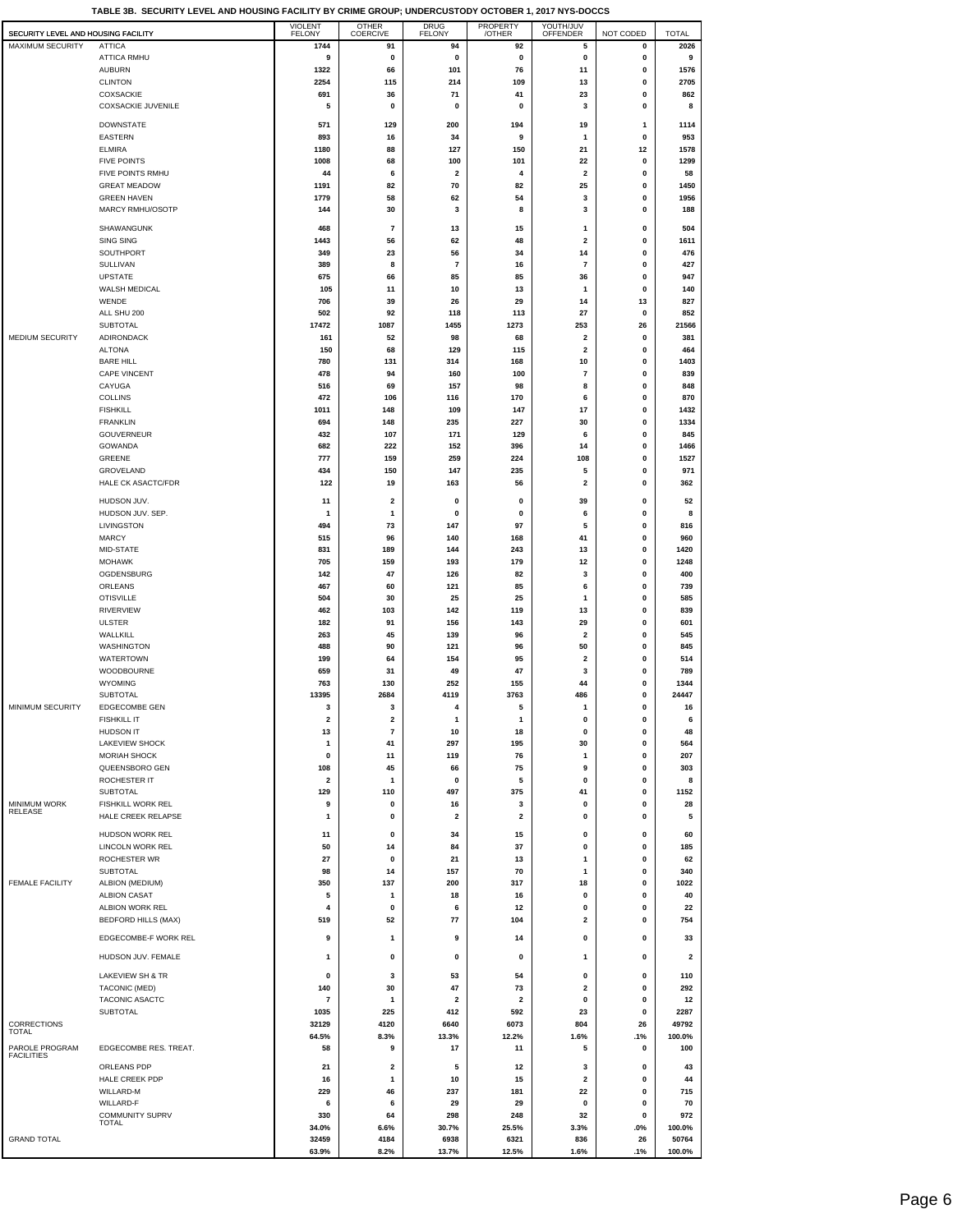**TABLE 3B. SECURITY LEVEL AND HOUSING FACILITY BY CRIME GROUP; UNDERCUSTODY OCTOBER 1, 2017 NYS-DOCCS**

| SECURITY LEVEL AND HOUSING FACILITY | | VIOLENT FELONY | OTHER COERCIVE | DRUG FELONY | PROPERTY /OTHER | YOUTH/JUV OFFENDER | NOT CODED | TOTAL |
|---|---|---|---|---|---|---|---|---|
| MAXIMUM SECURITY | ATTICA | 1744 | 91 | 94 | 92 | 5 | 0 | 2026 |
| | ATTICA RMHU | 9 | 0 | 0 | 0 | 0 | 0 | 9 |
| | AUBURN | 1322 | 66 | 101 | 76 | 11 | 0 | 1576 |
| | CLINTON | 2254 | 115 | 214 | 109 | 13 | 0 | 2705 |
| | COXSACKIE | 691 | 36 | 71 | 41 | 23 | 0 | 862 |
| | COXSACKIE JUVENILE | 5 | 0 | 0 | 0 | 3 | 0 | 8 |
| | DOWNSTATE | 571 | 129 | 200 | 194 | 19 | 1 | 1114 |
| | EASTERN | 893 | 16 | 34 | 9 | 1 | 0 | 953 |
| | ELMIRA | 1180 | 88 | 127 | 150 | 21 | 12 | 1578 |
| | FIVE POINTS | 1008 | 68 | 100 | 101 | 22 | 0 | 1299 |
| | FIVE POINTS RMHU | 44 | 6 | 2 | 4 | 2 | 0 | 58 |
| | GREAT MEADOW | 1191 | 82 | 70 | 82 | 25 | 0 | 1450 |
| | GREEN HAVEN | 1779 | 58 | 62 | 54 | 3 | 0 | 1956 |
| | MARCY RMHU/OSOTP | 144 | 30 | 3 | 8 | 3 | 0 | 188 |
| | SHAWANGUNK | 468 | 7 | 13 | 15 | 1 | 0 | 504 |
| | SING SING | 1443 | 56 | 62 | 48 | 2 | 0 | 1611 |
| | SOUTHPORT | 349 | 23 | 56 | 34 | 14 | 0 | 476 |
| | SULLIVAN | 389 | 8 | 7 | 16 | 7 | 0 | 427 |
| | UPSTATE | 675 | 66 | 85 | 85 | 36 | 0 | 947 |
| | WALSH MEDICAL | 105 | 11 | 10 | 13 | 1 | 0 | 140 |
| | WENDE | 706 | 39 | 26 | 29 | 14 | 13 | 827 |
| | ALL SHU 200 | 502 | 92 | 118 | 113 | 27 | 0 | 852 |
| | SUBTOTAL | 17472 | 1087 | 1455 | 1273 | 253 | 26 | 21566 |
| MEDIUM SECURITY | ADIRONDACK | 161 | 52 | 98 | 68 | 2 | 0 | 381 |
| | ALTONA | 150 | 68 | 129 | 115 | 2 | 0 | 464 |
| | BARE HILL | 780 | 131 | 314 | 168 | 10 | 0 | 1403 |
| | CAPE VINCENT | 478 | 94 | 160 | 100 | 7 | 0 | 839 |
| | CAYUGA | 516 | 69 | 157 | 98 | 8 | 0 | 848 |
| | COLLINS | 472 | 106 | 116 | 170 | 6 | 0 | 870 |
| | FISHKILL | 1011 | 148 | 109 | 147 | 17 | 0 | 1432 |
| | FRANKLIN | 694 | 148 | 235 | 227 | 30 | 0 | 1334 |
| | GOUVERNEUR | 432 | 107 | 171 | 129 | 6 | 0 | 845 |
| | GOWANDA | 682 | 222 | 152 | 396 | 14 | 0 | 1466 |
| | GREENE | 777 | 159 | 259 | 224 | 108 | 0 | 1527 |
| | GROVELAND | 434 | 150 | 147 | 235 | 5 | 0 | 971 |
| | HALE CK ASACTC/FDR | 122 | 19 | 163 | 56 | 2 | 0 | 362 |
| | HUDSON JUV. | 11 | 2 | 0 | 0 | 39 | 0 | 52 |
| | HUDSON JUV. SEP. | 1 | 1 | 0 | 0 | 6 | 0 | 8 |
| | LIVINGSTON | 494 | 73 | 147 | 97 | 5 | 0 | 816 |
| | MARCY | 515 | 96 | 140 | 168 | 41 | 0 | 960 |
| | MID-STATE | 831 | 189 | 144 | 243 | 13 | 0 | 1420 |
| | MOHAWK | 705 | 159 | 193 | 179 | 12 | 0 | 1248 |
| | OGDENSBURG | 142 | 47 | 126 | 82 | 3 | 0 | 400 |
| | ORLEANS | 467 | 60 | 121 | 85 | 6 | 0 | 739 |
| | OTISVILLE | 504 | 30 | 25 | 25 | 1 | 0 | 585 |
| | RIVERVIEW | 462 | 103 | 142 | 119 | 13 | 0 | 839 |
| | ULSTER | 182 | 91 | 156 | 143 | 29 | 0 | 601 |
| | WALLKILL | 263 | 45 | 139 | 96 | 2 | 0 | 545 |
| | WASHINGTON | 488 | 90 | 121 | 96 | 50 | 0 | 845 |
| | WATERTOWN | 199 | 64 | 154 | 95 | 2 | 0 | 514 |
| | WOODBOURNE | 659 | 31 | 49 | 47 | 3 | 0 | 789 |
| | WYOMING | 763 | 130 | 252 | 155 | 44 | 0 | 1344 |
| | SUBTOTAL | 13395 | 2684 | 4119 | 3763 | 486 | 0 | 24447 |
| MINIMUM SECURITY | EDGECOMBE GEN | 3 | 3 | 4 | 5 | 1 | 0 | 16 |
| | FISHKILL IT | 2 | 2 | 1 | 1 | 0 | 0 | 6 |
| | HUDSON IT | 13 | 7 | 10 | 18 | 0 | 0 | 48 |
| | LAKEVIEW SHOCK | 1 | 41 | 297 | 195 | 30 | 0 | 564 |
| | MORIAH SHOCK | 0 | 11 | 119 | 76 | 1 | 0 | 207 |
| | QUEENSBORO GEN | 108 | 45 | 66 | 75 | 9 | 0 | 303 |
| | ROCHESTER IT | 2 | 1 | 0 | 5 | 0 | 0 | 8 |
| | SUBTOTAL | 129 | 110 | 497 | 375 | 41 | 0 | 1152 |
| MINIMUM WORK RELEASE | FISHKILL WORK REL | 9 | 0 | 16 | 3 | 0 | 0 | 28 |
| | HALE CREEK RELAPSE | 1 | 0 | 2 | 2 | 0 | 0 | 5 |
| | HUDSON WORK REL | 11 | 0 | 34 | 15 | 0 | 0 | 60 |
| | LINCOLN WORK REL | 50 | 14 | 84 | 37 | 0 | 0 | 185 |
| | ROCHESTER WR | 27 | 0 | 21 | 13 | 1 | 0 | 62 |
| | SUBTOTAL | 98 | 14 | 157 | 70 | 1 | 0 | 340 |
| FEMALE FACILITY | ALBION (MEDIUM) | 350 | 137 | 200 | 317 | 18 | 0 | 1022 |
| | ALBION CASAT | 5 | 1 | 18 | 16 | 0 | 0 | 40 |
| | ALBION WORK REL | 4 | 0 | 6 | 12 | 0 | 0 | 22 |
| | BEDFORD HILLS (MAX) | 519 | 52 | 77 | 104 | 2 | 0 | 754 |
| | EDGECOMBE-F WORK REL | 9 | 1 | 9 | 14 | 0 | 0 | 33 |
| | HUDSON JUV. FEMALE | 1 | 0 | 0 | 0 | 1 | 0 | 2 |
| | LAKEVIEW SH & TR | 0 | 3 | 53 | 54 | 0 | 0 | 110 |
| | TACONIC (MED) | 140 | 30 | 47 | 73 | 2 | 0 | 292 |
| | TACONIC ASACTC | 7 | 1 | 2 | 2 | 0 | 0 | 12 |
| | SUBTOTAL | 1035 | 225 | 412 | 592 | 23 | 0 | 2287 |
| CORRECTIONS TOTAL | | 32129 | 4120 | 6640 | 6073 | 804 | 26 | 49792 |
| | | 64.5% | 8.3% | 13.3% | 12.2% | 1.6% | .1% | 100.0% |
| PAROLE PROGRAM FACILITIES | EDGECOMBE RES. TREAT. | 58 | 9 | 17 | 11 | 5 | 0 | 100 |
| | ORLEANS PDP | 21 | 2 | 5 | 12 | 3 | 0 | 43 |
| | HALE CREEK PDP | 16 | 1 | 10 | 15 | 2 | 0 | 44 |
| | WILLARD-M | 229 | 46 | 237 | 181 | 22 | 0 | 715 |
| | WILLARD-F | 6 | 6 | 29 | 29 | 0 | 0 | 70 |
| | COMMUNITY SUPRV TOTAL | 330 | 64 | 298 | 248 | 32 | 0 | 972 |
| | | 34.0% | 6.6% | 30.7% | 25.5% | 3.3% | .0% | 100.0% |
| GRAND TOTAL | | 32459 | 4184 | 6938 | 6321 | 836 | 26 | 50764 |
| | | 63.9% | 8.2% | 13.7% | 12.5% | 1.6% | .1% | 100.0% |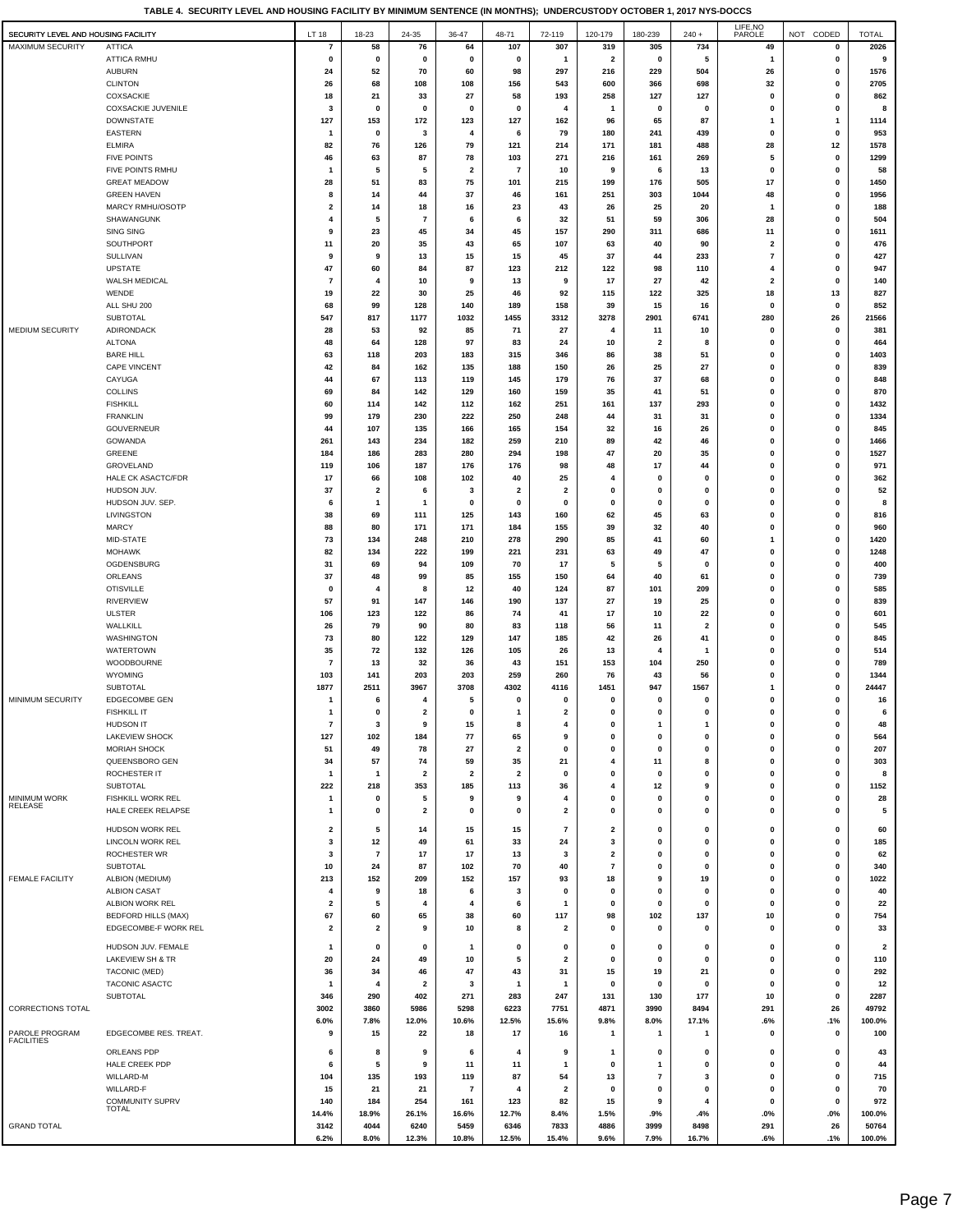**TABLE 4. SECURITY LEVEL AND HOUSING FACILITY BY MINIMUM SENTENCE (IN MONTHS); UNDERCUSTODY OCTOBER 1, 2017 NYS-DOCCS**

| SECURITY LEVEL AND HOUSING FACILITY | | LT 18 | 18-23 | 24-35 | 36-47 | 48-71 | 72-119 | 120-179 | 180-239 | 240 + | LIFE,NO PAROLE | NOT CODED | TOTAL |
|---|---|---|---|---|---|---|---|---|---|---|---|---|---|
| MAXIMUM SECURITY | ATTICA | 7 | 58 | 76 | 64 | 107 | 307 | 319 | 305 | 734 | 49 | 0 | 2026 |
| | ATTICA RMHU | 0 | 0 | 0 | 0 | 0 | 1 | 2 | 0 | 5 | 1 | 0 | 9 |
| | AUBURN | 24 | 52 | 70 | 60 | 98 | 297 | 216 | 229 | 504 | 26 | 0 | 1576 |
| | CLINTON | 26 | 68 | 108 | 108 | 156 | 543 | 600 | 366 | 698 | 32 | 0 | 2705 |
| | COXSACKIE | 18 | 21 | 33 | 27 | 58 | 193 | 258 | 127 | 127 | 0 | 0 | 862 |
| | COXSACKIE JUVENILE | 3 | 0 | 0 | 0 | 0 | 4 | 1 | 0 | 0 | 0 | 0 | 8 |
| | DOWNSTATE | 127 | 153 | 172 | 123 | 127 | 162 | 96 | 65 | 87 | 1 | 1 | 1114 |
| | EASTERN | 1 | 0 | 3 | 4 | 6 | 79 | 180 | 241 | 439 | 0 | 0 | 953 |
| | ELMIRA | 82 | 76 | 126 | 79 | 121 | 214 | 171 | 181 | 488 | 28 | 12 | 1578 |
| | FIVE POINTS | 46 | 63 | 87 | 78 | 103 | 271 | 216 | 161 | 269 | 5 | 0 | 1299 |
| | FIVE POINTS RMHU | 1 | 5 | 5 | 2 | 7 | 10 | 9 | 6 | 13 | 0 | 0 | 58 |
| | GREAT MEADOW | 28 | 51 | 83 | 75 | 101 | 215 | 199 | 176 | 505 | 17 | 0 | 1450 |
| | GREEN HAVEN | 8 | 14 | 44 | 37 | 46 | 161 | 251 | 303 | 1044 | 48 | 0 | 1956 |
| | MARCY RMHU/OSOTP | 2 | 14 | 18 | 16 | 23 | 43 | 26 | 25 | 20 | 1 | 0 | 188 |
| | SHAWANGUNK | 4 | 5 | 7 | 6 | 6 | 32 | 51 | 59 | 306 | 28 | 0 | 504 |
| | SING SING | 9 | 23 | 45 | 34 | 45 | 157 | 290 | 311 | 686 | 11 | 0 | 1611 |
| | SOUTHPORT | 11 | 20 | 35 | 43 | 65 | 107 | 63 | 40 | 90 | 2 | 0 | 476 |
| | SULLIVAN | 9 | 9 | 13 | 15 | 15 | 45 | 37 | 44 | 233 | 7 | 0 | 427 |
| | UPSTATE | 47 | 60 | 84 | 87 | 123 | 212 | 122 | 98 | 110 | 4 | 0 | 947 |
| | WALSH MEDICAL | 7 | 4 | 10 | 9 | 13 | 9 | 17 | 27 | 42 | 2 | 0 | 140 |
| | WENDE | 19 | 22 | 30 | 25 | 46 | 92 | 115 | 122 | 325 | 18 | 13 | 827 |
| | ALL SHU 200 | 68 | 99 | 128 | 140 | 189 | 158 | 39 | 15 | 16 | 0 | 0 | 852 |
| | SUBTOTAL | 547 | 817 | 1177 | 1032 | 1455 | 3312 | 3278 | 2901 | 6741 | 280 | 26 | 21566 |
| MEDIUM SECURITY | ADIRONDACK | 28 | 53 | 92 | 85 | 71 | 27 | 4 | 11 | 10 | 0 | 0 | 381 |
| | ALTONA | 48 | 64 | 128 | 97 | 83 | 24 | 10 | 2 | 8 | 0 | 0 | 464 |
| | BARE HILL | 63 | 118 | 203 | 183 | 315 | 346 | 86 | 38 | 51 | 0 | 0 | 1403 |
| | CAPE VINCENT | 42 | 84 | 162 | 135 | 188 | 150 | 26 | 25 | 27 | 0 | 0 | 839 |
| | CAYUGA | 44 | 67 | 113 | 119 | 145 | 179 | 76 | 37 | 68 | 0 | 0 | 848 |
| | COLLINS | 69 | 84 | 142 | 129 | 160 | 159 | 35 | 41 | 51 | 0 | 0 | 870 |
| | FISHKILL | 60 | 114 | 142 | 112 | 162 | 251 | 161 | 137 | 293 | 0 | 0 | 1432 |
| | FRANKLIN | 99 | 179 | 230 | 222 | 250 | 248 | 44 | 31 | 31 | 0 | 0 | 1334 |
| | GOUVERNEUR | 44 | 107 | 135 | 166 | 165 | 154 | 32 | 16 | 26 | 0 | 0 | 845 |
| | GOWANDA | 261 | 143 | 234 | 182 | 259 | 210 | 89 | 42 | 46 | 0 | 0 | 1466 |
| | GREENE | 184 | 186 | 283 | 280 | 294 | 198 | 47 | 20 | 35 | 0 | 0 | 1527 |
| | GROVELAND | 119 | 106 | 187 | 176 | 176 | 98 | 48 | 17 | 44 | 0 | 0 | 971 |
| | HALE CK ASACTC/FDR | 17 | 66 | 108 | 102 | 40 | 25 | 4 | 0 | 0 | 0 | 0 | 362 |
| | HUDSON JUV. | 37 | 2 | 6 | 3 | 2 | 2 | 0 | 0 | 0 | 0 | 0 | 52 |
| | HUDSON JUV. SEP. | 6 | 1 | 1 | 0 | 0 | 0 | 0 | 0 | 0 | 0 | 0 | 8 |
| | LIVINGSTON | 38 | 69 | 111 | 125 | 143 | 160 | 62 | 45 | 63 | 0 | 0 | 816 |
| | MARCY | 88 | 80 | 171 | 171 | 184 | 155 | 39 | 32 | 40 | 0 | 0 | 960 |
| | MID-STATE | 73 | 134 | 248 | 210 | 278 | 290 | 85 | 41 | 60 | 1 | 0 | 1420 |
| | MOHAWK | 82 | 134 | 222 | 199 | 221 | 231 | 63 | 49 | 47 | 0 | 0 | 1248 |
| | OGDENSBURG | 31 | 69 | 94 | 109 | 70 | 17 | 5 | 5 | 0 | 0 | 0 | 400 |
| | ORLEANS | 37 | 48 | 99 | 85 | 155 | 150 | 64 | 40 | 61 | 0 | 0 | 739 |
| | OTISVILLE | 0 | 4 | 8 | 12 | 40 | 124 | 87 | 101 | 209 | 0 | 0 | 585 |
| | RIVERVIEW | 57 | 91 | 147 | 146 | 190 | 137 | 27 | 19 | 25 | 0 | 0 | 839 |
| | ULSTER | 106 | 123 | 122 | 86 | 74 | 41 | 17 | 10 | 22 | 0 | 0 | 601 |
| | WALLKILL | 26 | 79 | 90 | 80 | 83 | 118 | 56 | 11 | 2 | 0 | 0 | 545 |
| | WASHINGTON | 73 | 80 | 122 | 129 | 147 | 185 | 42 | 26 | 41 | 0 | 0 | 845 |
| | WATERTOWN | 35 | 72 | 132 | 126 | 105 | 26 | 13 | 4 | 1 | 0 | 0 | 514 |
| | WOODBOURNE | 7 | 13 | 32 | 36 | 43 | 151 | 153 | 104 | 250 | 0 | 0 | 789 |
| | WYOMING | 103 | 141 | 203 | 203 | 259 | 260 | 76 | 43 | 56 | 0 | 0 | 1344 |
| | SUBTOTAL | 1877 | 2511 | 3967 | 3708 | 4302 | 4116 | 1451 | 947 | 1567 | 1 | 0 | 24447 |
| MINIMUM SECURITY | EDGECOMBE GEN | 1 | 6 | 4 | 5 | 0 | 0 | 0 | 0 | 0 | 0 | 0 | 16 |
| | FISHKILL IT | 1 | 0 | 2 | 0 | 1 | 2 | 0 | 0 | 0 | 0 | 0 | 6 |
| | HUDSON IT | 7 | 3 | 9 | 15 | 8 | 4 | 0 | 1 | 1 | 0 | 0 | 48 |
| | LAKEVIEW SHOCK | 127 | 102 | 184 | 77 | 65 | 9 | 0 | 0 | 0 | 0 | 0 | 564 |
| | MORIAH SHOCK | 51 | 49 | 78 | 27 | 2 | 0 | 0 | 0 | 0 | 0 | 0 | 207 |
| | QUEENSBORO GEN | 34 | 57 | 74 | 59 | 35 | 21 | 4 | 11 | 8 | 0 | 0 | 303 |
| | ROCHESTER IT | 1 | 1 | 2 | 2 | 2 | 0 | 0 | 0 | 0 | 0 | 0 | 8 |
| | SUBTOTAL | 222 | 218 | 353 | 185 | 113 | 36 | 4 | 12 | 9 | 0 | 0 | 1152 |
| MINIMUM WORK RELEASE | FISHKILL WORK REL | 1 | 0 | 5 | 9 | 9 | 4 | 0 | 0 | 0 | 0 | 0 | 28 |
| | HALE CREEK RELAPSE | 1 | 0 | 2 | 0 | 0 | 2 | 0 | 0 | 0 | 0 | 0 | 5 |
| | HUDSON WORK REL | 2 | 5 | 14 | 15 | 15 | 7 | 2 | 0 | 0 | 0 | 0 | 60 |
| | LINCOLN WORK REL | 3 | 12 | 49 | 61 | 33 | 24 | 3 | 0 | 0 | 0 | 0 | 185 |
| | ROCHESTER WR | 3 | 7 | 17 | 17 | 13 | 3 | 2 | 0 | 0 | 0 | 0 | 62 |
| | SUBTOTAL | 10 | 24 | 87 | 102 | 70 | 40 | 7 | 0 | 0 | 0 | 0 | 340 |
| FEMALE FACILITY | ALBION (MEDIUM) | 213 | 152 | 209 | 152 | 157 | 93 | 18 | 9 | 19 | 0 | 0 | 1022 |
| | ALBION CASAT | 4 | 9 | 18 | 6 | 3 | 0 | 0 | 0 | 0 | 0 | 0 | 40 |
| | ALBION WORK REL | 2 | 5 | 4 | 4 | 6 | 1 | 0 | 0 | 0 | 0 | 0 | 22 |
| | BEDFORD HILLS (MAX) | 67 | 60 | 65 | 38 | 60 | 117 | 98 | 102 | 137 | 10 | 0 | 754 |
| | EDGECOMBE-F WORK REL | 2 | 2 | 9 | 10 | 8 | 2 | 0 | 0 | 0 | 0 | 0 | 33 |
| | HUDSON JUV. FEMALE | 1 | 0 | 0 | 1 | 0 | 0 | 0 | 0 | 0 | 0 | 0 | 2 |
| | LAKEVIEW SH & TR | 20 | 24 | 49 | 10 | 5 | 2 | 0 | 0 | 0 | 0 | 0 | 110 |
| | TACONIC (MED) | 36 | 34 | 46 | 47 | 43 | 31 | 15 | 19 | 21 | 0 | 0 | 292 |
| | TACONIC ASACTC | 1 | 4 | 2 | 3 | 1 | 1 | 0 | 0 | 0 | 0 | 0 | 12 |
| | SUBTOTAL | 346 | 290 | 402 | 271 | 283 | 247 | 131 | 130 | 177 | 10 | 0 | 2287 |
| CORRECTIONS TOTAL | | 3002 | 3860 | 5986 | 5298 | 6223 | 7751 | 4871 | 3990 | 8494 | 291 | 26 | 49792 |
| | | 6.0% | 7.8% | 12.0% | 10.6% | 12.5% | 15.6% | 9.8% | 8.0% | 17.1% | .6% | .1% | 100.0% |
| PAROLE PROGRAM FACILITIES | EDGECOMBE RES. TREAT. | 9 | 15 | 22 | 18 | 17 | 16 | 1 | 1 | 1 | 0 | 0 | 100 |
| | ORLEANS PDP | 6 | 8 | 9 | 6 | 4 | 9 | 1 | 0 | 0 | 0 | 0 | 43 |
| | HALE CREEK PDP | 6 | 5 | 9 | 11 | 11 | 1 | 0 | 1 | 0 | 0 | 0 | 44 |
| | WILLARD-M | 104 | 135 | 193 | 119 | 87 | 54 | 13 | 7 | 3 | 0 | 0 | 715 |
| | WILLARD-F | 15 | 21 | 21 | 7 | 4 | 2 | 0 | 0 | 0 | 0 | 0 | 70 |
| | COMMUNITY SUPRV TOTAL | 140 | 184 | 254 | 161 | 123 | 82 | 15 | 9 | 4 | 0 | 0 | 972 |
| | | 14.4% | 18.9% | 26.1% | 16.6% | 12.7% | 8.4% | 1.5% | .9% | .4% | .0% | .0% | 100.0% |
| GRAND TOTAL | | 3142 | 4044 | 6240 | 5459 | 6346 | 7833 | 4886 | 3999 | 8498 | 291 | 26 | 50764 |
| | | 6.2% | 8.0% | 12.3% | 10.8% | 12.5% | 15.4% | 9.6% | 7.9% | 16.7% | .6% | .1% | 100.0% |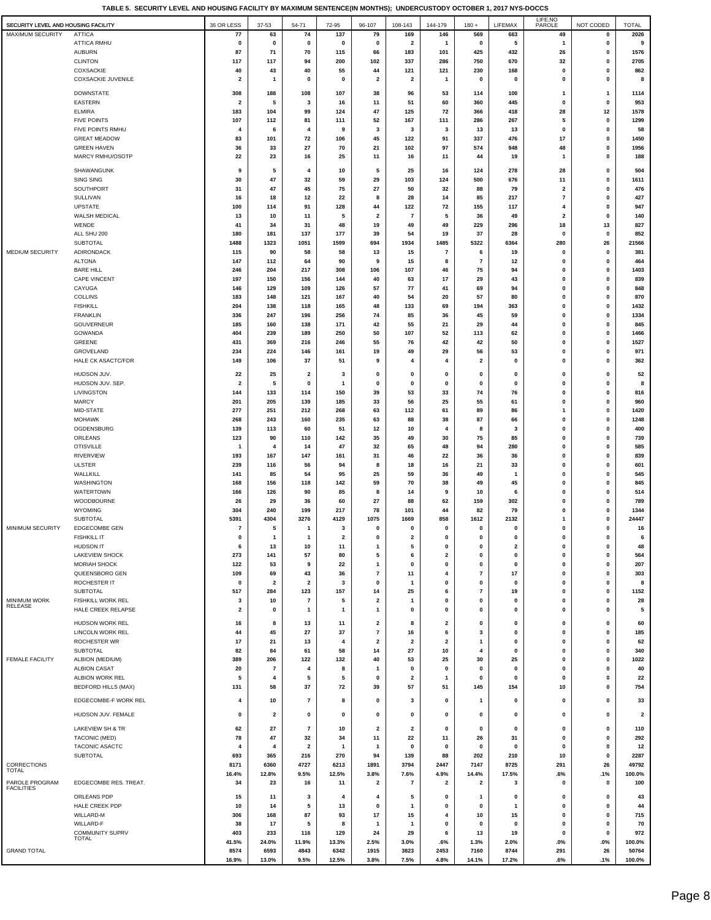**TABLE 5. SECURITY LEVEL AND HOUSING FACILITY BY MAXIMUM SENTENCE(IN MONTHS); UNDERCUSTODY OCTOBER 1, 2017 NYS-DOCCS**

| SECURITY LEVEL AND HOUSING FACILITY | | 36 OR LESS | 37-53 | 54-71 | 72-95 | 96-107 | 108-143 | 144-179 | 180 + | LIFEMAX | LIFE,NO PAROLE | NOT CODED | TOTAL |
|---|---|---|---|---|---|---|---|---|---|---|---|---|---|
| MAXIMUM SECURITY | ATTICA | 77 | 63 | 74 | 137 | 79 | 169 | 146 | 569 | 663 | 49 | 0 | 2026 |
| | ATTICA RMHU | 0 | 0 | 0 | 0 | 0 | 2 | 1 | 0 | 5 | 1 | 0 | 9 |
| | AUBURN | 87 | 71 | 70 | 115 | 66 | 183 | 101 | 425 | 432 | 26 | 0 | 1576 |
| | CLINTON | 117 | 117 | 94 | 200 | 102 | 337 | 286 | 750 | 670 | 32 | 0 | 2705 |
| | COXSACKIE | 40 | 43 | 40 | 55 | 44 | 121 | 121 | 230 | 168 | 0 | 0 | 862 |
| | COXSACKIE JUVENILE | 2 | 1 | 0 | 0 | 2 | 2 | 1 | 0 | 0 | 0 | 0 | 8 |
| | DOWNSTATE | 308 | 188 | 108 | 107 | 38 | 96 | 53 | 114 | 100 | 1 | 1 | 1114 |
| | EASTERN | 2 | 5 | 3 | 16 | 11 | 51 | 60 | 360 | 445 | 0 | 0 | 953 |
| | ELMIRA | 183 | 104 | 99 | 124 | 47 | 125 | 72 | 366 | 418 | 28 | 12 | 1578 |
| | FIVE POINTS | 107 | 112 | 81 | 111 | 52 | 167 | 111 | 286 | 267 | 5 | 0 | 1299 |
| | FIVE POINTS RMHU | 4 | 6 | 4 | 9 | 3 | 3 | 3 | 13 | 13 | 0 | 0 | 58 |
| | GREAT MEADOW | 83 | 101 | 72 | 106 | 45 | 122 | 91 | 337 | 476 | 17 | 0 | 1450 |
| | GREEN HAVEN | 36 | 33 | 27 | 70 | 21 | 102 | 97 | 574 | 948 | 48 | 0 | 1956 |
| | MARCY RMHU/OSOTP | 22 | 23 | 16 | 25 | 11 | 16 | 11 | 44 | 19 | 1 | 0 | 188 |
| | SHAWANGUNK | 9 | 5 | 4 | 10 | 5 | 25 | 16 | 124 | 278 | 28 | 0 | 504 |
| | SING SING | 30 | 47 | 32 | 59 | 29 | 103 | 124 | 500 | 676 | 11 | 0 | 1611 |
| | SOUTHPORT | 31 | 47 | 45 | 75 | 27 | 50 | 32 | 88 | 79 | 2 | 0 | 476 |
| | SULLIVAN | 16 | 18 | 12 | 22 | 8 | 28 | 14 | 85 | 217 | 7 | 0 | 427 |
| | UPSTATE | 100 | 114 | 91 | 128 | 44 | 122 | 72 | 155 | 117 | 4 | 0 | 947 |
| | WALSH MEDICAL | 13 | 10 | 11 | 5 | 2 | 7 | 5 | 36 | 49 | 2 | 0 | 140 |
| | WENDE | 41 | 34 | 31 | 48 | 19 | 49 | 49 | 229 | 296 | 18 | 13 | 827 |
| | ALL SHU 200 | 180 | 181 | 137 | 177 | 39 | 54 | 19 | 37 | 28 | 0 | 0 | 852 |
| | SUBTOTAL | 1488 | 1323 | 1051 | 1599 | 694 | 1934 | 1485 | 5322 | 6364 | 280 | 26 | 21566 |
| MEDIUM SECURITY | ADIRONDACK | 115 | 90 | 58 | 58 | 13 | 15 | 7 | 6 | 19 | 0 | 0 | 381 |
| | ALTONA | 147 | 112 | 64 | 90 | 9 | 15 | 8 | 7 | 12 | 0 | 0 | 464 |
| | BARE HILL | 246 | 204 | 217 | 308 | 106 | 107 | 46 | 75 | 94 | 0 | 0 | 1403 |
| | CAPE VINCENT | 197 | 150 | 156 | 144 | 40 | 63 | 17 | 29 | 43 | 0 | 0 | 839 |
| | CAYUGA | 146 | 129 | 109 | 126 | 57 | 77 | 41 | 69 | 94 | 0 | 0 | 848 |
| | COLLINS | 183 | 148 | 121 | 167 | 40 | 54 | 20 | 57 | 80 | 0 | 0 | 870 |
| | FISHKILL | 204 | 138 | 118 | 165 | 48 | 133 | 69 | 194 | 363 | 0 | 0 | 1432 |
| | FRANKLIN | 336 | 247 | 196 | 256 | 74 | 85 | 36 | 45 | 59 | 0 | 0 | 1334 |
| | GOUVERNEUR | 185 | 160 | 138 | 171 | 42 | 55 | 21 | 29 | 44 | 0 | 0 | 845 |
| | GOWANDA | 404 | 239 | 189 | 250 | 50 | 107 | 52 | 113 | 62 | 0 | 0 | 1466 |
| | GREENE | 431 | 369 | 216 | 246 | 55 | 76 | 42 | 42 | 50 | 0 | 0 | 1527 |
| | GROVELAND | 234 | 224 | 146 | 161 | 19 | 49 | 29 | 56 | 53 | 0 | 0 | 971 |
| | HALE CK ASACTC/FDR | 149 | 106 | 37 | 51 | 9 | 4 | 4 | 2 | 0 | 0 | 0 | 362 |
| | HUDSON JUV. | 22 | 25 | 2 | 3 | 0 | 0 | 0 | 0 | 0 | 0 | 0 | 52 |
| | HUDSON JUV. SEP. | 2 | 5 | 0 | 1 | 0 | 0 | 0 | 0 | 0 | 0 | 0 | 8 |
| | LIVINGSTON | 144 | 133 | 114 | 150 | 39 | 53 | 33 | 74 | 76 | 0 | 0 | 816 |
| | MARCY | 201 | 205 | 139 | 185 | 33 | 56 | 25 | 55 | 61 | 0 | 0 | 960 |
| | MID-STATE | 277 | 251 | 212 | 268 | 63 | 112 | 61 | 89 | 86 | 1 | 0 | 1420 |
| | MOHAWK | 268 | 243 | 160 | 235 | 63 | 88 | 38 | 87 | 66 | 0 | 0 | 1248 |
| | OGDENSBURG | 139 | 113 | 60 | 51 | 12 | 10 | 4 | 8 | 3 | 0 | 0 | 400 |
| | ORLEANS | 123 | 90 | 110 | 142 | 35 | 49 | 30 | 75 | 85 | 0 | 0 | 739 |
| | OTISVILLE | 1 | 4 | 14 | 47 | 32 | 65 | 48 | 94 | 280 | 0 | 0 | 585 |
| | RIVERVIEW | 193 | 167 | 147 | 161 | 31 | 46 | 22 | 36 | 36 | 0 | 0 | 839 |
| | ULSTER | 239 | 116 | 56 | 94 | 8 | 18 | 16 | 21 | 33 | 0 | 0 | 601 |
| | WALLKILL | 141 | 85 | 54 | 95 | 25 | 59 | 36 | 49 | 1 | 0 | 0 | 545 |
| | WASHINGTON | 168 | 156 | 118 | 142 | 59 | 70 | 38 | 49 | 45 | 0 | 0 | 845 |
| | WATERTOWN | 166 | 126 | 90 | 85 | 8 | 14 | 9 | 10 | 6 | 0 | 0 | 514 |
| | WOODBOURNE | 26 | 29 | 36 | 60 | 27 | 88 | 62 | 159 | 302 | 0 | 0 | 789 |
| | WYOMING | 304 | 240 | 199 | 217 | 78 | 101 | 44 | 82 | 79 | 0 | 0 | 1344 |
| | SUBTOTAL | 5391 | 4304 | 3276 | 4129 | 1075 | 1669 | 858 | 1612 | 2132 | 1 | 0 | 24447 |
| MINIMUM SECURITY | EDGECOMBE GEN | 7 | 5 | 1 | 3 | 0 | 0 | 0 | 0 | 0 | 0 | 0 | 16 |
| | FISHKILL IT | 0 | 1 | 1 | 2 | 0 | 2 | 0 | 0 | 0 | 0 | 0 | 6 |
| | HUDSON IT | 6 | 13 | 10 | 11 | 1 | 5 | 0 | 0 | 2 | 0 | 0 | 48 |
| | LAKEVIEW SHOCK | 273 | 141 | 57 | 80 | 5 | 6 | 2 | 0 | 0 | 0 | 0 | 564 |
| | MORIAH SHOCK | 122 | 53 | 9 | 22 | 1 | 0 | 0 | 0 | 0 | 0 | 0 | 207 |
| | QUEENSBORO GEN | 109 | 69 | 43 | 36 | 7 | 11 | 4 | 7 | 17 | 0 | 0 | 303 |
| | ROCHESTER IT | 0 | 2 | 2 | 3 | 0 | 1 | 0 | 0 | 0 | 0 | 0 | 8 |
| | SUBTOTAL | 517 | 284 | 123 | 157 | 14 | 25 | 6 | 7 | 19 | 0 | 0 | 1152 |
| MINIMUM WORK RELEASE | FISHKILL WORK REL | 3 | 10 | 7 | 5 | 2 | 1 | 0 | 0 | 0 | 0 | 0 | 28 |
| | HALE CREEK RELAPSE | 2 | 0 | 1 | 1 | 1 | 0 | 0 | 0 | 0 | 0 | 0 | 5 |
| | HUDSON WORK REL | 16 | 8 | 13 | 11 | 2 | 8 | 2 | 0 | 0 | 0 | 0 | 60 |
| | LINCOLN WORK REL | 44 | 45 | 27 | 37 | 7 | 16 | 6 | 3 | 0 | 0 | 0 | 185 |
| | ROCHESTER WR | 17 | 21 | 13 | 4 | 2 | 2 | 2 | 1 | 0 | 0 | 0 | 62 |
| | SUBTOTAL | 82 | 84 | 61 | 58 | 14 | 27 | 10 | 4 | 0 | 0 | 0 | 340 |
| FEMALE FACILITY | ALBION (MEDIUM) | 389 | 206 | 122 | 132 | 40 | 53 | 25 | 30 | 25 | 0 | 0 | 1022 |
| | ALBION CASAT | 20 | 7 | 4 | 8 | 1 | 0 | 0 | 0 | 0 | 0 | 0 | 40 |
| | ALBION WORK REL | 5 | 4 | 5 | 5 | 0 | 2 | 1 | 0 | 0 | 0 | 0 | 22 |
| | BEDFORD HILLS (MAX) | 131 | 58 | 37 | 72 | 39 | 57 | 51 | 145 | 154 | 10 | 0 | 754 |
| | EDGECOMBE-F WORK REL | 4 | 10 | 7 | 8 | 0 | 3 | 0 | 1 | 0 | 0 | 0 | 33 |
| | HUDSON JUV. FEMALE | 0 | 2 | 0 | 0 | 0 | 0 | 0 | 0 | 0 | 0 | 0 | 2 |
| | LAKEVIEW SH & TR | 62 | 27 | 7 | 10 | 2 | 2 | 0 | 0 | 0 | 0 | 0 | 110 |
| | TACONIC (MED) | 78 | 47 | 32 | 34 | 11 | 22 | 11 | 26 | 31 | 0 | 0 | 292 |
| | TACONIC ASACTC | 4 | 4 | 2 | 1 | 1 | 0 | 0 | 0 | 0 | 0 | 0 | 12 |
| | SUBTOTAL | 693 | 365 | 216 | 270 | 94 | 139 | 88 | 202 | 210 | 10 | 0 | 2287 |
| CORRECTIONS TOTAL | | 8171 | 6360 | 4727 | 6213 | 1891 | 3794 | 2447 | 7147 | 8725 | 291 | 26 | 49792 |
| | | 16.4% | 12.8% | 9.5% | 12.5% | 3.8% | 7.6% | 4.9% | 14.4% | 17.5% | .6% | .1% | 100.0% |
| PAROLE PROGRAM FACILITIES | EDGECOMBE RES. TREAT. | 34 | 23 | 16 | 11 | 2 | 7 | 2 | 2 | 3 | 0 | 0 | 100 |
| | ORLEANS PDP | 15 | 11 | 3 | 4 | 4 | 5 | 0 | 1 | 0 | 0 | 0 | 43 |
| | HALE CREEK PDP | 10 | 14 | 5 | 13 | 0 | 1 | 0 | 0 | 1 | 0 | 0 | 44 |
| | WILLARD-M | 306 | 168 | 87 | 93 | 17 | 15 | 4 | 10 | 15 | 0 | 0 | 715 |
| | WILLARD-F | 38 | 17 | 5 | 8 | 1 | 1 | 0 | 0 | 0 | 0 | 0 | 70 |
| | COMMUNITY SUPRV TOTAL | 403 | 233 | 116 | 129 | 24 | 29 | 6 | 13 | 19 | 0 | 0 | 972 |
| | | 41.5% | 24.0% | 11.9% | 13.3% | 2.5% | 3.0% | .6% | 1.3% | 2.0% | .0% | .0% | 100.0% |
| GRAND TOTAL | | 8574 | 6593 | 4843 | 6342 | 1915 | 3823 | 2453 | 7160 | 8744 | 291 | 26 | 50764 |
| | | 16.9% | 13.0% | 9.5% | 12.5% | 3.8% | 7.5% | 4.8% | 14.1% | 17.2% | .6% | .1% | 100.0% |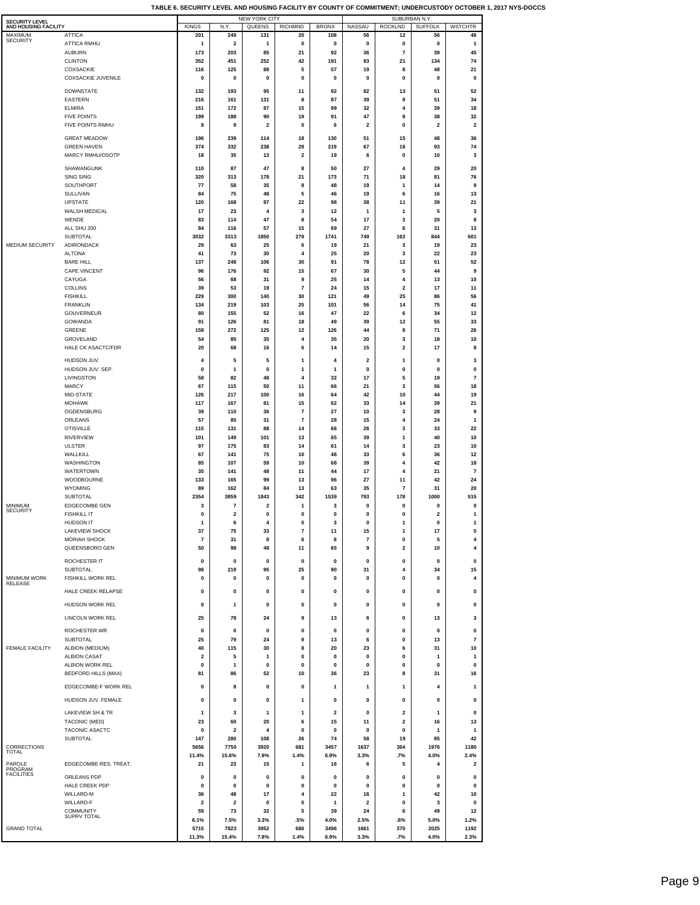**TABLE 6. SECURITY LEVEL AND HOUSING FACILITY BY COUNTY OF COMMITMENT; UNDERCUSTODY OCTOBER 1, 2017 NYS-DOCCS**

| SECURITY LEVEL AND HOUSING FACILITY | | NEW YORK CITY | | | | | SUBURBAN N.Y. | | | |
|---|---|---|---|---|---|---|---|---|---|---|
| | | KINGS | N.Y. | QUEENS | RICHMND | BRONX | NASSAU | ROCKLND | SUFFOLK | WSTCHTR |
| MAXIMUM SECURITY | ATTICA | 201 | 249 | 131 | 20 | 108 | 56 | 12 | 56 | 46 |
| | ATTICA RMHU | 1 | 2 | 1 | 0 | 0 | 0 | 0 | 0 | 1 |
| | AUBURN | 173 | 203 | 85 | 21 | 92 | 36 | 7 | 39 | 45 |
| | CLINTON | 352 | 451 | 252 | 42 | 191 | 93 | 21 | 134 | 74 |
| | COXSACKIE | 116 | 125 | 88 | 5 | 57 | 19 | 8 | 48 | 21 |
| | COXSACKIE JUVENILE | 0 | 0 | 0 | 0 | 0 | 0 | 0 | 0 | 0 |
| | DOWNSTATE | 132 | 193 | 95 | 11 | 92 | 82 | 13 | 51 | 52 |
| | EASTERN | 216 | 161 | 131 | 8 | 87 | 39 | 9 | 51 | 34 |
| | ELMIRA | 151 | 172 | 97 | 15 | 99 | 32 | 4 | 39 | 18 |
| | FIVE POINTS | 199 | 188 | 90 | 19 | 91 | 47 | 8 | 38 | 32 |
| | FIVE POINTS RMHU | 8 | 9 | 2 | 0 | 6 | 2 | 0 | 2 | 2 |
| | GREAT MEADOW | 196 | 239 | 114 | 18 | 130 | 51 | 15 | 48 | 36 |
| | GREEN HAVEN | 374 | 332 | 238 | 28 | 219 | 67 | 16 | 93 | 74 |
| | MARCY RMHU/OSOTP | 18 | 35 | 13 | 2 | 19 | 6 | 0 | 10 | 3 |
| | SHAWANGUNK | 110 | 87 | 47 | 8 | 50 | 27 | 4 | 29 | 20 |
| | SING SING | 320 | 313 | 178 | 21 | 173 | 71 | 18 | 81 | 76 |
| | SOUTHPORT | 77 | 58 | 35 | 8 | 48 | 19 | 1 | 14 | 9 |
| | SULLIVAN | 84 | 75 | 48 | 5 | 46 | 19 | 6 | 16 | 13 |
| | UPSTATE | 120 | 168 | 97 | 22 | 98 | 38 | 11 | 39 | 21 |
| | WALSH MEDICAL | 17 | 23 | 4 | 3 | 12 | 1 | 1 | 5 | 3 |
| | WENDE | 83 | 114 | 47 | 8 | 54 | 17 | 3 | 20 | 8 |
| | ALL SHU 200 | 84 | 116 | 57 | 15 | 69 | 27 | 6 | 31 | 13 |
| | SUBTOTAL | 3032 | 3313 | 1850 | 279 | 1741 | 749 | 163 | 844 | 601 |
| MEDIUM SECURITY | ADIRONDACK | 29 | 63 | 25 | 6 | 19 | 21 | 3 | 19 | 23 |
| | ALTONA | 41 | 73 | 30 | 4 | 25 | 20 | 3 | 22 | 23 |
| | BARE HILL | 137 | 248 | 106 | 30 | 91 | 78 | 12 | 51 | 52 |
| | CAPE VINCENT | 96 | 176 | 92 | 15 | 67 | 30 | 5 | 44 | 9 |
| | CAYUGA | 56 | 68 | 31 | 9 | 25 | 14 | 4 | 13 | 10 |
| | COLLINS | 39 | 53 | 19 | 7 | 24 | 15 | 2 | 17 | 11 |
| | FISHKILL | 229 | 300 | 140 | 30 | 121 | 49 | 25 | 86 | 56 |
| | FRANKLIN | 134 | 219 | 103 | 25 | 101 | 56 | 14 | 75 | 41 |
| | GOUVERNEUR | 80 | 155 | 52 | 16 | 47 | 22 | 6 | 34 | 12 |
| | GOWANDA | 91 | 126 | 81 | 18 | 49 | 39 | 12 | 55 | 33 |
| | GREENE | 158 | 272 | 125 | 12 | 126 | 44 | 8 | 71 | 26 |
| | GROVELAND | 54 | 85 | 35 | 4 | 35 | 20 | 3 | 18 | 10 |
| | HALE CK ASACTC/FDR | 20 | 68 | 16 | 6 | 14 | 15 | 2 | 17 | 8 |
| | HUDSON JUV. | 4 | 5 | 5 | 1 | 4 | 2 | 1 | 0 | 3 |
| | HUDSON JUV. SEP. | 0 | 1 | 0 | 1 | 1 | 0 | 0 | 0 | 0 |
| | LIVINGSTON | 58 | 82 | 48 | 4 | 32 | 17 | 5 | 19 | 7 |
| | MARCY | 67 | 115 | 50 | 11 | 66 | 21 | 3 | 56 | 18 |
| | MID-STATE | 126 | 217 | 100 | 16 | 64 | 42 | 10 | 44 | 19 |
| | MOHAWK | 117 | 167 | 81 | 15 | 62 | 33 | 14 | 39 | 21 |
| | OGDENSBURG | 39 | 110 | 36 | 7 | 27 | 10 | 3 | 28 | 9 |
| | ORLEANS | 57 | 85 | 31 | 7 | 28 | 15 | 4 | 24 | 1 |
| | OTISVILLE | 115 | 131 | 88 | 14 | 66 | 26 | 3 | 33 | 22 |
| | RIVERVIEW | 101 | 149 | 101 | 13 | 65 | 39 | 1 | 40 | 10 |
| | ULSTER | 97 | 175 | 83 | 14 | 61 | 14 | 3 | 23 | 10 |
| | WALLKILL | 67 | 141 | 75 | 10 | 48 | 33 | 6 | 36 | 12 |
| | WASHINGTON | 85 | 107 | 59 | 10 | 68 | 39 | 4 | 42 | 18 |
| | WATERTOWN | 35 | 141 | 48 | 11 | 44 | 17 | 4 | 21 | 7 |
| | WOODBOURNE | 133 | 165 | 99 | 13 | 96 | 27 | 11 | 42 | 24 |
| | WYOMING | 89 | 162 | 84 | 13 | 63 | 35 | 7 | 31 | 20 |
| | SUBTOTAL | 2354 | 3859 | 1843 | 342 | 1539 | 793 | 178 | 1000 | 515 |
| MINIMUM SECURITY | EDGECOMBE GEN | 3 | 7 | 2 | 1 | 3 | 0 | 0 | 0 | 0 |
| | FISHKILL IT | 0 | 2 | 0 | 0 | 0 | 0 | 0 | 2 | 1 |
| | HUDSON IT | 1 | 6 | 4 | 0 | 3 | 0 | 1 | 0 | 1 |
| | LAKEVIEW SHOCK | 37 | 75 | 33 | 7 | 11 | 15 | 1 | 17 | 5 |
| | MORIAH SHOCK | 7 | 31 | 8 | 6 | 8 | 7 | 0 | 5 | 4 |
| | QUEENSBORO GEN | 50 | 98 | 48 | 11 | 65 | 9 | 2 | 10 | 4 |
| | ROCHESTER IT | 0 | 0 | 0 | 0 | 0 | 0 | 0 | 0 | 0 |
| | SUBTOTAL | 98 | 219 | 95 | 25 | 90 | 31 | 4 | 34 | 15 |
| MINIMUM WORK RELEASE | FISHKILL WORK REL | 0 | 0 | 0 | 0 | 0 | 0 | 0 | 0 | 4 |
| | HALE CREEK RELAPSE | 0 | 0 | 0 | 0 | 0 | 0 | 0 | 0 | 0 |
| | HUDSON WORK REL | 0 | 1 | 0 | 0 | 0 | 0 | 0 | 0 | 0 |
| | LINCOLN WORK REL | 25 | 78 | 24 | 9 | 13 | 6 | 0 | 13 | 3 |
| | ROCHESTER WR | 0 | 0 | 0 | 0 | 0 | 0 | 0 | 0 | 0 |
| | SUBTOTAL | 25 | 79 | 24 | 9 | 13 | 6 | 0 | 13 | 7 |
| FEMALE FACILITY | ALBION (MEDIUM) | 40 | 115 | 30 | 8 | 20 | 23 | 6 | 31 | 10 |
| | ALBION CASAT | 2 | 5 | 1 | 0 | 0 | 0 | 0 | 1 | 1 |
| | ALBION WORK REL | 0 | 1 | 0 | 0 | 0 | 0 | 0 | 0 | 0 |
| | BEDFORD HILLS (MAX) | 81 | 86 | 52 | 10 | 36 | 23 | 8 | 31 | 16 |
| | EDGECOMBE-F WORK REL | 0 | 8 | 0 | 0 | 1 | 1 | 1 | 4 | 1 |
| | HUDSON JUV. FEMALE | 0 | 0 | 0 | 1 | 0 | 0 | 0 | 0 | 0 |
| | LAKEVIEW SH & TR | 1 | 3 | 1 | 1 | 2 | 0 | 2 | 1 | 0 |
| | TACONIC (MED) | 23 | 60 | 20 | 6 | 15 | 11 | 2 | 16 | 13 |
| | TACONIC ASACTC | 0 | 2 | 4 | 0 | 0 | 0 | 0 | 1 | 1 |
| | SUBTOTAL | 147 | 280 | 108 | 26 | 74 | 58 | 19 | 85 | 42 |
| CORRECTIONS TOTAL | | 5656 | 7750 | 3920 | 681 | 3457 | 1637 | 364 | 1976 | 1180 |
| | | 11.4% | 15.6% | 7.9% | 1.4% | 6.9% | 3.3% | .7% | 4.0% | 2.4% |
| PAROLE PROGRAM FACILITIES | EDGECOMBE RES. TREAT. | 21 | 23 | 15 | 1 | 16 | 6 | 5 | 4 | 2 |
| | ORLEANS PDP | 0 | 0 | 0 | 0 | 0 | 0 | 0 | 0 | 0 |
| | HALE CREEK PDP | 0 | 0 | 0 | 0 | 0 | 0 | 0 | 0 | 0 |
| | WILLARD-M | 36 | 48 | 17 | 4 | 22 | 16 | 1 | 42 | 10 |
| | WILLARD-F | 2 | 2 | 0 | 0 | 1 | 2 | 0 | 3 | 0 |
| | COMMUNITY SUPRV TOTAL | 59 | 73 | 32 | 5 | 39 | 24 | 6 | 49 | 12 |
| | | 6.1% | 7.5% | 3.3% | .5% | 4.0% | 2.5% | .6% | 5.0% | 1.2% |
| GRAND TOTAL | | 5715 | 7823 | 3952 | 686 | 3496 | 1661 | 370 | 2025 | 1192 |
| | | 11.3% | 15.4% | 7.8% | 1.4% | 6.9% | 3.3% | .7% | 4.0% | 2.3% |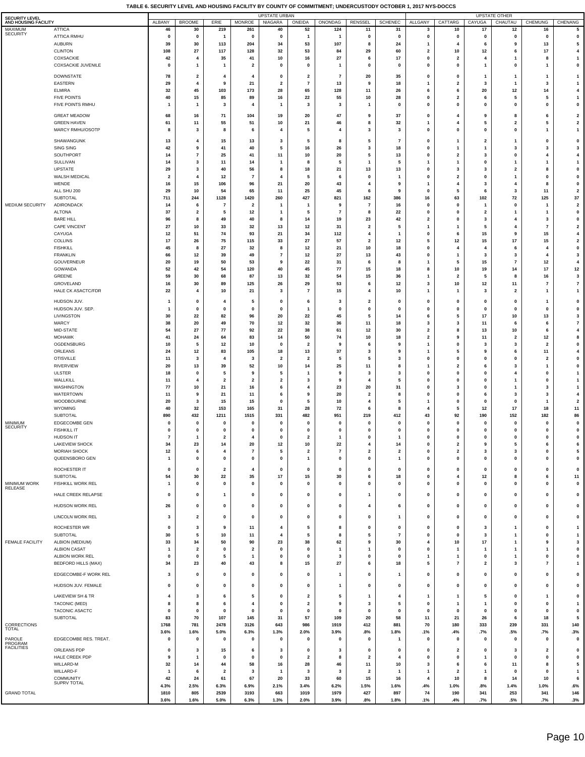# TABLE 6. SECURITY LEVEL AND HOUSING FACILITY BY COUNTY OF COMMITMENT; UNDERCUSTODY OCTOBER 1, 2017 NYS-DOCCS

| SECURITY LEVEL | AND HOUSING FACILITY | UPSTATE URBAN | | | | | | | | | UPSTATE OTHER | | | | | |
|---|---|---|---|---|---|---|---|---|---|---|---|---|---|---|---|---|
| | | ALBANY | BROOME | ERIE | MONROE | NIAGARA | ONEIDA | ONONDAG | RENSSEL | SCHENEC | ALLGANY | CATTARG | CAYUGA | CHAUTAU | CHEMUNG | CHENANG |
| MAXIMUM SECURITY | ATTICA | 46 | 30 | 219 | 261 | 40 | 52 | 124 | 11 | 31 | 3 | 10 | 17 | 12 | 16 | 5 |
| | ATTICA RMHU | 0 | 0 | 1 | 0 | 0 | 1 | 1 | 0 | 0 | 0 | 0 | 0 | 0 | 0 | 0 |
| | AUBURN | 39 | 30 | 113 | 204 | 34 | 53 | 107 | 8 | 24 | 1 | 4 | 6 | 9 | 13 | 5 |
| | CLINTON | 108 | 27 | 117 | 128 | 32 | 53 | 84 | 29 | 60 | 2 | 10 | 12 | 6 | 17 | 4 |
| | COXSACKIE | 42 | 4 | 35 | 41 | 10 | 16 | 27 | 6 | 17 | 0 | 2 | 4 | 1 | 8 | 1 |
| | COXSACKIE JUVENILE | 0 | 1 | 1 | 2 | 0 | 0 | 1 | 0 | 0 | 0 | 0 | 1 | 0 | 1 | 0 |
| | DOWNSTATE | 78 | 2 | 4 | 4 | 0 | 2 | 7 | 20 | 35 | 0 | 0 | 1 | 1 | 1 | 1 |
| | EASTERN | 29 | 4 | 9 | 21 | 2 | 7 | 13 | 9 | 18 | 1 | 2 | 3 | 1 | 3 | 1 |
| | ELMIRA | 32 | 45 | 103 | 173 | 28 | 65 | 128 | 11 | 26 | 6 | 6 | 20 | 12 | 14 | 4 |
| | FIVE POINTS | 40 | 15 | 85 | 89 | 16 | 22 | 55 | 10 | 28 | 0 | 2 | 6 | 5 | 5 | 1 |
| | FIVE POINTS RMHU | 1 | 1 | 3 | 4 | 1 | 3 | 3 | 1 | 0 | 0 | 0 | 0 | 0 | 0 | 0 |
| | GREAT MEADOW | 68 | 16 | 71 | 104 | 19 | 20 | 47 | 9 | 37 | 0 | 4 | 9 | 8 | 6 | 2 |
| | GREEN HAVEN | 61 | 11 | 55 | 51 | 10 | 21 | 46 | 8 | 32 | 1 | 4 | 5 | 2 | 5 | 2 |
| | MARCY RMHU/OSOTP | 8 | 3 | 8 | 6 | 4 | 5 | 4 | 3 | 3 | 0 | 0 | 0 | 0 | 1 | 1 |
| | SHAWANGUNK | 13 | 4 | 15 | 13 | 3 | 5 | 8 | 5 | 7 | 0 | 1 | 2 | 1 | 0 | 0 |
| | SING SING | 42 | 9 | 41 | 40 | 5 | 16 | 26 | 3 | 18 | 0 | 1 | 1 | 3 | 3 | 3 |
| | SOUTHPORT | 14 | 7 | 25 | 41 | 11 | 10 | 20 | 5 | 13 | 0 | 2 | 3 | 0 | 4 | 4 |
| | SULLIVAN | 14 | 3 | 11 | 14 | 1 | 8 | 5 | 1 | 5 | 1 | 1 | 0 | 1 | 1 | 1 |
| | UPSTATE | 29 | 3 | 40 | 56 | 8 | 18 | 21 | 13 | 13 | 0 | 3 | 3 | 2 | 8 | 0 |
| | WALSH MEDICAL | 2 | 4 | 12 | 7 | 4 | 5 | 6 | 0 | 1 | 0 | 2 | 0 | 1 | 0 | 0 |
| | WENDE | 16 | 15 | 106 | 96 | 21 | 20 | 43 | 4 | 9 | 1 | 4 | 3 | 4 | 8 | 0 |
| | ALL SHU 200 | 29 | 10 | 54 | 65 | 11 | 25 | 45 | 6 | 9 | 0 | 5 | 6 | 3 | 11 | 2 |
| | SUBTOTAL | 711 | 244 | 1128 | 1420 | 260 | 427 | 821 | 162 | 386 | 16 | 63 | 102 | 72 | 125 | 37 |
| MEDIUM SECURITY | ADIRONDACK | 14 | 6 | 7 | 2 | 1 | 1 | 9 | 7 | 16 | 0 | 0 | 1 | 0 | 1 | 2 |
| | ALTONA | 37 | 2 | 5 | 12 | 1 | 5 | 7 | 8 | 22 | 0 | 0 | 2 | 1 | 1 | 0 |
| | BARE HILL | 96 | 8 | 49 | 40 | 8 | 14 | 19 | 23 | 42 | 2 | 0 | 3 | 4 | 3 | 0 |
| | CAPE VINCENT | 27 | 10 | 33 | 32 | 13 | 12 | 31 | 2 | 5 | 1 | 1 | 5 | 4 | 7 | 2 |
| | CAYUGA | 12 | 51 | 74 | 93 | 21 | 34 | 112 | 4 | 1 | 0 | 6 | 15 | 9 | 15 | 4 |
| | COLLINS | 17 | 26 | 75 | 115 | 33 | 27 | 57 | 2 | 12 | 5 | 12 | 15 | 17 | 15 | 2 |
| | FISHKILL | 45 | 8 | 27 | 32 | 8 | 12 | 21 | 10 | 18 | 0 | 4 | 4 | 6 | 4 | 0 |
| | FRANKLIN | 66 | 12 | 39 | 49 | 7 | 12 | 27 | 13 | 43 | 0 | 1 | 3 | 3 | 4 | 3 |
| | GOUVERNEUR | 20 | 19 | 50 | 53 | 9 | 22 | 31 | 6 | 8 | 1 | 5 | 15 | 7 | 12 | 4 |
| | GOWANDA | 52 | 42 | 54 | 120 | 40 | 45 | 77 | 15 | 18 | 8 | 10 | 19 | 14 | 17 | 12 |
| | GREENE | 59 | 30 | 68 | 87 | 13 | 32 | 54 | 15 | 36 | 1 | 2 | 5 | 8 | 16 | 3 |
| | GROVELAND | 16 | 30 | 89 | 125 | 26 | 29 | 53 | 6 | 12 | 3 | 10 | 12 | 11 | 7 | 7 |
| | HALE CK ASACTC/FDR | 22 | 4 | 10 | 21 | 3 | 7 | 15 | 4 | 10 | 1 | 1 | 3 | 2 | 1 | 1 |
| | HUDSON JUV. | 1 | 0 | 4 | 5 | 0 | 6 | 3 | 2 | 0 | 0 | 0 | 0 | 0 | 1 | 0 |
| | HUDSON JUV. SEP. | 1 | 0 | 0 | 0 | 0 | 1 | 0 | 0 | 0 | 0 | 0 | 0 | 0 | 0 | 0 |
| | LIVINGSTON | 30 | 22 | 82 | 96 | 20 | 22 | 45 | 5 | 14 | 6 | 5 | 17 | 10 | 13 | 3 |
| | MARCY | 38 | 20 | 49 | 70 | 12 | 32 | 36 | 11 | 18 | 3 | 3 | 11 | 6 | 6 | 7 |
| | MID-STATE | 54 | 27 | 77 | 92 | 22 | 38 | 61 | 12 | 30 | 2 | 8 | 13 | 10 | 6 | 4 |
| | MOHAWK | 41 | 24 | 64 | 83 | 14 | 50 | 74 | 10 | 18 | 2 | 9 | 11 | 2 | 12 | 8 |
| | OGDENSBURG | 10 | 5 | 12 | 10 | 0 | 2 | 9 | 6 | 9 | 1 | 0 | 3 | 3 | 2 | 0 |
| | ORLEANS | 24 | 12 | 83 | 105 | 18 | 13 | 37 | 3 | 9 | 1 | 5 | 9 | 6 | 11 | 4 |
| | OTISVILLE | 11 | 3 | 4 | 3 | 2 | 2 | 5 | 5 | 3 | 0 | 0 | 0 | 0 | 2 | 0 |
| | RIVERVIEW | 20 | 13 | 39 | 52 | 10 | 14 | 25 | 11 | 8 | 1 | 2 | 6 | 3 | 1 | 0 |
| | ULSTER | 18 | 0 | 5 | 9 | 5 | 1 | 9 | 3 | 3 | 0 | 0 | 0 | 4 | 0 | 1 |
| | WALLKILL | 11 | 4 | 2 | 2 | 2 | 3 | 9 | 4 | 5 | 0 | 0 | 0 | 1 | 0 | 1 |
| | WASHINGTON | 77 | 10 | 21 | 16 | 6 | 4 | 23 | 20 | 31 | 0 | 3 | 0 | 1 | 3 | 1 |
| | WATERTOWN | 11 | 9 | 21 | 11 | 6 | 9 | 20 | 2 | 8 | 0 | 0 | 6 | 3 | 3 | 4 |
| | WOODBOURNE | 20 | 3 | 15 | 15 | 0 | 5 | 10 | 4 | 5 | 1 | 0 | 0 | 0 | 1 | 2 |
| | WYOMING | 40 | 32 | 153 | 165 | 31 | 28 | 72 | 6 | 8 | 4 | 5 | 12 | 17 | 18 | 11 |
| | SUBTOTAL | 890 | 432 | 1211 | 1515 | 331 | 482 | 951 | 219 | 412 | 43 | 92 | 190 | 152 | 182 | 86 |
| MINIMUM SECURITY | EDGECOMBE GEN | 0 | 0 | 0 | 0 | 0 | 0 | 0 | 0 | 0 | 0 | 0 | 0 | 0 | 0 | 0 |
| | FISHKILL IT | 0 | 0 | 0 | 0 | 0 | 0 | 0 | 0 | 0 | 0 | 0 | 0 | 0 | 0 | 0 |
| | HUDSON IT | 7 | 1 | 2 | 4 | 0 | 2 | 1 | 0 | 1 | 0 | 0 | 0 | 0 | 0 | 0 |
| | LAKEVIEW SHOCK | 34 | 23 | 14 | 20 | 12 | 10 | 22 | 4 | 14 | 0 | 2 | 9 | 5 | 6 | 6 |
| | MORIAH SHOCK | 12 | 6 | 4 | 7 | 5 | 2 | 7 | 2 | 2 | 0 | 2 | 3 | 3 | 0 | 5 |
| | QUEENSBORO GEN | 1 | 0 | 0 | 0 | 0 | 1 | 0 | 0 | 1 | 0 | 0 | 0 | 0 | 0 | 0 |
| | ROCHESTER IT | 0 | 0 | 2 | 4 | 0 | 0 | 0 | 0 | 0 | 0 | 0 | 0 | 0 | 0 | 0 |
| | SUBTOTAL | 54 | 30 | 22 | 35 | 17 | 15 | 30 | 6 | 18 | 0 | 4 | 12 | 8 | 6 | 11 |
| MINIMUM WORK RELEASE | FISHKILL WORK REL | 1 | 0 | 0 | 0 | 0 | 0 | 0 | 0 | 0 | 0 | 0 | 0 | 0 | 0 | 0 |
| | HALE CREEK RELAPSE | 0 | 0 | 1 | 0 | 0 | 0 | 0 | 1 | 0 | 0 | 0 | 0 | 0 | 0 | 0 |
| | HUDSON WORK REL | 26 | 0 | 0 | 0 | 0 | 0 | 0 | 4 | 6 | 0 | 0 | 0 | 0 | 0 | 0 |
| | LINCOLN WORK REL | 3 | 2 | 0 | 0 | 0 | 0 | 0 | 0 | 1 | 0 | 0 | 0 | 0 | 0 | 0 |
| | ROCHESTER WR | 0 | 3 | 9 | 11 | 4 | 5 | 8 | 0 | 0 | 0 | 0 | 3 | 1 | 0 | 1 |
| | SUBTOTAL | 30 | 5 | 10 | 11 | 4 | 5 | 8 | 5 | 7 | 0 | 0 | 3 | 1 | 0 | 1 |
| FEMALE FACILITY | ALBION (MEDIUM) | 33 | 34 | 50 | 90 | 23 | 38 | 62 | 9 | 30 | 4 | 10 | 17 | 1 | 9 | 3 |
| | ALBION CASAT | 1 | 2 | 0 | 2 | 0 | 0 | 1 | 1 | 0 | 0 | 1 | 1 | 1 | 1 | 0 |
| | ALBION WORK REL | 0 | 0 | 5 | 1 | 0 | 0 | 3 | 0 | 0 | 1 | 1 | 0 | 1 | 0 | 0 |
| | BEDFORD HILLS (MAX) | 34 | 23 | 40 | 43 | 8 | 15 | 27 | 6 | 18 | 5 | 7 | 2 | 3 | 7 | 1 |
| | EDGECOMBE-F WORK REL | 3 | 0 | 0 | 0 | 0 | 0 | 1 | 0 | 1 | 0 | 0 | 0 | 0 | 0 | 0 |
| | HUDSON JUV. FEMALE | 0 | 0 | 0 | 0 | 0 | 0 | 1 | 0 | 0 | 0 | 0 | 0 | 0 | 0 | 0 |
| | LAKEVIEW SH & TR | 4 | 3 | 6 | 5 | 0 | 2 | 5 | 1 | 4 | 1 | 1 | 5 | 0 | 1 | 0 |
| | TACONIC (MED) | 8 | 8 | 6 | 4 | 0 | 2 | 9 | 3 | 5 | 0 | 1 | 1 | 0 | 0 | 1 |
| | TACONIC ASACTC | 0 | 0 | 0 | 0 | 0 | 0 | 0 | 0 | 0 | 0 | 0 | 0 | 0 | 0 | 0 |
| | SUBTOTAL | 83 | 70 | 107 | 145 | 31 | 57 | 109 | 20 | 58 | 11 | 21 | 26 | 6 | 18 | 5 |
| CORRECTIONS TOTAL | | 1768 | 781 | 2478 | 3126 | 643 | 986 | 1919 | 412 | 881 | 70 | 180 | 333 | 239 | 331 | 140 |
| | | 3.6% | 1.6% | 5.0% | 6.3% | 1.3% | 2.0% | 3.9% | .8% | 1.8% | .1% | .4% | .7% | .5% | .7% | .3% |
| PAROLE PROGRAM FACILITIES | EDGECOMBE RES. TREAT. | 0 | 0 | 0 | 0 | 0 | 0 | 0 | 0 | 1 | 0 | 0 | 0 | 0 | 0 | 0 |
| | ORLEANS PDP | 0 | 3 | 15 | 6 | 3 | 0 | 3 | 0 | 0 | 0 | 2 | 0 | 3 | 2 | 0 |
| | HALE CREEK PDP | 9 | 1 | 0 | 0 | 0 | 2 | 8 | 2 | 4 | 0 | 0 | 1 | 0 | 0 | 0 |
| | WILLARD-M | 32 | 14 | 44 | 58 | 16 | 28 | 46 | 11 | 10 | 3 | 6 | 6 | 11 | 8 | 5 |
| | WILLARD-F | 1 | 6 | 2 | 3 | 1 | 3 | 3 | 2 | 1 | 1 | 2 | 1 | 0 | 0 | 1 |
| | COMMUNITY SUPRV TOTAL | 42 | 24 | 61 | 67 | 20 | 33 | 60 | 15 | 16 | 4 | 10 | 8 | 14 | 10 | 6 |
| | | 4.3% | 2.5% | 6.3% | 6.9% | 2.1% | 3.4% | 6.2% | 1.5% | 1.6% | .4% | 1.0% | .8% | 1.4% | 1.0% | .6% |
| GRAND TOTAL | | 1810 | 805 | 2539 | 3193 | 663 | 1019 | 1979 | 427 | 897 | 74 | 190 | 341 | 253 | 341 | 146 |
| | | 3.6% | 1.6% | 5.0% | 6.3% | 1.3% | 2.0% | 3.9% | .8% | 1.8% | .1% | .4% | .7% | .5% | .7% | .3% |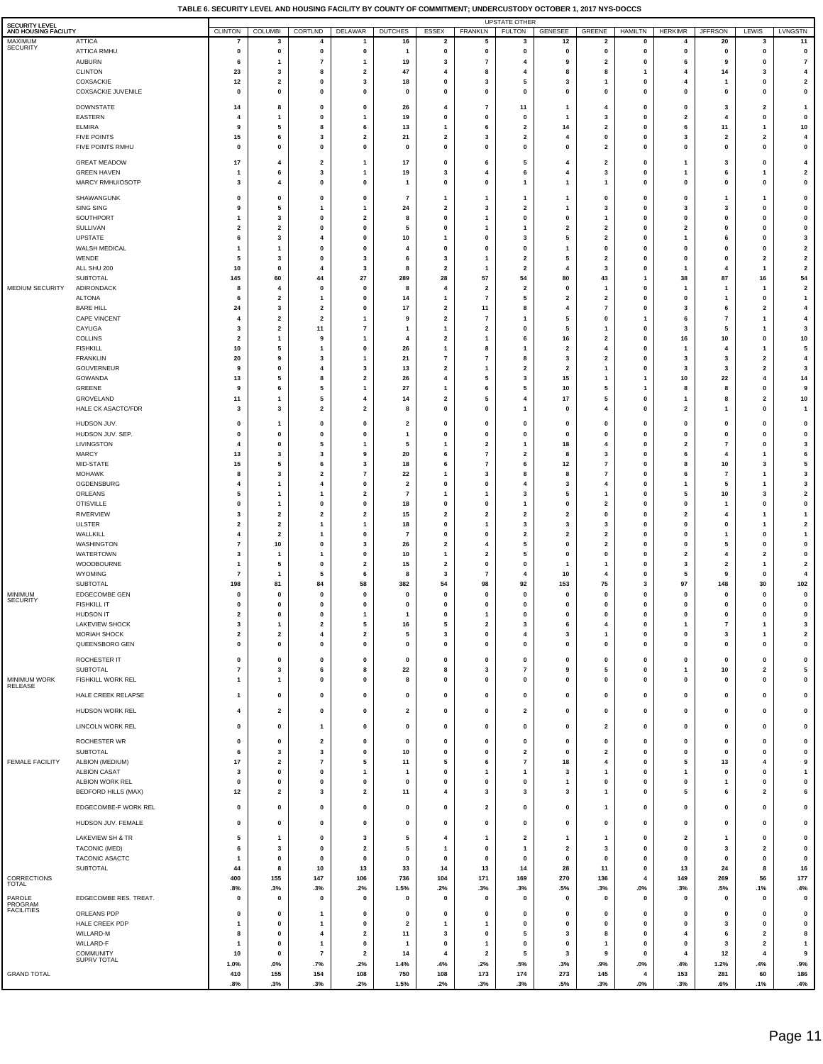**TABLE 6. SECURITY LEVEL AND HOUSING FACILITY BY COUNTY OF COMMITMENT; UNDERCUSTODY OCTOBER 1, 2017 NYS-DOCCS**

| SECURITY LEVEL AND HOUSING FACILITY | | UPSTATE OTHER | | | | | | | | | | | | | | |
|---|---|---|---|---|---|---|---|---|---|---|---|---|---|---|---|---|
| | | CLINTON | COLUMBI | CORTLND | DELAWAR | DUTCHES | ESSEX | FRANKLN | FULTON | GENESEE | GREENE | HAMILTN | HERKIMR | JFFRSON | LEWIS | LVNGSTN |
| MAXIMUM SECURITY | ATTICA | 7 | 3 | 4 | 1 | 16 | 2 | 5 | 3 | 12 | 2 | 0 | 4 | 20 | 3 | 11 |
| | ATTICA RMHU | 0 | 0 | 0 | 0 | 1 | 0 | 0 | 0 | 0 | 0 | 0 | 0 | 0 | 0 | 0 |
| | AUBURN | 6 | 1 | 7 | 1 | 19 | 3 | 7 | 4 | 9 | 2 | 0 | 6 | 9 | 0 | 7 |
| | CLINTON | 23 | 3 | 8 | 2 | 47 | 4 | 8 | 4 | 8 | 8 | 1 | 4 | 14 | 3 | 4 |
| | COXSACKIE | 12 | 2 | 0 | 3 | 18 | 0 | 3 | 5 | 3 | 1 | 0 | 4 | 1 | 0 | 2 |
| | COXSACKIE JUVENILE | 0 | 0 | 0 | 0 | 0 | 0 | 0 | 0 | 0 | 0 | 0 | 0 | 0 | 0 | 0 |
| | DOWNSTATE | 14 | 8 | 0 | 0 | 26 | 4 | 7 | 11 | 1 | 4 | 0 | 0 | 3 | 2 | 1 |
| | EASTERN | 4 | 1 | 0 | 1 | 19 | 0 | 0 | 0 | 1 | 3 | 0 | 2 | 4 | 0 | 0 |
| | ELMIRA | 9 | 5 | 8 | 6 | 13 | 1 | 6 | 2 | 14 | 2 | 0 | 6 | 11 | 1 | 10 |
| | FIVE POINTS | 15 | 6 | 3 | 2 | 21 | 2 | 3 | 2 | 4 | 0 | 0 | 3 | 2 | 2 | 4 |
| | FIVE POINTS RMHU | 0 | 0 | 0 | 0 | 0 | 0 | 0 | 0 | 0 | 2 | 0 | 0 | 0 | 0 | 0 |
| | GREAT MEADOW | 17 | 4 | 2 | 1 | 17 | 0 | 6 | 5 | 4 | 2 | 0 | 1 | 3 | 0 | 4 |
| | GREEN HAVEN | 1 | 6 | 3 | 1 | 19 | 3 | 4 | 6 | 4 | 3 | 0 | 1 | 6 | 1 | 2 |
| | MARCY RMHU/OSOTP | 3 | 4 | 0 | 0 | 1 | 0 | 0 | 1 | 1 | 1 | 0 | 0 | 0 | 0 | 0 |
| | SHAWANGUNK | 0 | 0 | 0 | 0 | 7 | 1 | 1 | 1 | 1 | 0 | 0 | 0 | 1 | 1 | 0 |
| | SING SING | 9 | 5 | 1 | 1 | 24 | 2 | 3 | 2 | 1 | 3 | 0 | 3 | 3 | 0 | 0 |
| | SOUTHPORT | 1 | 3 | 0 | 2 | 8 | 0 | 1 | 0 | 0 | 1 | 0 | 0 | 0 | 0 | 0 |
| | SULLIVAN | 2 | 2 | 0 | 0 | 5 | 0 | 1 | 1 | 2 | 2 | 0 | 2 | 0 | 0 | 0 |
| | UPSTATE | 6 | 3 | 4 | 0 | 10 | 1 | 0 | 3 | 5 | 2 | 0 | 1 | 6 | 0 | 3 |
| | WALSH MEDICAL | 1 | 1 | 0 | 0 | 4 | 0 | 0 | 0 | 1 | 0 | 0 | 0 | 0 | 0 | 2 |
| | WENDE | 5 | 3 | 0 | 3 | 6 | 3 | 1 | 2 | 5 | 2 | 0 | 0 | 0 | 2 | 2 |
| | ALL SHU 200 | 10 | 0 | 4 | 3 | 8 | 2 | 1 | 2 | 4 | 3 | 0 | 1 | 4 | 1 | 2 |
| | SUBTOTAL | 145 | 60 | 44 | 27 | 289 | 28 | 57 | 54 | 80 | 43 | 1 | 38 | 87 | 16 | 54 |
| MEDIUM SECURITY | ADIRONDACK | 8 | 4 | 0 | 0 | 8 | 4 | 2 | 2 | 0 | 1 | 0 | 1 | 1 | 1 | 2 |
| | ALTONA | 6 | 2 | 1 | 0 | 14 | 1 | 7 | 5 | 2 | 2 | 0 | 0 | 1 | 0 | 1 |
| | BARE HILL | 24 | 3 | 2 | 0 | 17 | 2 | 11 | 8 | 4 | 7 | 0 | 3 | 6 | 2 | 4 |
| | CAPE VINCENT | 4 | 2 | 2 | 1 | 9 | 2 | 7 | 1 | 5 | 0 | 1 | 6 | 7 | 1 | 4 |
| | CAYUGA | 3 | 2 | 11 | 7 | 1 | 1 | 2 | 0 | 5 | 1 | 0 | 3 | 5 | 1 | 3 |
| | COLLINS | 2 | 1 | 9 | 1 | 4 | 2 | 1 | 6 | 16 | 2 | 0 | 16 | 10 | 0 | 10 |
| | FISHKILL | 10 | 5 | 1 | 0 | 26 | 1 | 8 | 1 | 2 | 4 | 0 | 1 | 4 | 1 | 5 |
| | FRANKLIN | 20 | 9 | 3 | 1 | 21 | 7 | 7 | 8 | 3 | 2 | 0 | 3 | 3 | 2 | 4 |
| | GOUVERNEUR | 9 | 0 | 4 | 3 | 13 | 2 | 1 | 2 | 2 | 1 | 0 | 3 | 3 | 2 | 3 |
| | GOWANDA | 13 | 5 | 8 | 2 | 26 | 4 | 5 | 3 | 15 | 1 | 1 | 10 | 22 | 4 | 14 |
| | GREENE | 9 | 6 | 5 | 1 | 27 | 1 | 6 | 5 | 10 | 5 | 1 | 8 | 8 | 0 | 9 |
| | GROVELAND | 11 | 1 | 5 | 4 | 14 | 2 | 5 | 4 | 17 | 5 | 0 | 1 | 8 | 2 | 10 |
| | HALE CK ASACTC/FDR | 3 | 3 | 2 | 2 | 8 | 0 | 0 | 1 | 0 | 4 | 0 | 2 | 1 | 0 | 1 |
| | HUDSON JUV. | 0 | 1 | 0 | 0 | 2 | 0 | 0 | 0 | 0 | 0 | 0 | 0 | 0 | 0 | 0 |
| | HUDSON JUV. SEP. | 0 | 0 | 0 | 0 | 1 | 0 | 0 | 0 | 0 | 0 | 0 | 0 | 0 | 0 | 0 |
| | LIVINGSTON | 4 | 0 | 5 | 1 | 5 | 1 | 2 | 1 | 18 | 4 | 0 | 2 | 7 | 0 | 3 |
| | MARCY | 13 | 3 | 3 | 9 | 20 | 6 | 7 | 2 | 8 | 3 | 0 | 6 | 4 | 1 | 6 |
| | MID-STATE | 15 | 5 | 6 | 3 | 18 | 6 | 7 | 6 | 12 | 7 | 0 | 8 | 10 | 3 | 5 |
| | MOHAWK | 8 | 3 | 2 | 7 | 22 | 1 | 3 | 8 | 8 | 7 | 0 | 6 | 7 | 1 | 3 |
| | OGDENSBURG | 4 | 1 | 4 | 0 | 2 | 0 | 0 | 4 | 3 | 4 | 0 | 1 | 5 | 1 | 3 |
| | ORLEANS | 5 | 1 | 1 | 2 | 7 | 1 | 1 | 3 | 5 | 1 | 0 | 5 | 10 | 3 | 2 |
| | OTISVILLE | 0 | 1 | 0 | 0 | 18 | 0 | 0 | 1 | 0 | 2 | 0 | 0 | 1 | 0 | 0 |
| | RIVERVIEW | 3 | 2 | 2 | 2 | 15 | 2 | 2 | 2 | 2 | 0 | 0 | 2 | 4 | 1 | 1 |
| | ULSTER | 2 | 2 | 1 | 1 | 18 | 0 | 1 | 3 | 3 | 3 | 0 | 0 | 0 | 1 | 2 |
| | WALLKILL | 4 | 2 | 1 | 0 | 7 | 0 | 0 | 2 | 2 | 2 | 0 | 0 | 1 | 0 | 1 |
| | WASHINGTON | 7 | 10 | 0 | 3 | 26 | 2 | 4 | 5 | 0 | 2 | 0 | 0 | 5 | 0 | 0 |
| | WATERTOWN | 3 | 1 | 1 | 0 | 10 | 1 | 2 | 5 | 0 | 0 | 0 | 2 | 4 | 2 | 0 |
| | WOODBOURNE | 1 | 5 | 0 | 2 | 15 | 2 | 0 | 0 | 1 | 1 | 0 | 3 | 2 | 1 | 2 |
| | WYOMING | 7 | 1 | 5 | 6 | 8 | 3 | 7 | 4 | 10 | 4 | 0 | 5 | 9 | 0 | 4 |
| | SUBTOTAL | 198 | 81 | 84 | 58 | 382 | 54 | 98 | 92 | 153 | 75 | 3 | 97 | 148 | 30 | 102 |
| MINIMUM SECURITY | EDGECOMBE GEN | 0 | 0 | 0 | 0 | 0 | 0 | 0 | 0 | 0 | 0 | 0 | 0 | 0 | 0 | 0 |
| | FISHKILL IT | 0 | 0 | 0 | 0 | 0 | 0 | 0 | 0 | 0 | 0 | 0 | 0 | 0 | 0 | 0 |
| | HUDSON IT | 2 | 0 | 0 | 1 | 1 | 0 | 1 | 0 | 0 | 0 | 0 | 0 | 0 | 0 | 0 |
| | LAKEVIEW SHOCK | 3 | 1 | 2 | 5 | 16 | 5 | 2 | 3 | 6 | 4 | 0 | 1 | 7 | 1 | 3 |
| | MORIAH SHOCK | 2 | 2 | 4 | 2 | 5 | 3 | 0 | 4 | 3 | 1 | 0 | 0 | 3 | 1 | 2 |
| | QUEENSBORO GEN | 0 | 0 | 0 | 0 | 0 | 0 | 0 | 0 | 0 | 0 | 0 | 0 | 0 | 0 | 0 |
| | ROCHESTER IT | 0 | 0 | 0 | 0 | 0 | 0 | 0 | 0 | 0 | 0 | 0 | 0 | 0 | 0 | 0 |
| | SUBTOTAL | 7 | 3 | 6 | 8 | 22 | 8 | 3 | 7 | 9 | 5 | 0 | 1 | 10 | 2 | 5 |
| MINIMUM WORK RELEASE | FISHKILL WORK REL | 1 | 1 | 0 | 0 | 8 | 0 | 0 | 0 | 0 | 0 | 0 | 0 | 0 | 0 | 0 |
| | HALE CREEK RELAPSE | 1 | 0 | 0 | 0 | 0 | 0 | 0 | 0 | 0 | 0 | 0 | 0 | 0 | 0 | 0 |
| | HUDSON WORK REL | 4 | 2 | 0 | 0 | 2 | 0 | 0 | 2 | 0 | 0 | 0 | 0 | 0 | 0 | 0 |
| | LINCOLN WORK REL | 0 | 0 | 1 | 0 | 0 | 0 | 0 | 0 | 0 | 2 | 0 | 0 | 0 | 0 | 0 |
| | ROCHESTER WR | 0 | 0 | 2 | 0 | 0 | 0 | 0 | 0 | 0 | 0 | 0 | 0 | 0 | 0 | 0 |
| | SUBTOTAL | 6 | 3 | 3 | 0 | 10 | 0 | 0 | 2 | 0 | 2 | 0 | 0 | 0 | 0 | 0 |
| FEMALE FACILITY | ALBION (MEDIUM) | 17 | 2 | 7 | 5 | 11 | 5 | 6 | 7 | 18 | 4 | 0 | 5 | 13 | 4 | 9 |
| | ALBION CASAT | 3 | 0 | 0 | 1 | 1 | 0 | 1 | 1 | 3 | 1 | 0 | 1 | 0 | 0 | 1 |
| | ALBION WORK REL | 0 | 0 | 0 | 0 | 0 | 0 | 0 | 0 | 1 | 0 | 0 | 0 | 1 | 0 | 0 |
| | BEDFORD HILLS (MAX) | 12 | 2 | 3 | 2 | 11 | 4 | 3 | 3 | 3 | 1 | 0 | 5 | 6 | 2 | 6 |
| | EDGECOMBE-F WORK REL | 0 | 0 | 0 | 0 | 0 | 0 | 2 | 0 | 0 | 1 | 0 | 0 | 0 | 0 | 0 |
| | HUDSON JUV. FEMALE | 0 | 0 | 0 | 0 | 0 | 0 | 0 | 0 | 0 | 0 | 0 | 0 | 0 | 0 | 0 |
| | LAKEVIEW SH & TR | 5 | 1 | 0 | 3 | 5 | 4 | 1 | 2 | 1 | 1 | 0 | 2 | 1 | 0 | 0 |
| | TACONIC (MED) | 6 | 3 | 0 | 2 | 5 | 1 | 0 | 1 | 2 | 3 | 0 | 0 | 3 | 2 | 0 |
| | TACONIC ASACTC | 1 | 0 | 0 | 0 | 0 | 0 | 0 | 0 | 0 | 0 | 0 | 0 | 0 | 0 | 0 |
| | SUBTOTAL | 44 | 8 | 10 | 13 | 33 | 14 | 13 | 14 | 28 | 11 | 0 | 13 | 24 | 8 | 16 |
| CORRECTIONS TOTAL | | 400 | 155 | 147 | 106 | 736 | 104 | 171 | 169 | 270 | 136 | 4 | 149 | 269 | 56 | 177 |
| | | .8% | .3% | .3% | .2% | 1.5% | .2% | .3% | .3% | .5% | .3% | .0% | .3% | .5% | .1% | .4% |
| PAROLE PROGRAM FACILITIES | EDGECOMBE RES. TREAT. | 0 | 0 | 0 | 0 | 0 | 0 | 0 | 0 | 0 | 0 | 0 | 0 | 0 | 0 | 0 |
| | ORLEANS PDP | 0 | 0 | 1 | 0 | 0 | 0 | 0 | 0 | 0 | 0 | 0 | 0 | 0 | 0 | 0 |
| | HALE CREEK PDP | 1 | 0 | 1 | 0 | 2 | 1 | 1 | 0 | 0 | 0 | 0 | 0 | 3 | 0 | 0 |
| | WILLARD-M | 8 | 0 | 4 | 2 | 11 | 3 | 0 | 5 | 3 | 8 | 0 | 4 | 6 | 2 | 8 |
| | WILLARD-F | 1 | 0 | 1 | 0 | 1 | 0 | 1 | 0 | 0 | 1 | 0 | 0 | 3 | 2 | 1 |
| | COMMUNITY SUPRV TOTAL | 10 | 0 | 7 | 2 | 14 | 4 | 2 | 5 | 3 | 9 | 0 | 4 | 12 | 4 | 9 |
| | | 1.0% | .0% | .7% | .2% | 1.4% | .4% | .2% | .5% | .3% | .9% | .0% | .4% | 1.2% | .4% | .9% |
| GRAND TOTAL | | 410 | 155 | 154 | 108 | 750 | 108 | 173 | 174 | 273 | 145 | 4 | 153 | 281 | 60 | 186 |
| | | .8% | .3% | .3% | .2% | 1.5% | .2% | .3% | .3% | .5% | .3% | .0% | .3% | .6% | .1% | .4% |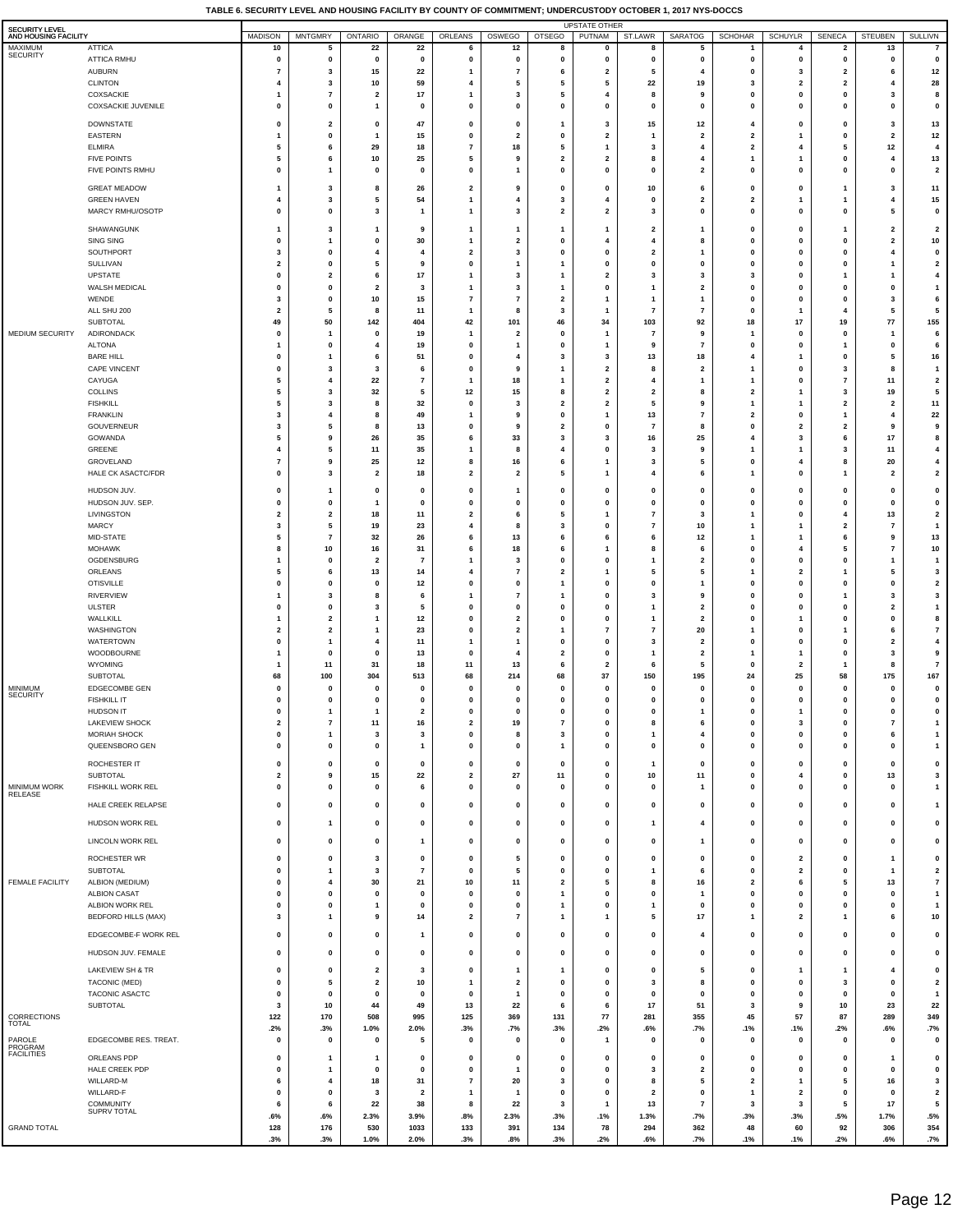**TABLE 6. SECURITY LEVEL AND HOUSING FACILITY BY COUNTY OF COMMITMENT; UNDERCUSTODY OCTOBER 1, 2017 NYS-DOCCS**

| SECURITY LEVEL AND HOUSING FACILITY | | UPSTATE OTHER | | | | | | | | | | | | | | |
|---|---|---|---|---|---|---|---|---|---|---|---|---|---|---|---|---|
| | | MADISON | MNTGMRY | ONTARIO | ORANGE | ORLEANS | OSWEGO | OTSEGO | PUTNAM | ST.LAWR | SARATOG | SCHOHAR | SCHUYLR | SENECA | STEUBEN | SULLIVN |
| MAXIMUM SECURITY | ATTICA | 10 | 5 | 22 | 22 | 6 | 12 | 8 | 0 | 8 | 5 | 1 | 4 | 2 | 13 | 7 |
| | ATTICA RMHU | 0 | 0 | 0 | 0 | 0 | 0 | 0 | 0 | 0 | 0 | 0 | 0 | 0 | 0 | 0 |
| | AUBURN | 7 | 3 | 15 | 22 | 1 | 7 | 6 | 2 | 5 | 4 | 0 | 3 | 2 | 6 | 12 |
| | CLINTON | 4 | 3 | 10 | 59 | 4 | 5 | 5 | 5 | 22 | 19 | 3 | 2 | 2 | 4 | 28 |
| | COXSACKIE | 1 | 7 | 2 | 17 | 1 | 3 | 5 | 4 | 8 | 9 | 0 | 0 | 0 | 3 | 8 |
| | COXSACKIE JUVENILE | 0 | 0 | 1 | 0 | 0 | 0 | 0 | 0 | 0 | 0 | 0 | 0 | 0 | 0 | 0 |
| | DOWNSTATE | 0 | 2 | 0 | 47 | 0 | 0 | 1 | 3 | 15 | 12 | 4 | 0 | 0 | 3 | 13 |
| | EASTERN | 1 | 0 | 1 | 15 | 0 | 2 | 0 | 2 | 1 | 2 | 2 | 1 | 0 | 2 | 12 |
| | ELMIRA | 5 | 6 | 29 | 18 | 7 | 18 | 5 | 1 | 3 | 4 | 2 | 4 | 5 | 12 | 4 |
| | FIVE POINTS | 5 | 6 | 10 | 25 | 5 | 9 | 2 | 2 | 8 | 4 | 1 | 1 | 0 | 4 | 13 |
| | FIVE POINTS RMHU | 0 | 1 | 0 | 0 | 0 | 1 | 0 | 0 | 0 | 2 | 0 | 0 | 0 | 0 | 2 |
| | GREAT MEADOW | 1 | 3 | 8 | 26 | 2 | 9 | 0 | 0 | 10 | 6 | 0 | 0 | 1 | 3 | 11 |
| | GREEN HAVEN | 4 | 3 | 5 | 54 | 1 | 4 | 3 | 4 | 0 | 2 | 2 | 1 | 1 | 4 | 15 |
| | MARCY RMHU/OSOTP | 0 | 0 | 3 | 1 | 1 | 3 | 2 | 2 | 3 | 0 | 0 | 0 | 0 | 5 | 0 |
| | SHAWANGUNK | 1 | 3 | 1 | 9 | 1 | 1 | 1 | 1 | 2 | 1 | 0 | 0 | 1 | 2 | 2 |
| | SING SING | 0 | 1 | 0 | 30 | 1 | 2 | 0 | 4 | 4 | 8 | 0 | 0 | 0 | 2 | 10 |
| | SOUTHPORT | 3 | 0 | 4 | 4 | 2 | 3 | 0 | 0 | 2 | 1 | 0 | 0 | 0 | 4 | 0 |
| | SULLIVAN | 2 | 0 | 5 | 9 | 0 | 1 | 1 | 0 | 0 | 0 | 0 | 0 | 0 | 1 | 2 |
| | UPSTATE | 0 | 2 | 6 | 17 | 1 | 3 | 1 | 2 | 3 | 3 | 3 | 0 | 1 | 1 | 4 |
| | WALSH MEDICAL | 0 | 0 | 2 | 3 | 1 | 3 | 1 | 0 | 1 | 2 | 0 | 0 | 0 | 0 | 1 |
| | WENDE | 3 | 0 | 10 | 15 | 7 | 7 | 2 | 1 | 1 | 1 | 0 | 0 | 0 | 3 | 6 |
| | ALL SHU 200 | 2 | 5 | 8 | 11 | 1 | 8 | 3 | 1 | 7 | 7 | 0 | 1 | 4 | 5 | 5 |
| | SUBTOTAL | 49 | 50 | 142 | 404 | 42 | 101 | 46 | 34 | 103 | 92 | 18 | 17 | 19 | 77 | 155 |
| MEDIUM SECURITY | ADIRONDACK | 0 | 1 | 0 | 19 | 1 | 2 | 0 | 1 | 7 | 9 | 1 | 0 | 0 | 1 | 6 |
| | ALTONA | 1 | 0 | 4 | 19 | 0 | 1 | 0 | 1 | 9 | 7 | 0 | 0 | 1 | 0 | 6 |
| | BARE HILL | 0 | 1 | 6 | 51 | 0 | 4 | 3 | 3 | 13 | 18 | 4 | 1 | 0 | 5 | 16 |
| | CAPE VINCENT | 0 | 3 | 3 | 6 | 0 | 9 | 1 | 2 | 8 | 2 | 1 | 0 | 3 | 8 | 1 |
| | CAYUGA | 5 | 4 | 22 | 7 | 1 | 18 | 1 | 2 | 4 | 1 | 1 | 0 | 7 | 11 | 2 |
| | COLLINS | 5 | 3 | 32 | 5 | 12 | 15 | 8 | 2 | 2 | 8 | 2 | 1 | 3 | 19 | 5 |
| | FISHKILL | 5 | 3 | 8 | 32 | 0 | 3 | 2 | 2 | 5 | 9 | 1 | 1 | 2 | 2 | 11 |
| | FRANKLIN | 3 | 4 | 8 | 49 | 1 | 9 | 0 | 1 | 13 | 7 | 2 | 0 | 1 | 4 | 22 |
| | GOUVERNEUR | 3 | 5 | 8 | 13 | 0 | 9 | 2 | 0 | 7 | 8 | 0 | 2 | 2 | 9 | 9 |
| | GOWANDA | 5 | 9 | 26 | 35 | 6 | 33 | 3 | 3 | 16 | 25 | 4 | 3 | 6 | 17 | 8 |
| | GREENE | 4 | 5 | 11 | 35 | 1 | 8 | 4 | 0 | 3 | 9 | 1 | 1 | 3 | 11 | 4 |
| | GROVELAND | 7 | 9 | 25 | 12 | 8 | 16 | 6 | 1 | 3 | 5 | 0 | 4 | 8 | 20 | 4 |
| | HALE CK ASACTC/FDR | 0 | 3 | 2 | 18 | 2 | 2 | 5 | 1 | 4 | 6 | 1 | 0 | 1 | 2 | 2 |
| | HUDSON JUV. | 0 | 1 | 0 | 0 | 0 | 1 | 0 | 0 | 0 | 0 | 0 | 0 | 0 | 0 | 0 |
| | HUDSON JUV. SEP. | 0 | 0 | 1 | 0 | 0 | 0 | 0 | 0 | 0 | 0 | 0 | 0 | 0 | 0 | 0 |
| | LIVINGSTON | 2 | 2 | 18 | 11 | 2 | 6 | 5 | 1 | 7 | 3 | 1 | 0 | 4 | 13 | 2 |
| | MARCY | 3 | 5 | 19 | 23 | 4 | 8 | 3 | 0 | 7 | 10 | 1 | 1 | 2 | 7 | 1 |
| | MID-STATE | 5 | 7 | 32 | 26 | 6 | 13 | 6 | 6 | 6 | 12 | 1 | 1 | 6 | 9 | 13 |
| | MOHAWK | 8 | 10 | 16 | 31 | 6 | 18 | 6 | 1 | 8 | 6 | 0 | 4 | 5 | 7 | 10 |
| | OGDENSBURG | 1 | 0 | 2 | 7 | 1 | 3 | 0 | 0 | 1 | 2 | 0 | 0 | 0 | 1 | 1 |
| | ORLEANS | 5 | 6 | 13 | 14 | 4 | 7 | 2 | 1 | 5 | 5 | 1 | 2 | 1 | 5 | 3 |
| | OTISVILLE | 0 | 0 | 0 | 12 | 0 | 0 | 1 | 0 | 0 | 1 | 0 | 0 | 0 | 0 | 2 |
| | RIVERVIEW | 1 | 3 | 8 | 6 | 1 | 7 | 1 | 0 | 3 | 9 | 0 | 0 | 1 | 3 | 3 |
| | ULSTER | 0 | 0 | 3 | 5 | 0 | 0 | 0 | 0 | 1 | 2 | 0 | 0 | 0 | 2 | 1 |
| | WALLKILL | 1 | 2 | 1 | 12 | 0 | 2 | 0 | 0 | 1 | 2 | 0 | 1 | 0 | 0 | 8 |
| | WASHINGTON | 2 | 2 | 1 | 23 | 0 | 2 | 1 | 7 | 7 | 20 | 1 | 0 | 1 | 6 | 7 |
| | WATERTOWN | 0 | 1 | 4 | 11 | 1 | 1 | 0 | 0 | 3 | 2 | 0 | 0 | 0 | 2 | 4 |
| | WOODBOURNE | 1 | 0 | 0 | 13 | 0 | 4 | 2 | 0 | 1 | 2 | 1 | 1 | 0 | 3 | 9 |
| | WYOMING | 1 | 11 | 31 | 18 | 11 | 13 | 6 | 2 | 6 | 5 | 0 | 2 | 1 | 8 | 7 |
| | SUBTOTAL | 68 | 100 | 304 | 513 | 68 | 214 | 68 | 37 | 150 | 195 | 24 | 25 | 58 | 175 | 167 |
| MINIMUM SECURITY | EDGECOMBE GEN | 0 | 0 | 0 | 0 | 0 | 0 | 0 | 0 | 0 | 0 | 0 | 0 | 0 | 0 | 0 |
| | FISHKILL IT | 0 | 0 | 0 | 0 | 0 | 0 | 0 | 0 | 0 | 0 | 0 | 0 | 0 | 0 | 0 |
| | HUDSON IT | 0 | 1 | 1 | 2 | 0 | 0 | 0 | 0 | 0 | 1 | 0 | 1 | 0 | 0 | 0 |
| | LAKEVIEW SHOCK | 2 | 7 | 11 | 16 | 2 | 19 | 7 | 0 | 8 | 6 | 0 | 3 | 0 | 7 | 1 |
| | MORIAH SHOCK | 0 | 1 | 3 | 3 | 0 | 8 | 3 | 0 | 1 | 4 | 0 | 0 | 0 | 6 | 1 |
| | QUEENSBORO GEN | 0 | 0 | 0 | 1 | 0 | 0 | 1 | 0 | 0 | 0 | 0 | 0 | 0 | 0 | 1 |
| | ROCHESTER IT | 0 | 0 | 0 | 0 | 0 | 0 | 0 | 0 | 1 | 0 | 0 | 0 | 0 | 0 | 0 |
| | SUBTOTAL | 2 | 9 | 15 | 22 | 2 | 27 | 11 | 0 | 10 | 11 | 0 | 4 | 0 | 13 | 3 |
| MINIMUM WORK RELEASE | FISHKILL WORK REL | 0 | 0 | 0 | 6 | 0 | 0 | 0 | 0 | 0 | 1 | 0 | 0 | 0 | 0 | 1 |
| | HALE CREEK RELAPSE | 0 | 0 | 0 | 0 | 0 | 0 | 0 | 0 | 0 | 0 | 0 | 0 | 0 | 0 | 1 |
| | HUDSON WORK REL | 0 | 1 | 0 | 0 | 0 | 0 | 0 | 0 | 1 | 4 | 0 | 0 | 0 | 0 | 0 |
| | LINCOLN WORK REL | 0 | 0 | 0 | 1 | 0 | 0 | 0 | 0 | 0 | 1 | 0 | 0 | 0 | 0 | 0 |
| | ROCHESTER WR | 0 | 0 | 3 | 0 | 0 | 5 | 0 | 0 | 0 | 0 | 0 | 2 | 0 | 1 | 0 |
| | SUBTOTAL | 0 | 1 | 3 | 7 | 0 | 5 | 0 | 0 | 1 | 6 | 0 | 2 | 0 | 1 | 2 |
| FEMALE FACILITY | ALBION (MEDIUM) | 0 | 4 | 30 | 21 | 10 | 11 | 2 | 5 | 8 | 16 | 2 | 6 | 5 | 13 | 7 |
| | ALBION CASAT | 0 | 0 | 0 | 0 | 0 | 0 | 1 | 0 | 0 | 1 | 0 | 0 | 0 | 0 | 1 |
| | ALBION WORK REL | 0 | 0 | 1 | 0 | 0 | 0 | 1 | 0 | 1 | 0 | 0 | 0 | 0 | 0 | 1 |
| | BEDFORD HILLS (MAX) | 3 | 1 | 9 | 14 | 2 | 7 | 1 | 1 | 5 | 17 | 1 | 2 | 1 | 6 | 10 |
| | EDGECOMBE-F WORK REL | 0 | 0 | 0 | 1 | 0 | 0 | 0 | 0 | 0 | 4 | 0 | 0 | 0 | 0 | 0 |
| | HUDSON JUV. FEMALE | 0 | 0 | 0 | 0 | 0 | 0 | 0 | 0 | 0 | 0 | 0 | 0 | 0 | 0 | 0 |
| | LAKEVIEW SH & TR | 0 | 0 | 2 | 3 | 0 | 1 | 1 | 0 | 0 | 5 | 0 | 1 | 1 | 4 | 0 |
| | TACONIC (MED) | 0 | 5 | 2 | 10 | 1 | 2 | 0 | 0 | 3 | 8 | 0 | 0 | 3 | 0 | 2 |
| | TACONIC ASACTC | 0 | 0 | 0 | 0 | 0 | 1 | 0 | 0 | 0 | 0 | 0 | 0 | 0 | 0 | 1 |
| | SUBTOTAL | 3 | 10 | 44 | 49 | 13 | 22 | 6 | 6 | 17 | 51 | 3 | 9 | 10 | 23 | 22 |
| CORRECTIONS TOTAL | | 122 | 170 | 508 | 995 | 125 | 369 | 131 | 77 | 281 | 355 | 45 | 57 | 87 | 289 | 349 |
| | | .2% | .3% | 1.0% | 2.0% | .3% | .7% | .3% | .2% | .6% | .7% | .1% | .1% | .2% | .6% | .7% |
| PAROLE PROGRAM FACILITIES | EDGECOMBE RES. TREAT. | 0 | 0 | 0 | 5 | 0 | 0 | 0 | 1 | 0 | 0 | 0 | 0 | 0 | 0 | 0 |
| | ORLEANS PDP | 0 | 1 | 1 | 0 | 0 | 0 | 0 | 0 | 0 | 0 | 0 | 0 | 0 | 1 | 0 |
| | HALE CREEK PDP | 0 | 1 | 0 | 0 | 0 | 1 | 0 | 0 | 3 | 2 | 0 | 0 | 0 | 0 | 0 |
| | WILLARD-M | 6 | 4 | 18 | 31 | 7 | 20 | 3 | 0 | 8 | 5 | 2 | 1 | 5 | 16 | 3 |
| | WILLARD-F | 0 | 0 | 3 | 2 | 1 | 1 | 0 | 0 | 2 | 0 | 1 | 2 | 0 | 0 | 2 |
| | COMMUNITY SUPRV TOTAL | 6 | 6 | 22 | 38 | 8 | 22 | 3 | 1 | 13 | 7 | 3 | 3 | 5 | 17 | 5 |
| | | .6% | .6% | 2.3% | 3.9% | .8% | 2.3% | .3% | .1% | 1.3% | .7% | .3% | .3% | .5% | 1.7% | .5% |
| GRAND TOTAL | | 128 | 176 | 530 | 1033 | 133 | 391 | 134 | 78 | 294 | 362 | 48 | 60 | 92 | 306 | 354 |
| | | .3% | .3% | 1.0% | 2.0% | .3% | .8% | .3% | .2% | .6% | .7% | .1% | .1% | .2% | .6% | .7% |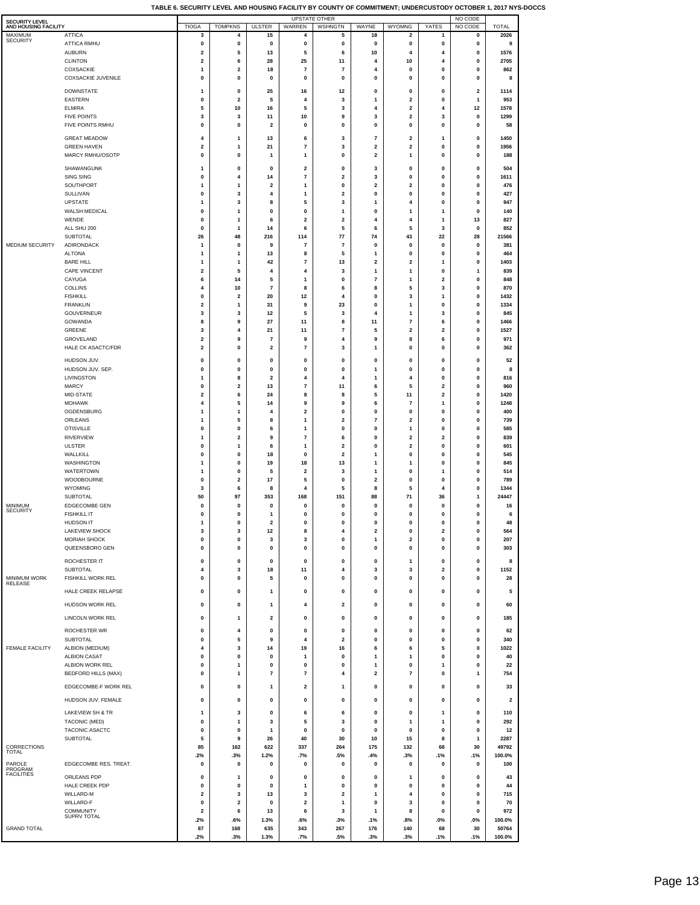**TABLE 6. SECURITY LEVEL AND HOUSING FACILITY BY COUNTY OF COMMITMENT; UNDERCUSTODY OCTOBER 1, 2017 NYS-DOCCS**

| SECURITY LEVEL | AND HOUSING FACILITY | UPSTATE OTHER | | | | | | | | NO CODE | |
|---|---|---|---|---|---|---|---|---|---|---|---|
| | | TIOGA | TOMPKNS | ULSTER | WARREN | WSHNGTN | WAYNE | WYOMNG | YATES | NO CODE | TOTAL |
| MAXIMUM SECURITY | ATTICA | 3 | 4 | 15 | 4 | 5 | 18 | 2 | 1 | 0 | 2026 |
| | ATTICA RMHU | 0 | 0 | 0 | 0 | 0 | 0 | 0 | 0 | 0 | 9 |
| | AUBURN | 2 | 5 | 13 | 5 | 6 | 10 | 4 | 4 | 0 | 1576 |
| | CLINTON | 2 | 6 | 28 | 25 | 11 | 4 | 10 | 4 | 0 | 2705 |
| | COXSACKIE | 1 | 2 | 18 | 7 | 7 | 4 | 0 | 0 | 0 | 862 |
| | COXSACKIE JUVENILE | 0 | 0 | 0 | 0 | 0 | 0 | 0 | 0 | 0 | 8 |
| | DOWNSTATE | 1 | 0 | 25 | 16 | 12 | 0 | 0 | 0 | 2 | 1114 |
| | EASTERN | 0 | 2 | 5 | 4 | 3 | 1 | 2 | 0 | 1 | 953 |
| | ELMIRA | 5 | 10 | 16 | 5 | 3 | 4 | 2 | 4 | 12 | 1578 |
| | FIVE POINTS | 3 | 3 | 11 | 10 | 9 | 3 | 2 | 3 | 0 | 1299 |
| | FIVE POINTS RMHU | 0 | 0 | 2 | 0 | 0 | 0 | 0 | 0 | 0 | 58 |
| | GREAT MEADOW | 4 | 1 | 13 | 6 | 3 | 7 | 2 | 1 | 0 | 1450 |
| | GREEN HAVEN | 2 | 1 | 21 | 7 | 3 | 2 | 2 | 0 | 0 | 1956 |
| | MARCY RMHU/OSOTP | 0 | 0 | 1 | 1 | 0 | 2 | 1 | 0 | 0 | 188 |
| | SHAWANGUNK | 1 | 0 | 0 | 2 | 0 | 3 | 0 | 0 | 0 | 504 |
| | SING SING | 0 | 4 | 14 | 7 | 2 | 3 | 0 | 0 | 0 | 1611 |
| | SOUTHPORT | 1 | 1 | 2 | 1 | 0 | 2 | 2 | 0 | 0 | 476 |
| | SULLIVAN | 0 | 3 | 4 | 1 | 2 | 0 | 0 | 0 | 0 | 427 |
| | UPSTATE | 1 | 3 | 8 | 5 | 3 | 1 | 4 | 0 | 0 | 947 |
| | WALSH MEDICAL | 0 | 1 | 0 | 0 | 1 | 0 | 1 | 1 | 0 | 140 |
| | WENDE | 0 | 1 | 6 | 2 | 2 | 4 | 4 | 1 | 13 | 827 |
| | ALL SHU 200 | 0 | 1 | 14 | 6 | 5 | 6 | 5 | 3 | 0 | 852 |
| | SUBTOTAL | 26 | 48 | 216 | 114 | 77 | 74 | 43 | 22 | 28 | 21566 |
| MEDIUM SECURITY | ADIRONDACK | 1 | 0 | 9 | 7 | 7 | 0 | 0 | 0 | 0 | 381 |
| | ALTONA | 1 | 1 | 13 | 8 | 5 | 1 | 0 | 0 | 0 | 464 |
| | BARE HILL | 1 | 1 | 42 | 7 | 13 | 2 | 2 | 1 | 0 | 1403 |
| | CAPE VINCENT | 2 | 5 | 4 | 4 | 3 | 1 | 1 | 0 | 1 | 839 |
| | CAYUGA | 6 | 14 | 5 | 1 | 0 | 7 | 1 | 2 | 0 | 848 |
| | COLLINS | 4 | 10 | 7 | 8 | 6 | 8 | 5 | 3 | 0 | 870 |
| | FISHKILL | 0 | 2 | 20 | 12 | 4 | 0 | 3 | 1 | 0 | 1432 |
| | FRANKLIN | 2 | 1 | 31 | 9 | 23 | 0 | 1 | 0 | 0 | 1334 |
| | GOUVERNEUR | 3 | 3 | 12 | 5 | 3 | 4 | 1 | 3 | 0 | 845 |
| | GOWANDA | 8 | 9 | 27 | 11 | 8 | 11 | 7 | 6 | 0 | 1466 |
| | GREENE | 3 | 4 | 21 | 11 | 7 | 5 | 2 | 2 | 0 | 1527 |
| | GROVELAND | 2 | 9 | 7 | 9 | 4 | 9 | 8 | 6 | 0 | 971 |
| | HALE CK ASACTC/FDR | 2 | 0 | 2 | 7 | 3 | 1 | 0 | 0 | 0 | 362 |
| | HUDSON JUV. | 0 | 0 | 0 | 0 | 0 | 0 | 0 | 0 | 0 | 52 |
| | HUDSON JUV. SEP. | 0 | 0 | 0 | 0 | 0 | 1 | 0 | 0 | 0 | 8 |
| | LIVINGSTON | 1 | 8 | 2 | 4 | 4 | 1 | 4 | 0 | 0 | 816 |
| | MARCY | 0 | 2 | 13 | 7 | 11 | 6 | 5 | 2 | 0 | 960 |
| | MID-STATE | 2 | 6 | 24 | 8 | 8 | 5 | 11 | 2 | 0 | 1420 |
| | MOHAWK | 4 | 5 | 14 | 9 | 9 | 6 | 7 | 1 | 0 | 1248 |
| | OGDENSBURG | 1 | 1 | 4 | 2 | 0 | 0 | 0 | 0 | 0 | 400 |
| | ORLEANS | 1 | 5 | 8 | 1 | 2 | 7 | 2 | 0 | 0 | 739 |
| | OTISVILLE | 0 | 0 | 6 | 1 | 0 | 0 | 1 | 0 | 0 | 585 |
| | RIVERVIEW | 1 | 2 | 9 | 7 | 6 | 0 | 2 | 2 | 0 | 839 |
| | ULSTER | 0 | 1 | 6 | 1 | 2 | 0 | 2 | 0 | 0 | 601 |
| | WALLKILL | 0 | 0 | 18 | 0 | 2 | 1 | 0 | 0 | 0 | 545 |
| | WASHINGTON | 1 | 0 | 19 | 18 | 13 | 1 | 1 | 0 | 0 | 845 |
| | WATERTOWN | 1 | 0 | 5 | 2 | 3 | 1 | 0 | 1 | 0 | 514 |
| | WOODBOURNE | 0 | 2 | 17 | 5 | 0 | 2 | 0 | 0 | 0 | 789 |
| | WYOMING | 3 | 6 | 8 | 4 | 5 | 8 | 5 | 4 | 0 | 1344 |
| | SUBTOTAL | 50 | 97 | 353 | 168 | 151 | 88 | 71 | 36 | 1 | 24447 |
| MINIMUM SECURITY | EDGECOMBE GEN | 0 | 0 | 0 | 0 | 0 | 0 | 0 | 0 | 0 | 16 |
| | FISHKILL IT | 0 | 0 | 1 | 0 | 0 | 0 | 0 | 0 | 0 | 6 |
| | HUDSON IT | 1 | 0 | 2 | 0 | 0 | 0 | 0 | 0 | 0 | 48 |
| | LAKEVIEW SHOCK | 3 | 3 | 12 | 8 | 4 | 2 | 0 | 2 | 0 | 564 |
| | MORIAH SHOCK | 0 | 0 | 3 | 3 | 0 | 1 | 2 | 0 | 0 | 207 |
| | QUEENSBORO GEN | 0 | 0 | 0 | 0 | 0 | 0 | 0 | 0 | 0 | 303 |
| | ROCHESTER IT | 0 | 0 | 0 | 0 | 0 | 0 | 1 | 0 | 0 | 8 |
| | SUBTOTAL | 4 | 3 | 18 | 11 | 4 | 3 | 3 | 2 | 0 | 1152 |
| MINIMUM WORK RELEASE | FISHKILL WORK REL | 0 | 0 | 5 | 0 | 0 | 0 | 0 | 0 | 0 | 28 |
| | HALE CREEK RELAPSE | 0 | 0 | 1 | 0 | 0 | 0 | 0 | 0 | 0 | 5 |
| | HUDSON WORK REL | 0 | 0 | 1 | 4 | 2 | 0 | 0 | 0 | 0 | 60 |
| | LINCOLN WORK REL | 0 | 1 | 2 | 0 | 0 | 0 | 0 | 0 | 0 | 185 |
| | ROCHESTER WR | 0 | 4 | 0 | 0 | 0 | 0 | 0 | 0 | 0 | 62 |
| | SUBTOTAL | 0 | 5 | 9 | 4 | 2 | 0 | 0 | 0 | 0 | 340 |
| FEMALE FACILITY | ALBION (MEDIUM) | 4 | 3 | 14 | 19 | 16 | 6 | 6 | 5 | 0 | 1022 |
| | ALBION CASAT | 0 | 0 | 0 | 1 | 0 | 1 | 1 | 0 | 0 | 40 |
| | ALBION WORK REL | 0 | 1 | 0 | 0 | 0 | 1 | 0 | 1 | 0 | 22 |
| | BEDFORD HILLS (MAX) | 0 | 1 | 7 | 7 | 4 | 2 | 7 | 0 | 1 | 754 |
| | EDGECOMBE-F WORK REL | 0 | 0 | 1 | 2 | 1 | 0 | 0 | 0 | 0 | 33 |
| | HUDSON JUV. FEMALE | 0 | 0 | 0 | 0 | 0 | 0 | 0 | 0 | 0 | 2 |
| | LAKEVIEW SH & TR | 1 | 3 | 0 | 6 | 6 | 0 | 0 | 1 | 0 | 110 |
| | TACONIC (MED) | 0 | 1 | 3 | 5 | 3 | 0 | 1 | 1 | 0 | 292 |
| | TACONIC ASACTC | 0 | 0 | 1 | 0 | 0 | 0 | 0 | 0 | 0 | 12 |
| | SUBTOTAL | 5 | 9 | 26 | 40 | 30 | 10 | 15 | 8 | 1 | 2287 |
| CORRECTIONS TOTAL | | 85 | 162 | 622 | 337 | 264 | 175 | 132 | 68 | 30 | 49792 |
| | | .2% | .3% | 1.2% | .7% | .5% | .4% | .3% | .1% | .1% | 100.0% |
| PAROLE PROGRAM FACILITIES | EDGECOMBE RES. TREAT. | 0 | 0 | 0 | 0 | 0 | 0 | 0 | 0 | 0 | 100 |
| | ORLEANS PDP | 0 | 1 | 0 | 0 | 0 | 0 | 1 | 0 | 0 | 43 |
| | HALE CREEK PDP | 0 | 0 | 0 | 1 | 0 | 0 | 0 | 0 | 0 | 44 |
| | WILLARD-M | 2 | 3 | 13 | 3 | 2 | 1 | 4 | 0 | 0 | 715 |
| | WILLARD-F | 0 | 2 | 0 | 2 | 1 | 0 | 3 | 0 | 0 | 70 |
| | COMMUNITY SUPRV TOTAL | 2 | 6 | 13 | 6 | 3 | 1 | 8 | 0 | 0 | 972 |
| | | .2% | .6% | 1.3% | .6% | .3% | .1% | .8% | .0% | .0% | 100.0% |
| GRAND TOTAL | | 87 | 168 | 635 | 343 | 267 | 176 | 140 | 68 | 30 | 50764 |
| | | .2% | .3% | 1.3% | .7% | .5% | .3% | .3% | .1% | .1% | 100.0% |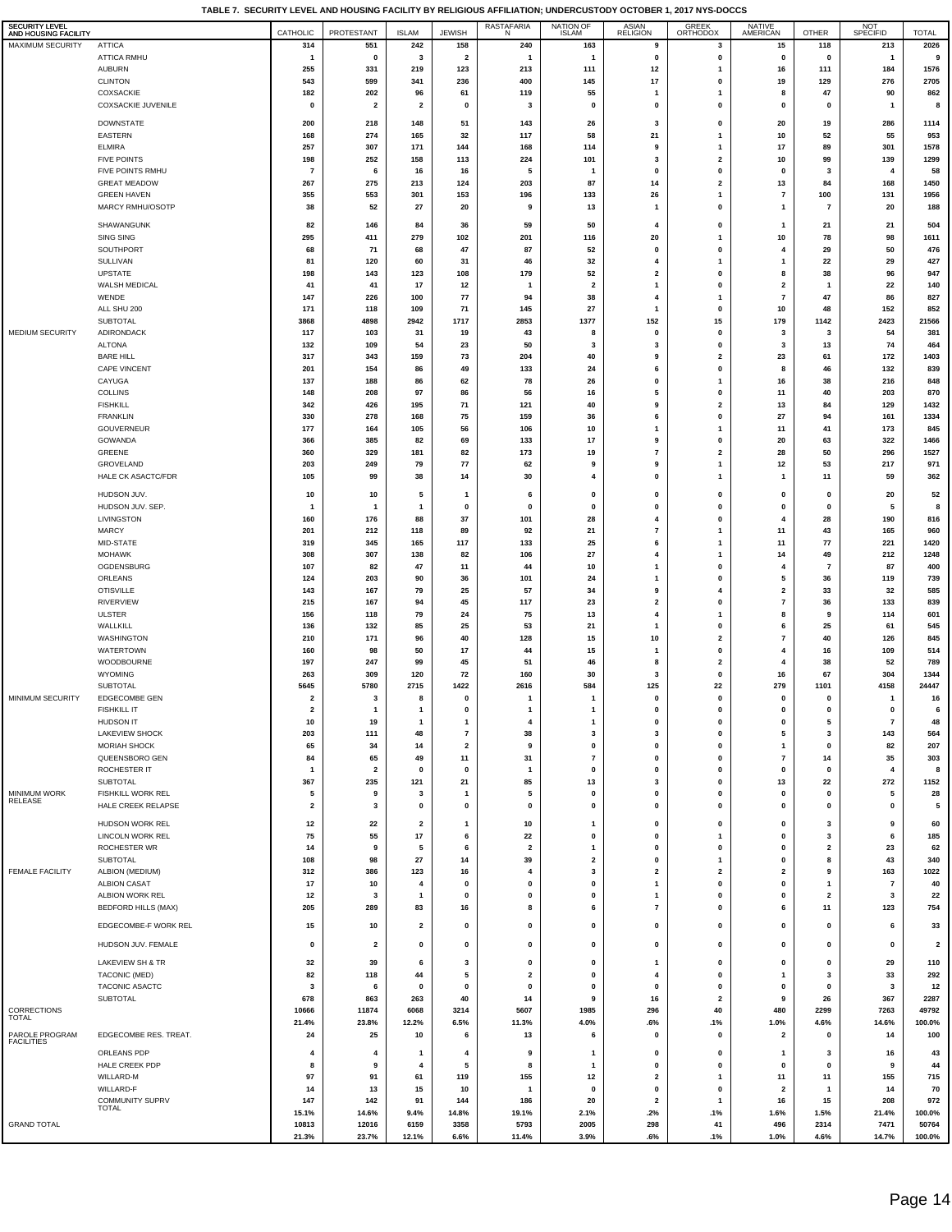**TABLE 7. SECURITY LEVEL AND HOUSING FACILITY BY RELIGIOUS AFFILIATION; UNDERCUSTODY OCTOBER 1, 2017 NYS-DOCCS**

| SECURITY LEVEL AND HOUSING FACILITY | | CATHOLIC | PROTESTANT | ISLAM | JEWISH | RASTAFARIAN | NATION OF ISLAM | ASIAN RELIGION | GREEK ORTHODOX | NATIVE AMERICAN | OTHER | NOT SPECIFID | TOTAL |
|---|---|---|---|---|---|---|---|---|---|---|---|---|---|
| MAXIMUM SECURITY | ATTICA | 314 | 551 | 242 | 158 | 240 | 163 | 9 | 3 | 15 | 118 | 213 | 2026 |
| | ATTICA RMHU | 1 | 0 | 3 | 2 | 1 | 1 | 0 | 0 | 0 | 0 | 1 | 9 |
| | AUBURN | 255 | 331 | 219 | 123 | 213 | 111 | 12 | 1 | 16 | 111 | 184 | 1576 |
| | CLINTON | 543 | 599 | 341 | 236 | 400 | 145 | 17 | 0 | 19 | 129 | 276 | 2705 |
| | COXSACKIE | 182 | 202 | 96 | 61 | 119 | 55 | 1 | 1 | 8 | 47 | 90 | 862 |
| | COXSACKIE JUVENILE | 0 | 2 | 2 | 0 | 3 | 0 | 0 | 0 | 0 | 0 | 1 | 8 |
| | DOWNSTATE | 200 | 218 | 148 | 51 | 143 | 26 | 3 | 0 | 20 | 19 | 286 | 1114 |
| | EASTERN | 168 | 274 | 165 | 32 | 117 | 58 | 21 | 1 | 10 | 52 | 55 | 953 |
| | ELMIRA | 257 | 307 | 171 | 144 | 168 | 114 | 9 | 1 | 17 | 89 | 301 | 1578 |
| | FIVE POINTS | 198 | 252 | 158 | 113 | 224 | 101 | 3 | 2 | 10 | 99 | 139 | 1299 |
| | FIVE POINTS RMHU | 7 | 6 | 16 | 16 | 5 | 1 | 0 | 0 | 0 | 3 | 4 | 58 |
| | GREAT MEADOW | 267 | 275 | 213 | 124 | 203 | 87 | 14 | 2 | 13 | 84 | 168 | 1450 |
| | GREEN HAVEN | 355 | 553 | 301 | 153 | 196 | 133 | 26 | 1 | 7 | 100 | 131 | 1956 |
| | MARCY RMHU/OSOTP | 38 | 52 | 27 | 20 | 9 | 13 | 1 | 0 | 1 | 7 | 20 | 188 |
| | SHAWANGUNK | 82 | 146 | 84 | 36 | 59 | 50 | 4 | 0 | 1 | 21 | 21 | 504 |
| | SING SING | 295 | 411 | 279 | 102 | 201 | 116 | 20 | 1 | 10 | 78 | 98 | 1611 |
| | SOUTHPORT | 68 | 71 | 68 | 47 | 87 | 52 | 0 | 0 | 4 | 29 | 50 | 476 |
| | SULLIVAN | 81 | 120 | 60 | 31 | 46 | 32 | 4 | 1 | 1 | 22 | 29 | 427 |
| | UPSTATE | 198 | 143 | 123 | 108 | 179 | 52 | 2 | 0 | 8 | 38 | 96 | 947 |
| | WALSH MEDICAL | 41 | 41 | 17 | 12 | 1 | 2 | 1 | 0 | 2 | 1 | 22 | 140 |
| | WENDE | 147 | 226 | 100 | 77 | 94 | 38 | 4 | 1 | 7 | 47 | 86 | 827 |
| | ALL SHU 200 | 171 | 118 | 109 | 71 | 145 | 27 | 1 | 0 | 10 | 48 | 152 | 852 |
| | SUBTOTAL | 3868 | 4898 | 2942 | 1717 | 2853 | 1377 | 152 | 15 | 179 | 1142 | 2423 | 21566 |
| MEDIUM SECURITY | ADIRONDACK | 117 | 103 | 31 | 19 | 43 | 8 | 0 | 0 | 3 | 3 | 54 | 381 |
| | ALTONA | 132 | 109 | 54 | 23 | 50 | 3 | 3 | 0 | 3 | 13 | 74 | 464 |
| | BARE HILL | 317 | 343 | 159 | 73 | 204 | 40 | 9 | 2 | 23 | 61 | 172 | 1403 |
| | CAPE VINCENT | 201 | 154 | 86 | 49 | 133 | 24 | 6 | 0 | 8 | 46 | 132 | 839 |
| | CAYUGA | 137 | 188 | 86 | 62 | 78 | 26 | 0 | 1 | 16 | 38 | 216 | 848 |
| | COLLINS | 148 | 208 | 97 | 86 | 56 | 16 | 5 | 0 | 11 | 40 | 203 | 870 |
| | FISHKILL | 342 | 426 | 195 | 71 | 121 | 40 | 9 | 2 | 13 | 84 | 129 | 1432 |
| | FRANKLIN | 330 | 278 | 168 | 75 | 159 | 36 | 6 | 0 | 27 | 94 | 161 | 1334 |
| | GOUVERNEUR | 177 | 164 | 105 | 56 | 106 | 10 | 1 | 1 | 11 | 41 | 173 | 845 |
| | GOWANDA | 366 | 385 | 82 | 69 | 133 | 17 | 9 | 0 | 20 | 63 | 322 | 1466 |
| | GREENE | 360 | 329 | 181 | 82 | 173 | 19 | 7 | 2 | 28 | 50 | 296 | 1527 |
| | GROVELAND | 203 | 249 | 79 | 77 | 62 | 9 | 9 | 1 | 12 | 53 | 217 | 971 |
| | HALE CK ASACTC/FDR | 105 | 99 | 38 | 14 | 30 | 4 | 0 | 1 | 1 | 11 | 59 | 362 |
| | HUDSON JUV. | 10 | 10 | 5 | 1 | 6 | 0 | 0 | 0 | 0 | 0 | 20 | 52 |
| | HUDSON JUV. SEP. | 1 | 1 | 1 | 0 | 0 | 0 | 0 | 0 | 0 | 0 | 5 | 8 |
| | LIVINGSTON | 160 | 176 | 88 | 37 | 101 | 28 | 4 | 0 | 4 | 28 | 190 | 816 |
| | MARCY | 201 | 212 | 118 | 89 | 92 | 21 | 7 | 1 | 11 | 43 | 165 | 960 |
| | MID-STATE | 319 | 345 | 165 | 117 | 133 | 25 | 6 | 1 | 11 | 77 | 221 | 1420 |
| | MOHAWK | 308 | 307 | 138 | 82 | 106 | 27 | 4 | 1 | 14 | 49 | 212 | 1248 |
| | OGDENSBURG | 107 | 82 | 47 | 11 | 44 | 10 | 1 | 0 | 4 | 7 | 87 | 400 |
| | ORLEANS | 124 | 203 | 90 | 36 | 101 | 24 | 1 | 0 | 5 | 36 | 119 | 739 |
| | OTISVILLE | 143 | 167 | 79 | 25 | 57 | 34 | 9 | 4 | 2 | 33 | 32 | 585 |
| | RIVERVIEW | 215 | 167 | 94 | 45 | 117 | 23 | 2 | 0 | 7 | 36 | 133 | 839 |
| | ULSTER | 156 | 118 | 79 | 24 | 75 | 13 | 4 | 1 | 8 | 9 | 114 | 601 |
| | WALLKILL | 136 | 132 | 85 | 25 | 53 | 21 | 1 | 0 | 6 | 25 | 61 | 545 |
| | WASHINGTON | 210 | 171 | 96 | 40 | 128 | 15 | 10 | 2 | 7 | 40 | 126 | 845 |
| | WATERTOWN | 160 | 98 | 50 | 17 | 44 | 15 | 1 | 0 | 4 | 16 | 109 | 514 |
| | WOODBOURNE | 197 | 247 | 99 | 45 | 51 | 46 | 8 | 2 | 4 | 38 | 52 | 789 |
| | WYOMING | 263 | 309 | 120 | 72 | 160 | 30 | 3 | 0 | 16 | 67 | 304 | 1344 |
| | SUBTOTAL | 5645 | 5780 | 2715 | 1422 | 2616 | 584 | 125 | 22 | 279 | 1101 | 4158 | 24447 |
| MINIMUM SECURITY | EDGECOMBE GEN | 2 | 3 | 8 | 0 | 1 | 1 | 0 | 0 | 0 | 0 | 1 | 16 |
| | FISHKILL IT | 2 | 1 | 1 | 0 | 1 | 1 | 0 | 0 | 0 | 0 | 0 | 6 |
| | HUDSON IT | 10 | 19 | 1 | 1 | 4 | 1 | 0 | 0 | 0 | 5 | 7 | 48 |
| | LAKEVIEW SHOCK | 203 | 111 | 48 | 7 | 38 | 3 | 3 | 0 | 5 | 3 | 143 | 564 |
| | MORIAH SHOCK | 65 | 34 | 14 | 2 | 9 | 0 | 0 | 0 | 1 | 0 | 82 | 207 |
| | QUEENSBORO GEN | 84 | 65 | 49 | 11 | 31 | 7 | 0 | 0 | 7 | 14 | 35 | 303 |
| | ROCHESTER IT | 1 | 2 | 0 | 0 | 1 | 0 | 0 | 0 | 0 | 0 | 4 | 8 |
| | SUBTOTAL | 367 | 235 | 121 | 21 | 85 | 13 | 3 | 0 | 13 | 22 | 272 | 1152 |
| MINIMUM WORK RELEASE | FISHKILL WORK REL | 5 | 9 | 3 | 1 | 5 | 0 | 0 | 0 | 0 | 0 | 5 | 28 |
| | HALE CREEK RELAPSE | 2 | 3 | 0 | 0 | 0 | 0 | 0 | 0 | 0 | 0 | 0 | 5 |
| | HUDSON WORK REL | 12 | 22 | 2 | 1 | 10 | 1 | 0 | 0 | 0 | 3 | 9 | 60 |
| | LINCOLN WORK REL | 75 | 55 | 17 | 6 | 22 | 0 | 0 | 1 | 0 | 3 | 6 | 185 |
| | ROCHESTER WR | 14 | 9 | 5 | 6 | 2 | 1 | 0 | 0 | 0 | 2 | 23 | 62 |
| | SUBTOTAL | 108 | 98 | 27 | 14 | 39 | 2 | 0 | 1 | 0 | 8 | 43 | 340 |
| FEMALE FACILITY | ALBION (MEDIUM) | 312 | 386 | 123 | 16 | 4 | 3 | 2 | 2 | 2 | 9 | 163 | 1022 |
| | ALBION CASAT | 17 | 10 | 4 | 0 | 0 | 0 | 1 | 0 | 0 | 1 | 7 | 40 |
| | ALBION WORK REL | 12 | 3 | 1 | 0 | 0 | 0 | 1 | 0 | 0 | 2 | 3 | 22 |
| | BEDFORD HILLS (MAX) | 205 | 289 | 83 | 16 | 8 | 6 | 7 | 0 | 6 | 11 | 123 | 754 |
| | EDGECOMBE-F WORK REL | 15 | 10 | 2 | 0 | 0 | 0 | 0 | 0 | 0 | 0 | 6 | 33 |
| | HUDSON JUV. FEMALE | 0 | 2 | 0 | 0 | 0 | 0 | 0 | 0 | 0 | 0 | 0 | 2 |
| | LAKEVIEW SH & TR | 32 | 39 | 6 | 3 | 0 | 0 | 1 | 0 | 0 | 0 | 29 | 110 |
| | TACONIC (MED) | 82 | 118 | 44 | 5 | 2 | 0 | 4 | 0 | 1 | 3 | 33 | 292 |
| | TACONIC ASACTC | 3 | 6 | 0 | 0 | 0 | 0 | 0 | 0 | 0 | 0 | 3 | 12 |
| | SUBTOTAL | 678 | 863 | 263 | 40 | 14 | 9 | 16 | 2 | 9 | 26 | 367 | 2287 |
| CORRECTIONS TOTAL | | 10666 | 11874 | 6068 | 3214 | 5607 | 1985 | 296 | 40 | 480 | 2299 | 7263 | 49792 |
| | | 21.4% | 23.8% | 12.2% | 6.5% | 11.3% | 4.0% | .6% | .1% | 1.0% | 4.6% | 14.6% | 100.0% |
| PAROLE PROGRAM FACILITIES | EDGECOMBE RES. TREAT. | 24 | 25 | 10 | 6 | 13 | 6 | 0 | 0 | 2 | 0 | 14 | 100 |
| | ORLEANS PDP | 4 | 4 | 1 | 4 | 9 | 1 | 0 | 0 | 1 | 3 | 16 | 43 |
| | HALE CREEK PDP | 8 | 9 | 4 | 5 | 8 | 1 | 0 | 0 | 0 | 0 | 9 | 44 |
| | WILLARD-M | 97 | 91 | 61 | 119 | 155 | 12 | 2 | 1 | 11 | 11 | 155 | 715 |
| | WILLARD-F | 14 | 13 | 15 | 10 | 1 | 0 | 0 | 0 | 2 | 1 | 14 | 70 |
| | COMMUNITY SUPRV TOTAL | 147 | 142 | 91 | 144 | 186 | 20 | 2 | 1 | 16 | 15 | 208 | 972 |
| | | 15.1% | 14.6% | 9.4% | 14.8% | 19.1% | 2.1% | .2% | .1% | 1.6% | 1.5% | 21.4% | 100.0% |
| GRAND TOTAL | | 10813 | 12016 | 6159 | 3358 | 5793 | 2005 | 298 | 41 | 496 | 2314 | 7471 | 50764 |
| | | 21.3% | 23.7% | 12.1% | 6.6% | 11.4% | 3.9% | .6% | .1% | 1.0% | 4.6% | 14.7% | 100.0% |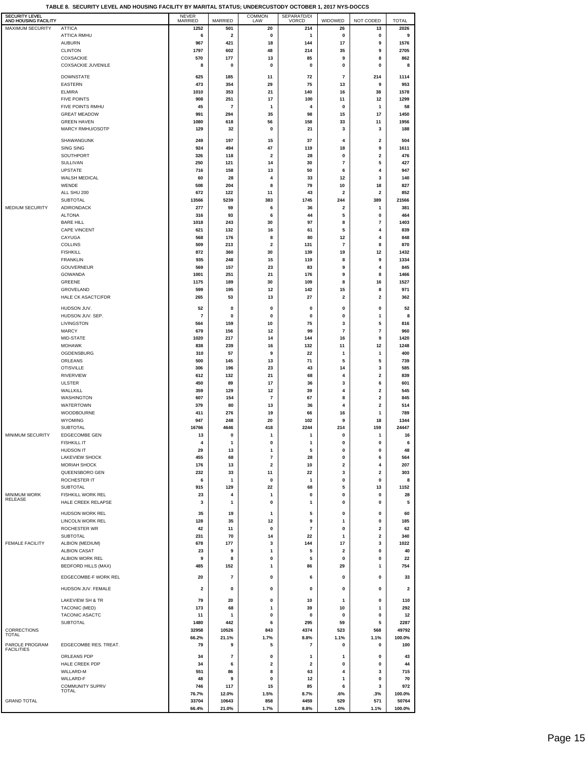**TABLE 8. SECURITY LEVEL AND HOUSING FACILITY BY MARITAL STATUS; UNDERCUSTODY OCTOBER 1, 2017 NYS-DOCCS**

| SECURITY LEVEL AND HOUSING FACILITY | | NEVER MARRIED | MARRIED | COMMON LAW | SEPARATD/DIVORCD | WIDOWED | NOT CODED | TOTAL |
|---|---|---|---|---|---|---|---|---|
| MAXIMUM SECURITY | ATTICA | 1252 | 501 | 20 | 214 | 26 | 13 | 2026 |
| | ATTICA RMHU | 6 | 2 | 0 | 1 | 0 | 0 | 9 |
| | AUBURN | 967 | 421 | 18 | 144 | 17 | 9 | 1576 |
| | CLINTON | 1797 | 602 | 48 | 214 | 35 | 9 | 2705 |
| | COXSACKIE | 570 | 177 | 13 | 85 | 9 | 8 | 862 |
| | COXSACKIE JUVENILE | 8 | 0 | 0 | 0 | 0 | 0 | 8 |
| | DOWNSTATE | 625 | 185 | 11 | 72 | 7 | 214 | 1114 |
| | EASTERN | 473 | 354 | 29 | 75 | 13 | 9 | 953 |
| | ELMIRA | 1010 | 353 | 21 | 140 | 16 | 38 | 1578 |
| | FIVE POINTS | 908 | 251 | 17 | 100 | 11 | 12 | 1299 |
| | FIVE POINTS RMHU | 45 | 7 | 1 | 4 | 0 | 1 | 58 |
| | GREAT MEADOW | 991 | 294 | 35 | 98 | 15 | 17 | 1450 |
| | GREEN HAVEN | 1080 | 618 | 56 | 158 | 33 | 11 | 1956 |
| | MARCY RMHU/OSOTP | 129 | 32 | 0 | 21 | 3 | 3 | 188 |
| | SHAWANGUNK | 249 | 197 | 15 | 37 | 4 | 2 | 504 |
| | SING SING | 924 | 494 | 47 | 119 | 18 | 9 | 1611 |
| | SOUTHPORT | 326 | 118 | 2 | 28 | 0 | 2 | 476 |
| | SULLIVAN | 250 | 121 | 14 | 30 | 7 | 5 | 427 |
| | UPSTATE | 716 | 158 | 13 | 50 | 6 | 4 | 947 |
| | WALSH MEDICAL | 60 | 28 | 4 | 33 | 12 | 3 | 140 |
| | WENDE | 508 | 204 | 8 | 79 | 10 | 18 | 827 |
| | ALL SHU 200 | 672 | 122 | 11 | 43 | 2 | 2 | 852 |
| | SUBTOTAL | 13566 | 5239 | 383 | 1745 | 244 | 389 | 21566 |
| MEDIUM SECURITY | ADIRONDACK | 277 | 59 | 6 | 36 | 2 | 1 | 381 |
| | ALTONA | 316 | 93 | 6 | 44 | 5 | 0 | 464 |
| | BARE HILL | 1018 | 243 | 30 | 97 | 8 | 7 | 1403 |
| | CAPE VINCENT | 621 | 132 | 16 | 61 | 5 | 4 | 839 |
| | CAYUGA | 568 | 176 | 8 | 80 | 12 | 4 | 848 |
| | COLLINS | 509 | 213 | 2 | 131 | 7 | 8 | 870 |
| | FISHKILL | 872 | 360 | 30 | 139 | 19 | 12 | 1432 |
| | FRANKLIN | 935 | 248 | 15 | 119 | 8 | 9 | 1334 |
| | GOUVERNEUR | 569 | 157 | 23 | 83 | 9 | 4 | 845 |
| | GOWANDA | 1001 | 251 | 21 | 176 | 9 | 8 | 1466 |
| | GREENE | 1175 | 189 | 30 | 109 | 8 | 16 | 1527 |
| | GROVELAND | 599 | 195 | 12 | 142 | 15 | 8 | 971 |
| | HALE CK ASACTC/FDR | 265 | 53 | 13 | 27 | 2 | 2 | 362 |
| | HUDSON JUV. | 52 | 0 | 0 | 0 | 0 | 0 | 52 |
| | HUDSON JUV. SEP. | 7 | 0 | 0 | 0 | 0 | 1 | 8 |
| | LIVINGSTON | 564 | 159 | 10 | 75 | 3 | 5 | 816 |
| | MARCY | 679 | 156 | 12 | 99 | 7 | 7 | 960 |
| | MID-STATE | 1020 | 217 | 14 | 144 | 16 | 9 | 1420 |
| | MOHAWK | 838 | 239 | 16 | 132 | 11 | 12 | 1248 |
| | OGDENSBURG | 310 | 57 | 9 | 22 | 1 | 1 | 400 |
| | ORLEANS | 500 | 145 | 13 | 71 | 5 | 5 | 739 |
| | OTISVILLE | 306 | 196 | 23 | 43 | 14 | 3 | 585 |
| | RIVERVIEW | 612 | 132 | 21 | 68 | 4 | 2 | 839 |
| | ULSTER | 450 | 89 | 17 | 36 | 3 | 6 | 601 |
| | WALLKILL | 359 | 129 | 12 | 39 | 4 | 2 | 545 |
| | WASHINGTON | 607 | 154 | 7 | 67 | 8 | 2 | 845 |
| | WATERTOWN | 379 | 80 | 13 | 36 | 4 | 2 | 514 |
| | WOODBOURNE | 411 | 276 | 19 | 66 | 16 | 1 | 789 |
| | WYOMING | 947 | 248 | 20 | 102 | 9 | 18 | 1344 |
| | SUBTOTAL | 16766 | 4646 | 418 | 2244 | 214 | 159 | 24447 |
| MINIMUM SECURITY | EDGECOMBE GEN | 13 | 0 | 1 | 1 | 0 | 1 | 16 |
| | FISHKILL IT | 4 | 1 | 0 | 1 | 0 | 0 | 6 |
| | HUDSON IT | 29 | 13 | 1 | 5 | 0 | 0 | 48 |
| | LAKEVIEW SHOCK | 455 | 68 | 7 | 28 | 0 | 6 | 564 |
| | MORIAH SHOCK | 176 | 13 | 2 | 10 | 2 | 4 | 207 |
| | QUEENSBORO GEN | 232 | 33 | 11 | 22 | 3 | 2 | 303 |
| | ROCHESTER IT | 6 | 1 | 0 | 1 | 0 | 0 | 8 |
| | SUBTOTAL | 915 | 129 | 22 | 68 | 5 | 13 | 1152 |
| MINIMUM WORK RELEASE | FISHKILL WORK REL | 23 | 4 | 1 | 0 | 0 | 0 | 28 |
| | HALE CREEK RELAPSE | 3 | 1 | 0 | 1 | 0 | 0 | 5 |
| | HUDSON WORK REL | 35 | 19 | 1 | 5 | 0 | 0 | 60 |
| | LINCOLN WORK REL | 128 | 35 | 12 | 9 | 1 | 0 | 185 |
| | ROCHESTER WR | 42 | 11 | 0 | 7 | 0 | 2 | 62 |
| | SUBTOTAL | 231 | 70 | 14 | 22 | 1 | 2 | 340 |
| FEMALE FACILITY | ALBION (MEDIUM) | 678 | 177 | 3 | 144 | 17 | 3 | 1022 |
| | ALBION CASAT | 23 | 9 | 1 | 5 | 2 | 0 | 40 |
| | ALBION WORK REL | 9 | 8 | 0 | 5 | 0 | 0 | 22 |
| | BEDFORD HILLS (MAX) | 485 | 152 | 1 | 86 | 29 | 1 | 754 |
| | EDGECOMBE-F WORK REL | 20 | 7 | 0 | 6 | 0 | 0 | 33 |
| | HUDSON JUV. FEMALE | 2 | 0 | 0 | 0 | 0 | 0 | 2 |
| | LAKEVIEW SH & TR | 79 | 20 | 0 | 10 | 1 | 0 | 110 |
| | TACONIC (MED) | 173 | 68 | 1 | 39 | 10 | 1 | 292 |
| | TACONIC ASACTC | 11 | 1 | 0 | 0 | 0 | 0 | 12 |
| | SUBTOTAL | 1480 | 442 | 6 | 295 | 59 | 5 | 2287 |
| CORRECTIONS TOTAL | | 32958 | 10526 | 843 | 4374 | 523 | 568 | 49792 |
| | | 66.2% | 21.1% | 1.7% | 8.8% | 1.1% | 1.1% | 100.0% |
| PAROLE PROGRAM FACILITIES | EDGECOMBE RES. TREAT. | 79 | 9 | 5 | 7 | 0 | 0 | 100 |
| | ORLEANS PDP | 34 | 7 | 0 | 1 | 1 | 0 | 43 |
| | HALE CREEK PDP | 34 | 6 | 2 | 2 | 0 | 0 | 44 |
| | WILLARD-M | 551 | 86 | 8 | 63 | 4 | 3 | 715 |
| | WILLARD-F | 48 | 9 | 0 | 12 | 1 | 0 | 70 |
| | COMMUNITY SUPRV TOTAL | 746 | 117 | 15 | 85 | 6 | 3 | 972 |
| | | 76.7% | 12.0% | 1.5% | 8.7% | .6% | .3% | 100.0% |
| GRAND TOTAL | | 33704 | 10643 | 858 | 4459 | 529 | 571 | 50764 |
| | | 66.4% | 21.0% | 1.7% | 8.8% | 1.0% | 1.1% | 100.0% |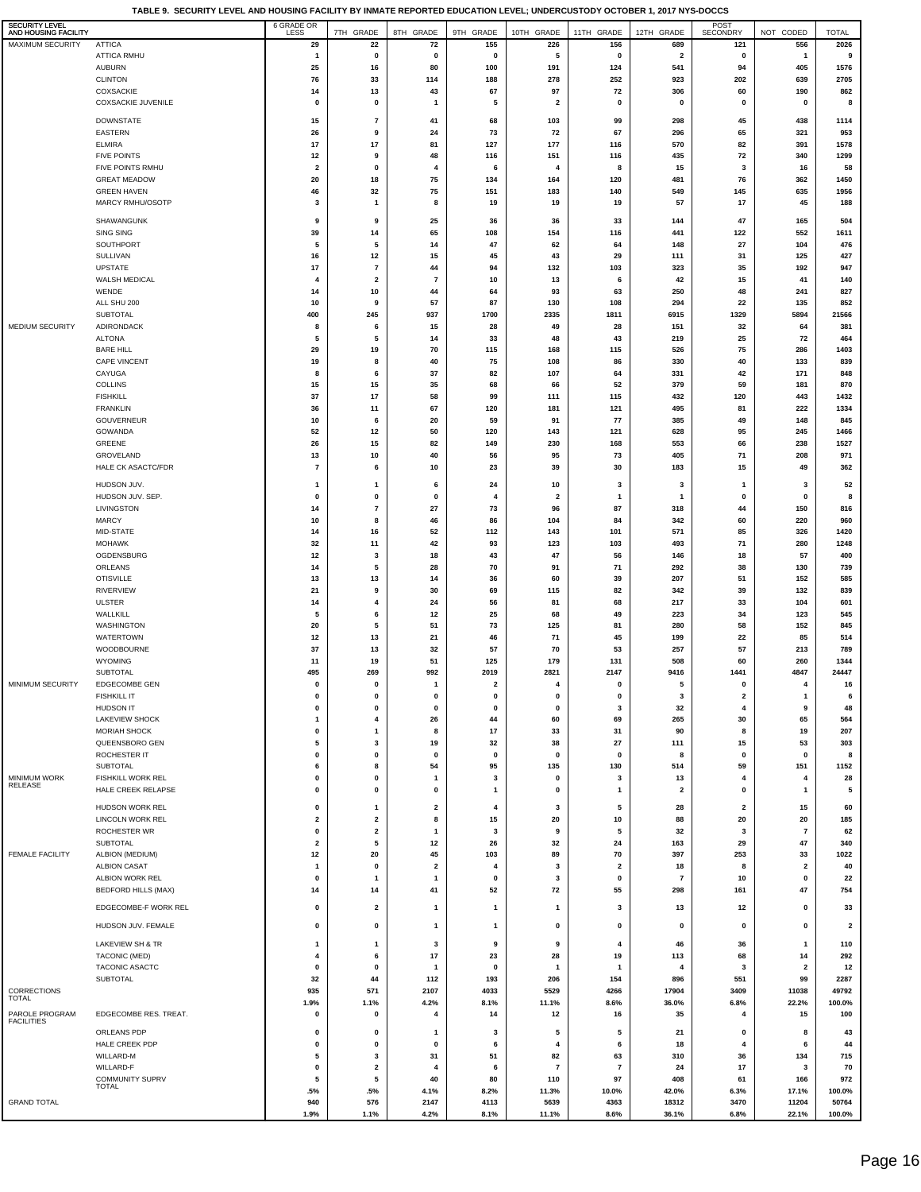# TABLE 9. SECURITY LEVEL AND HOUSING FACILITY BY INMATE REPORTED EDUCATION LEVEL; UNDERCUSTODY OCTOBER 1, 2017 NYS-DOCCS

| SECURITY LEVEL AND HOUSING FACILITY | | 6 GRADE OR LESS | 7TH GRADE | 8TH GRADE | 9TH GRADE | 10TH GRADE | 11TH GRADE | 12TH GRADE | POST SECONDRY | NOT CODED | TOTAL |
|---|---|---|---|---|---|---|---|---|---|---|---|
| MAXIMUM SECURITY | ATTICA | 29 | 22 | 72 | 155 | 226 | 156 | 689 | 121 | 556 | 2026 |
| | ATTICA RMHU | 1 | 0 | 0 | 0 | 5 | 0 | 2 | 0 | 1 | 9 |
| | AUBURN | 25 | 16 | 80 | 100 | 191 | 124 | 541 | 94 | 405 | 1576 |
| | CLINTON | 76 | 33 | 114 | 188 | 278 | 252 | 923 | 202 | 639 | 2705 |
| | COXSACKIE | 14 | 13 | 43 | 67 | 97 | 72 | 306 | 60 | 190 | 862 |
| | COXSACKIE JUVENILE | 0 | 0 | 1 | 5 | 2 | 0 | 0 | 0 | 0 | 8 |
| | DOWNSTATE | 15 | 7 | 41 | 68 | 103 | 99 | 298 | 45 | 438 | 1114 |
| | EASTERN | 26 | 9 | 24 | 73 | 72 | 67 | 296 | 65 | 321 | 953 |
| | ELMIRA | 17 | 17 | 81 | 127 | 177 | 116 | 570 | 82 | 391 | 1578 |
| | FIVE POINTS | 12 | 9 | 48 | 116 | 151 | 116 | 435 | 72 | 340 | 1299 |
| | FIVE POINTS RMHU | 2 | 0 | 4 | 6 | 4 | 8 | 15 | 3 | 16 | 58 |
| | GREAT MEADOW | 20 | 18 | 75 | 134 | 164 | 120 | 481 | 76 | 362 | 1450 |
| | GREEN HAVEN | 46 | 32 | 75 | 151 | 183 | 140 | 549 | 145 | 635 | 1956 |
| | MARCY RMHU/OSOTP | 3 | 1 | 8 | 19 | 19 | 19 | 57 | 17 | 45 | 188 |
| | SHAWANGUNK | 9 | 9 | 25 | 36 | 36 | 33 | 144 | 47 | 165 | 504 |
| | SING SING | 39 | 14 | 65 | 108 | 154 | 116 | 441 | 122 | 552 | 1611 |
| | SOUTHPORT | 5 | 5 | 14 | 47 | 62 | 64 | 148 | 27 | 104 | 476 |
| | SULLIVAN | 16 | 12 | 15 | 45 | 43 | 29 | 111 | 31 | 125 | 427 |
| | UPSTATE | 17 | 7 | 44 | 94 | 132 | 103 | 323 | 35 | 192 | 947 |
| | WALSH MEDICAL | 4 | 2 | 7 | 10 | 13 | 6 | 42 | 15 | 41 | 140 |
| | WENDE | 14 | 10 | 44 | 64 | 93 | 63 | 250 | 48 | 241 | 827 |
| | ALL SHU 200 | 10 | 9 | 57 | 87 | 130 | 108 | 294 | 22 | 135 | 852 |
| | SUBTOTAL | 400 | 245 | 937 | 1700 | 2335 | 1811 | 6915 | 1329 | 5894 | 21566 |
| MEDIUM SECURITY | ADIRONDACK | 8 | 6 | 15 | 28 | 49 | 28 | 151 | 32 | 64 | 381 |
| | ALTONA | 5 | 5 | 14 | 33 | 48 | 43 | 219 | 25 | 72 | 464 |
| | BARE HILL | 29 | 19 | 70 | 115 | 168 | 115 | 526 | 75 | 286 | 1403 |
| | CAPE VINCENT | 19 | 8 | 40 | 75 | 108 | 86 | 330 | 40 | 133 | 839 |
| | CAYUGA | 8 | 6 | 37 | 82 | 107 | 64 | 331 | 42 | 171 | 848 |
| | COLLINS | 15 | 15 | 35 | 68 | 66 | 52 | 379 | 59 | 181 | 870 |
| | FISHKILL | 37 | 17 | 58 | 99 | 111 | 115 | 432 | 120 | 443 | 1432 |
| | FRANKLIN | 36 | 11 | 67 | 120 | 181 | 121 | 495 | 81 | 222 | 1334 |
| | GOUVERNEUR | 10 | 6 | 20 | 59 | 91 | 77 | 385 | 49 | 148 | 845 |
| | GOWANDA | 52 | 12 | 50 | 120 | 143 | 121 | 628 | 95 | 245 | 1466 |
| | GREENE | 26 | 15 | 82 | 149 | 230 | 168 | 553 | 66 | 238 | 1527 |
| | GROVELAND | 13 | 10 | 40 | 56 | 95 | 73 | 405 | 71 | 208 | 971 |
| | HALE CK ASACTC/FDR | 7 | 6 | 10 | 23 | 39 | 30 | 183 | 15 | 49 | 362 |
| | HUDSON JUV. | 1 | 1 | 6 | 24 | 10 | 3 | 3 | 1 | 3 | 52 |
| | HUDSON JUV. SEP. | 0 | 0 | 0 | 4 | 2 | 1 | 1 | 0 | 0 | 8 |
| | LIVINGSTON | 14 | 7 | 27 | 73 | 96 | 87 | 318 | 44 | 150 | 816 |
| | MARCY | 10 | 8 | 46 | 86 | 104 | 84 | 342 | 60 | 220 | 960 |
| | MID-STATE | 14 | 16 | 52 | 112 | 143 | 101 | 571 | 85 | 326 | 1420 |
| | MOHAWK | 32 | 11 | 42 | 93 | 123 | 103 | 493 | 71 | 280 | 1248 |
| | OGDENSBURG | 12 | 3 | 18 | 43 | 47 | 56 | 146 | 18 | 57 | 400 |
| | ORLEANS | 14 | 5 | 28 | 70 | 91 | 71 | 292 | 38 | 130 | 739 |
| | OTISVILLE | 13 | 13 | 14 | 36 | 60 | 39 | 207 | 51 | 152 | 585 |
| | RIVERVIEW | 21 | 9 | 30 | 69 | 115 | 82 | 342 | 39 | 132 | 839 |
| | ULSTER | 14 | 4 | 24 | 56 | 81 | 68 | 217 | 33 | 104 | 601 |
| | WALLKILL | 5 | 6 | 12 | 25 | 68 | 49 | 223 | 34 | 123 | 545 |
| | WASHINGTON | 20 | 5 | 51 | 73 | 125 | 81 | 280 | 58 | 152 | 845 |
| | WATERTOWN | 12 | 13 | 21 | 46 | 71 | 45 | 199 | 22 | 85 | 514 |
| | WOODBOURNE | 37 | 13 | 32 | 57 | 70 | 53 | 257 | 57 | 213 | 789 |
| | WYOMING | 11 | 19 | 51 | 125 | 179 | 131 | 508 | 60 | 260 | 1344 |
| | SUBTOTAL | 495 | 269 | 992 | 2019 | 2821 | 2147 | 9416 | 1441 | 4847 | 24447 |
| MINIMUM SECURITY | EDGECOMBE GEN | 0 | 0 | 1 | 2 | 4 | 0 | 5 | 0 | 4 | 16 |
| | FISHKILL IT | 0 | 0 | 0 | 0 | 0 | 0 | 3 | 2 | 1 | 6 |
| | HUDSON IT | 0 | 0 | 0 | 0 | 0 | 3 | 32 | 4 | 9 | 48 |
| | LAKEVIEW SHOCK | 1 | 4 | 26 | 44 | 60 | 69 | 265 | 30 | 65 | 564 |
| | MORIAH SHOCK | 0 | 1 | 8 | 17 | 33 | 31 | 90 | 8 | 19 | 207 |
| | QUEENSBORO GEN | 5 | 3 | 19 | 32 | 38 | 27 | 111 | 15 | 53 | 303 |
| | ROCHESTER IT | 0 | 0 | 0 | 0 | 0 | 0 | 8 | 0 | 0 | 8 |
| | SUBTOTAL | 6 | 8 | 54 | 95 | 135 | 130 | 514 | 59 | 151 | 1152 |
| MINIMUM WORK RELEASE | FISHKILL WORK REL | 0 | 0 | 1 | 3 | 0 | 3 | 13 | 4 | 4 | 28 |
| | HALE CREEK RELAPSE | 0 | 0 | 0 | 1 | 0 | 1 | 2 | 0 | 1 | 5 |
| | HUDSON WORK REL | 0 | 1 | 2 | 4 | 3 | 5 | 28 | 2 | 15 | 60 |
| | LINCOLN WORK REL | 2 | 2 | 8 | 15 | 20 | 10 | 88 | 20 | 20 | 185 |
| | ROCHESTER WR | 0 | 2 | 1 | 3 | 9 | 5 | 32 | 3 | 7 | 62 |
| | SUBTOTAL | 2 | 5 | 12 | 26 | 32 | 24 | 163 | 29 | 47 | 340 |
| FEMALE FACILITY | ALBION (MEDIUM) | 12 | 20 | 45 | 103 | 89 | 70 | 397 | 253 | 33 | 1022 |
| | ALBION CASAT | 1 | 0 | 2 | 4 | 3 | 2 | 18 | 8 | 2 | 40 |
| | ALBION WORK REL | 0 | 1 | 1 | 0 | 3 | 0 | 7 | 10 | 0 | 22 |
| | BEDFORD HILLS (MAX) | 14 | 14 | 41 | 52 | 72 | 55 | 298 | 161 | 47 | 754 |
| | EDGECOMBE-F WORK REL | 0 | 2 | 1 | 1 | 1 | 3 | 13 | 12 | 0 | 33 |
| | HUDSON JUV. FEMALE | 0 | 0 | 1 | 1 | 0 | 0 | 0 | 0 | 0 | 2 |
| | LAKEVIEW SH & TR | 1 | 1 | 3 | 9 | 9 | 4 | 46 | 36 | 1 | 110 |
| | TACONIC (MED) | 4 | 6 | 17 | 23 | 28 | 19 | 113 | 68 | 14 | 292 |
| | TACONIC ASACTC | 0 | 0 | 1 | 0 | 1 | 1 | 4 | 3 | 2 | 12 |
| | SUBTOTAL | 32 | 44 | 112 | 193 | 206 | 154 | 896 | 551 | 99 | 2287 |
| CORRECTIONS TOTAL | | 935 | 571 | 2107 | 4033 | 5529 | 4266 | 17904 | 3409 | 11038 | 49792 |
| | | 1.9% | 1.1% | 4.2% | 8.1% | 11.1% | 8.6% | 36.0% | 6.8% | 22.2% | 100.0% |
| PAROLE PROGRAM FACILITIES | EDGECOMBE RES. TREAT. | 0 | 0 | 4 | 14 | 12 | 16 | 35 | 4 | 15 | 100 |
| | ORLEANS PDP | 0 | 0 | 1 | 3 | 5 | 5 | 21 | 0 | 8 | 43 |
| | HALE CREEK PDP | 0 | 0 | 0 | 6 | 4 | 6 | 18 | 4 | 6 | 44 |
| | WILLARD-M | 5 | 3 | 31 | 51 | 82 | 63 | 310 | 36 | 134 | 715 |
| | WILLARD-F | 0 | 2 | 4 | 6 | 7 | 7 | 24 | 17 | 3 | 70 |
| | COMMUNITY SUPRV TOTAL | 5 | 5 | 40 | 80 | 110 | 97 | 408 | 61 | 166 | 972 |
| | | .5% | .5% | 4.1% | 8.2% | 11.3% | 10.0% | 42.0% | 6.3% | 17.1% | 100.0% |
| GRAND TOTAL | | 940 | 576 | 2147 | 4113 | 5639 | 4363 | 18312 | 3470 | 11204 | 50764 |
| | | 1.9% | 1.1% | 4.2% | 8.1% | 11.1% | 8.6% | 36.1% | 6.8% | 22.1% | 100.0% |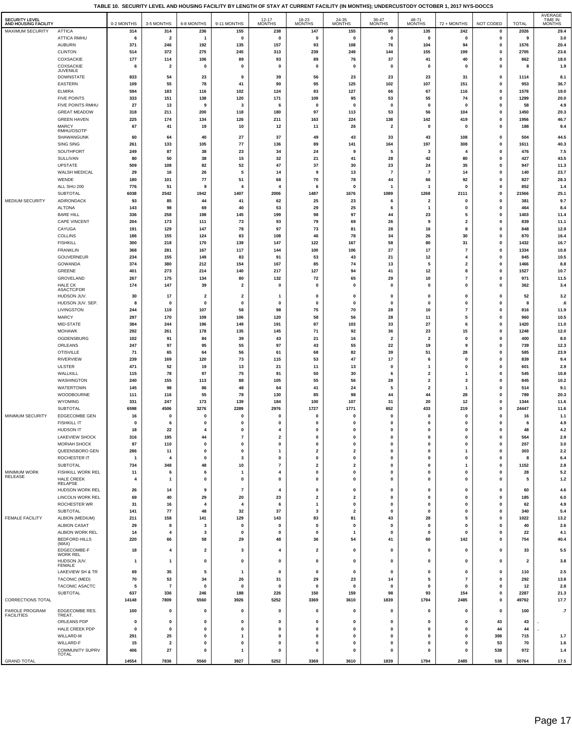**TABLE 10. SECURITY LEVEL AND HOUSING FACILITY BY LENGTH OF STAY AT CURRENT FACILITY (IN MONTHS); UNDERCUSTODY OCTOBER 1, 2017 NYS-DOCCS**

| SECURITY LEVEL | AND HOUSING FACILITY | 0-2 MONTHS | 3-5 MONTHS | 6-8 MONTHS | 9-11 MONTHS | 12-17 MONTHS | 18-23 MONTHS | 24-35 MONTHS | 36-47 MONTHS | 48-71 MONTHS | 72 + MONTHS | NOT CODED | TOTAL | AVERAGE TIME IN MONTHS |
|---|---|---|---|---|---|---|---|---|---|---|---|---|---|---|
| MAXIMUM SECURITY | ATTICA | 314 | 314 | 236 | 155 | 238 | 147 | 155 | 90 | 135 | 242 | 0 | 2026 | 29.4 |
| | ATTICA RMHU | 6 | 2 | 1 | 0 | 0 | 0 | 0 | 0 | 0 | 0 | 0 | 9 | 3.0 |
| | AUBURN | 371 | 246 | 192 | 135 | 157 | 93 | 108 | 76 | 104 | 94 | 0 | 1576 | 20.4 |
| | CLINTON | 514 | 372 | 275 | 245 | 313 | 239 | 249 | 144 | 155 | 199 | 0 | 2705 | 23.6 |
| | COXSACKIE | 177 | 114 | 106 | 89 | 93 | 89 | 76 | 37 | 41 | 40 | 0 | 862 | 18.0 |
| | COXSACKIE JUVENILE | 6 | 2 | 0 | 0 | 0 | 0 | 0 | 0 | 0 | 0 | 0 | 8 | 1.9 |
| | DOWNSTATE | 833 | 54 | 23 | 9 | 39 | 56 | 23 | 23 | 23 | 31 | 0 | 1114 | 8.1 |
| | EASTERN | 109 | 55 | 78 | 41 | 90 | 95 | 125 | 102 | 107 | 151 | 0 | 953 | 36.7 |
| | ELMIRA | 594 | 183 | 116 | 102 | 124 | 83 | 127 | 66 | 67 | 116 | 0 | 1578 | 19.0 |
| | FIVE POINTS | 333 | 151 | 138 | 120 | 171 | 109 | 95 | 53 | 55 | 74 | 0 | 1299 | 20.0 |
| | FIVE POINTS RMHU | 27 | 13 | 9 | 3 | 6 | 0 | 0 | 0 | 0 | 0 | 0 | 58 | 4.9 |
| | GREAT MEADOW | 318 | 211 | 200 | 118 | 180 | 97 | 113 | 53 | 56 | 104 | 0 | 1450 | 20.3 |
| | GREEN HAVEN | 225 | 174 | 134 | 126 | 211 | 163 | 224 | 138 | 142 | 419 | 0 | 1956 | 46.7 |
| | MARCY RMHU/OSOTP | 67 | 41 | 19 | 10 | 12 | 11 | 26 | 2 | 0 | 0 | 0 | 188 | 9.4 |
| | SHAWANGUNK | 60 | 64 | 40 | 27 | 37 | 49 | 43 | 33 | 43 | 108 | 0 | 504 | 44.5 |
| | SING SING | 261 | 133 | 105 | 77 | 136 | 89 | 141 | 164 | 197 | 308 | 0 | 1611 | 40.3 |
| | SOUTHPORT | 249 | 87 | 38 | 23 | 34 | 24 | 9 | 5 | 3 | 4 | 0 | 476 | 7.5 |
| | SULLIVAN | 80 | 50 | 38 | 15 | 32 | 21 | 41 | 28 | 42 | 80 | 0 | 427 | 43.5 |
| | UPSTATE | 509 | 108 | 82 | 52 | 47 | 37 | 30 | 23 | 24 | 35 | 0 | 947 | 11.3 |
| | WALSH MEDICAL | 29 | 16 | 26 | 5 | 14 | 9 | 13 | 7 | 7 | 14 | 0 | 140 | 23.7 |
| | WENDE | 180 | 101 | 77 | 51 | 68 | 70 | 78 | 44 | 66 | 92 | 0 | 827 | 28.3 |
| | ALL SHU 200 | 776 | 51 | 9 | 4 | 4 | 6 | 0 | 1 | 1 | 0 | 0 | 852 | 1.4 |
| | SUBTOTAL | 6038 | 2542 | 1942 | 1407 | 2006 | 1487 | 1676 | 1089 | 1268 | 2111 | 0 | 21566 | 25.1 |
| MEDIUM SECURITY | ADIRONDACK | 93 | 85 | 44 | 41 | 62 | 25 | 23 | 6 | 2 | 0 | 0 | 381 | 9.7 |
| | ALTONA | 143 | 98 | 69 | 40 | 53 | 29 | 25 | 6 | 1 | 0 | 0 | 464 | 8.4 |
| | BARE HILL | 336 | 258 | 198 | 145 | 199 | 98 | 97 | 44 | 23 | 5 | 0 | 1403 | 11.4 |
| | CAPE VINCENT | 204 | 173 | 111 | 73 | 93 | 79 | 69 | 26 | 9 | 2 | 0 | 839 | 11.1 |
| | CAYUGA | 191 | 129 | 147 | 78 | 97 | 73 | 81 | 28 | 16 | 8 | 0 | 848 | 12.9 |
| | COLLINS | 186 | 155 | 124 | 83 | 108 | 46 | 78 | 34 | 26 | 30 | 0 | 870 | 16.4 |
| | FISHKILL | 300 | 218 | 170 | 139 | 147 | 122 | 167 | 58 | 80 | 31 | 0 | 1432 | 16.7 |
| | FRANKLIN | 368 | 281 | 167 | 117 | 144 | 100 | 106 | 27 | 17 | 7 | 0 | 1334 | 10.8 |
| | GOUVERNEUR | 234 | 155 | 149 | 83 | 91 | 53 | 43 | 21 | 12 | 4 | 0 | 845 | 10.5 |
| | GOWANDA | 374 | 380 | 212 | 154 | 167 | 85 | 74 | 13 | 5 | 2 | 0 | 1466 | 8.8 |
| | GREENE | 401 | 273 | 214 | 140 | 217 | 127 | 94 | 41 | 12 | 8 | 0 | 1527 | 10.7 |
| | GROVELAND | 267 | 175 | 134 | 80 | 132 | 72 | 65 | 29 | 10 | 7 | 0 | 971 | 11.5 |
| | HALE CK ASACTC/FDR | 174 | 147 | 39 | 2 | 0 | 0 | 0 | 0 | 0 | 0 | 0 | 362 | 3.4 |
| | HUDSON JUV. | 30 | 17 | 2 | 2 | 1 | 0 | 0 | 0 | 0 | 0 | 0 | 52 | 3.2 |
| | HUDSON JUV. SEP. | 8 | 0 | 0 | 0 | 0 | 0 | 0 | 0 | 0 | 0 | 0 | 8 | .6 |
| | LIVINGSTON | 244 | 119 | 107 | 58 | 98 | 75 | 70 | 28 | 10 | 7 | 0 | 816 | 11.9 |
| | MARCY | 297 | 170 | 109 | 106 | 120 | 58 | 56 | 28 | 11 | 5 | 0 | 960 | 10.5 |
| | MID-STATE | 384 | 244 | 196 | 149 | 191 | 87 | 103 | 33 | 27 | 6 | 0 | 1420 | 11.0 |
| | MOHAWK | 292 | 261 | 178 | 135 | 145 | 71 | 92 | 36 | 23 | 15 | 0 | 1248 | 12.0 |
| | OGDENSBURG | 102 | 91 | 84 | 39 | 43 | 21 | 16 | 2 | 2 | 0 | 0 | 400 | 8.0 |
| | ORLEANS | 247 | 97 | 95 | 55 | 97 | 43 | 55 | 22 | 19 | 9 | 0 | 739 | 12.3 |
| | OTISVILLE | 71 | 65 | 64 | 56 | 61 | 68 | 82 | 39 | 51 | 28 | 0 | 585 | 23.9 |
| | RIVERVIEW | 239 | 169 | 120 | 73 | 115 | 53 | 47 | 17 | 6 | 0 | 0 | 839 | 9.4 |
| | ULSTER | 471 | 52 | 19 | 13 | 21 | 11 | 13 | 0 | 1 | 0 | 0 | 601 | 2.9 |
| | WALLKILL | 115 | 78 | 97 | 75 | 91 | 50 | 30 | 6 | 2 | 1 | 0 | 545 | 10.8 |
| | WASHINGTON | 240 | 155 | 113 | 88 | 105 | 55 | 56 | 28 | 2 | 3 | 0 | 845 | 10.2 |
| | WATERTOWN | 145 | 98 | 86 | 48 | 64 | 41 | 24 | 5 | 2 | 1 | 0 | 514 | 9.1 |
| | WOODBOURNE | 111 | 116 | 55 | 78 | 130 | 85 | 98 | 44 | 44 | 28 | 0 | 789 | 20.3 |
| | WYOMING | 331 | 247 | 173 | 139 | 184 | 100 | 107 | 31 | 20 | 12 | 0 | 1344 | 11.6 |
| | SUBTOTAL | 6598 | 4506 | 3276 | 2289 | 2976 | 1727 | 1771 | 652 | 433 | 219 | 0 | 24447 | 11.6 |
| MINIMUM SECURITY | EDGECOMBE GEN | 16 | 0 | 0 | 0 | 0 | 0 | 0 | 0 | 0 | 0 | 0 | 16 | 1.1 |
| | FISHKILL IT | 0 | 6 | 0 | 0 | 0 | 0 | 0 | 0 | 0 | 0 | 0 | 6 | 4.9 |
| | HUDSON IT | 18 | 22 | 4 | 0 | 4 | 0 | 0 | 0 | 0 | 0 | 0 | 48 | 4.2 |
| | LAKEVIEW SHOCK | 316 | 195 | 44 | 7 | 2 | 0 | 0 | 0 | 0 | 0 | 0 | 564 | 2.9 |
| | MORIAH SHOCK | 97 | 110 | 0 | 0 | 0 | 0 | 0 | 0 | 0 | 0 | 0 | 207 | 3.0 |
| | QUEENSBORO GEN | 286 | 11 | 0 | 0 | 1 | 2 | 2 | 0 | 0 | 1 | 0 | 303 | 2.2 |
| | ROCHESTER IT | 1 | 4 | 0 | 3 | 0 | 0 | 0 | 0 | 0 | 0 | 0 | 8 | 6.4 |
| | SUBTOTAL | 734 | 348 | 48 | 10 | 7 | 2 | 2 | 0 | 0 | 1 | 0 | 1152 | 2.8 |
| MINIMUM WORK RELEASE | FISHKILL WORK REL | 11 | 6 | 6 | 1 | 4 | 0 | 0 | 0 | 0 | 0 | 0 | 28 | 5.2 |
| | HALE CREEK RELAPSE | 4 | 1 | 0 | 0 | 0 | 0 | 0 | 0 | 0 | 0 | 0 | 5 | 1.2 |
| | HUDSON WORK REL | 26 | 14 | 9 | 7 | 4 | 0 | 0 | 0 | 0 | 0 | 0 | 60 | 4.6 |
| | LINCOLN WORK REL | 69 | 40 | 29 | 20 | 23 | 2 | 2 | 0 | 0 | 0 | 0 | 185 | 6.0 |
| | ROCHESTER WR | 31 | 16 | 4 | 4 | 6 | 1 | 0 | 0 | 0 | 0 | 0 | 62 | 4.9 |
| | SUBTOTAL | 141 | 77 | 48 | 32 | 37 | 3 | 2 | 0 | 0 | 0 | 0 | 340 | 5.4 |
| FEMALE FACILITY | ALBION (MEDIUM) | 211 | 158 | 141 | 129 | 143 | 83 | 81 | 43 | 28 | 5 | 0 | 1022 | 13.2 |
| | ALBION CASAT | 29 | 8 | 3 | 0 | 0 | 0 | 0 | 0 | 0 | 0 | 0 | 40 | 2.6 |
| | ALBION WORK REL | 14 | 4 | 3 | 0 | 0 | 0 | 1 | 0 | 0 | 0 | 0 | 22 | 4.1 |
| | BEDFORD HILLS (MAX) | 220 | 66 | 58 | 29 | 48 | 36 | 54 | 41 | 60 | 142 | 0 | 754 | 40.4 |
| | EDGECOMBE-F WORK REL | 18 | 4 | 2 | 3 | 4 | 2 | 0 | 0 | 0 | 0 | 0 | 33 | 5.5 |
| | HUDSON JUV. FEMALE | 1 | 1 | 0 | 0 | 0 | 0 | 0 | 0 | 0 | 0 | 0 | 2 | 3.8 |
| | LAKEVIEW SH & TR | 69 | 35 | 5 | 1 | 0 | 0 | 0 | 0 | 0 | 0 | 0 | 110 | 2.5 |
| | TACONIC (MED) | 70 | 53 | 34 | 26 | 31 | 29 | 23 | 14 | 5 | 7 | 0 | 292 | 13.8 |
| | TACONIC ASACTC | 5 | 7 | 0 | 0 | 0 | 0 | 0 | 0 | 0 | 0 | 0 | 12 | 2.8 |
| | SUBTOTAL | 637 | 336 | 246 | 188 | 226 | 150 | 159 | 98 | 93 | 154 | 0 | 2287 | 21.3 |
| CORRECTIONS TOTAL | | 14148 | 7809 | 5560 | 3926 | 5252 | 3369 | 3610 | 1839 | 1794 | 2485 | 0 | 49792 | 17.7 |
| PAROLE PROGRAM FACILITIES | EDGECOMBE RES. TREAT. | 100 | 0 | 0 | 0 | 0 | 0 | 0 | 0 | 0 | 0 | 0 | 100 | .7 |
| | ORLEANS PDP | 0 | 0 | 0 | 0 | 0 | 0 | 0 | 0 | 0 | 0 | 43 | 43 | . |
| | HALE CREEK PDP | 0 | 0 | 0 | 0 | 0 | 0 | 0 | 0 | 0 | 0 | 44 | 44 | . |
| | WILLARD-M | 291 | 25 | 0 | 1 | 0 | 0 | 0 | 0 | 0 | 0 | 398 | 715 | 1.7 |
| | WILLARD-F | 15 | 2 | 0 | 0 | 0 | 0 | 0 | 0 | 0 | 0 | 53 | 70 | 1.6 |
| | COMMUNITY SUPRV TOTAL | 406 | 27 | 0 | 1 | 0 | 0 | 0 | 0 | 0 | 0 | 538 | 972 | 1.4 |
| GRAND TOTAL | | 14554 | 7836 | 5560 | 3927 | 5252 | 3369 | 3610 | 1839 | 1794 | 2485 | 538 | 50764 | 17.5 |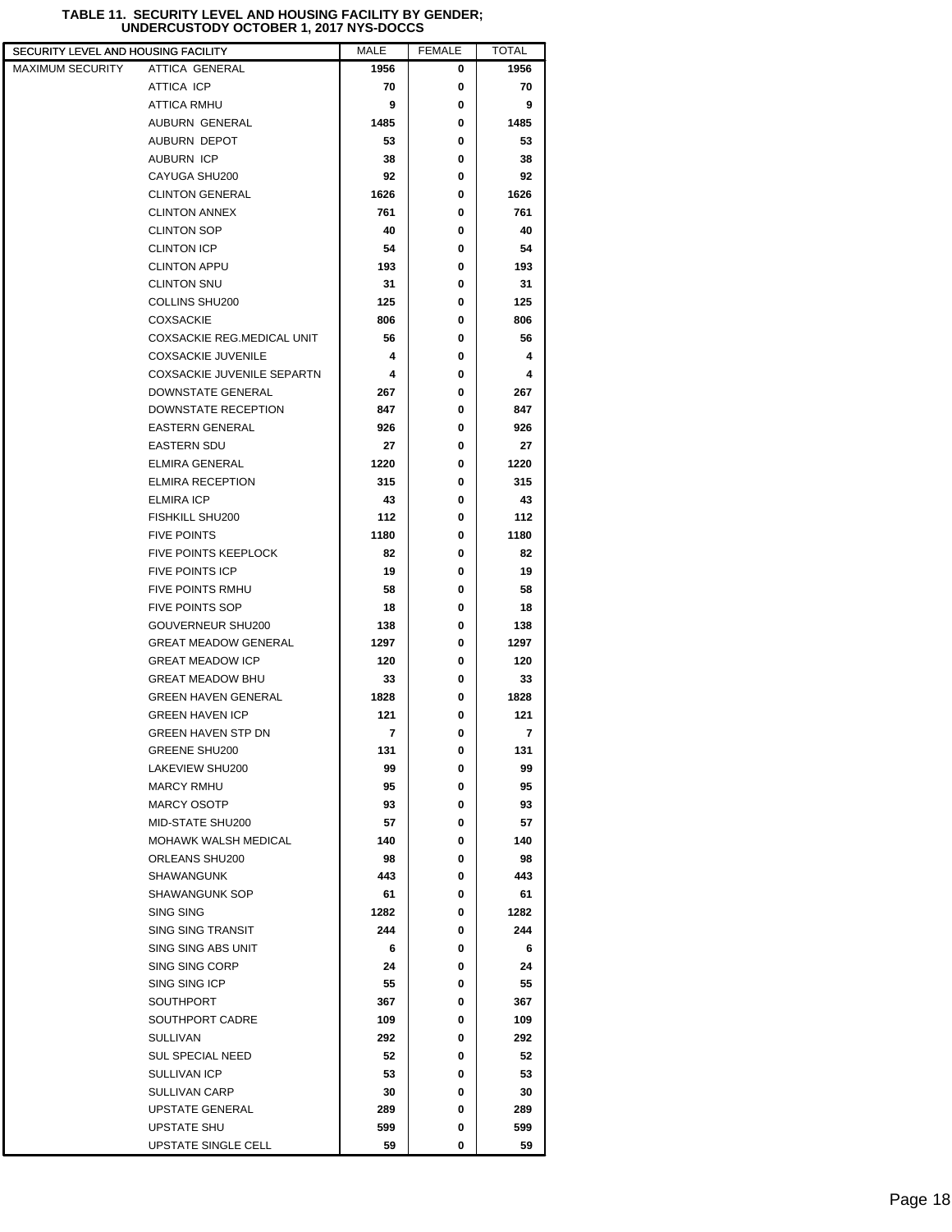**TABLE 11. SECURITY LEVEL AND HOUSING FACILITY BY GENDER; UNDERCUSTODY OCTOBER 1, 2017 NYS-DOCCS**

| SECURITY LEVEL AND HOUSING FACILITY | | MALE | FEMALE | TOTAL |
|---|---|---|---|---|
| MAXIMUM SECURITY | ATTICA GENERAL | 1956 | 0 | 1956 |
| | ATTICA ICP | 70 | 0 | 70 |
| | ATTICA RMHU | 9 | 0 | 9 |
| | AUBURN GENERAL | 1485 | 0 | 1485 |
| | AUBURN DEPOT | 53 | 0 | 53 |
| | AUBURN ICP | 38 | 0 | 38 |
| | CAYUGA SHU200 | 92 | 0 | 92 |
| | CLINTON GENERAL | 1626 | 0 | 1626 |
| | CLINTON ANNEX | 761 | 0 | 761 |
| | CLINTON SOP | 40 | 0 | 40 |
| | CLINTON ICP | 54 | 0 | 54 |
| | CLINTON APPU | 193 | 0 | 193 |
| | CLINTON SNU | 31 | 0 | 31 |
| | COLLINS SHU200 | 125 | 0 | 125 |
| | COXSACKIE | 806 | 0 | 806 |
| | COXSACKIE REG.MEDICAL UNIT | 56 | 0 | 56 |
| | COXSACKIE JUVENILE | 4 | 0 | 4 |
| | COXSACKIE JUVENILE SEPARTN | 4 | 0 | 4 |
| | DOWNSTATE GENERAL | 267 | 0 | 267 |
| | DOWNSTATE RECEPTION | 847 | 0 | 847 |
| | EASTERN GENERAL | 926 | 0 | 926 |
| | EASTERN SDU | 27 | 0 | 27 |
| | ELMIRA GENERAL | 1220 | 0 | 1220 |
| | ELMIRA RECEPTION | 315 | 0 | 315 |
| | ELMIRA ICP | 43 | 0 | 43 |
| | FISHKILL SHU200 | 112 | 0 | 112 |
| | FIVE POINTS | 1180 | 0 | 1180 |
| | FIVE POINTS KEEPLOCK | 82 | 0 | 82 |
| | FIVE POINTS ICP | 19 | 0 | 19 |
| | FIVE POINTS RMHU | 58 | 0 | 58 |
| | FIVE POINTS SOP | 18 | 0 | 18 |
| | GOUVERNEUR SHU200 | 138 | 0 | 138 |
| | GREAT MEADOW GENERAL | 1297 | 0 | 1297 |
| | GREAT MEADOW ICP | 120 | 0 | 120 |
| | GREAT MEADOW BHU | 33 | 0 | 33 |
| | GREEN HAVEN GENERAL | 1828 | 0 | 1828 |
| | GREEN HAVEN ICP | 121 | 0 | 121 |
| | GREEN HAVEN STP DN | 7 | 0 | 7 |
| | GREENE SHU200 | 131 | 0 | 131 |
| | LAKEVIEW SHU200 | 99 | 0 | 99 |
| | MARCY RMHU | 95 | 0 | 95 |
| | MARCY OSOTP | 93 | 0 | 93 |
| | MID-STATE SHU200 | 57 | 0 | 57 |
| | MOHAWK WALSH MEDICAL | 140 | 0 | 140 |
| | ORLEANS SHU200 | 98 | 0 | 98 |
| | SHAWANGUNK | 443 | 0 | 443 |
| | SHAWANGUNK SOP | 61 | 0 | 61 |
| | SING SING | 1282 | 0 | 1282 |
| | SING SING TRANSIT | 244 | 0 | 244 |
| | SING SING ABS UNIT | 6 | 0 | 6 |
| | SING SING CORP | 24 | 0 | 24 |
| | SING SING ICP | 55 | 0 | 55 |
| | SOUTHPORT | 367 | 0 | 367 |
| | SOUTHPORT CADRE | 109 | 0 | 109 |
| | SULLIVAN | 292 | 0 | 292 |
| | SUL SPECIAL NEED | 52 | 0 | 52 |
| | SULLIVAN ICP | 53 | 0 | 53 |
| | SULLIVAN CARP | 30 | 0 | 30 |
| | UPSTATE GENERAL | 289 | 0 | 289 |
| | UPSTATE SHU | 599 | 0 | 599 |
| | UPSTATE SINGLE CELL | 59 | 0 | 59 |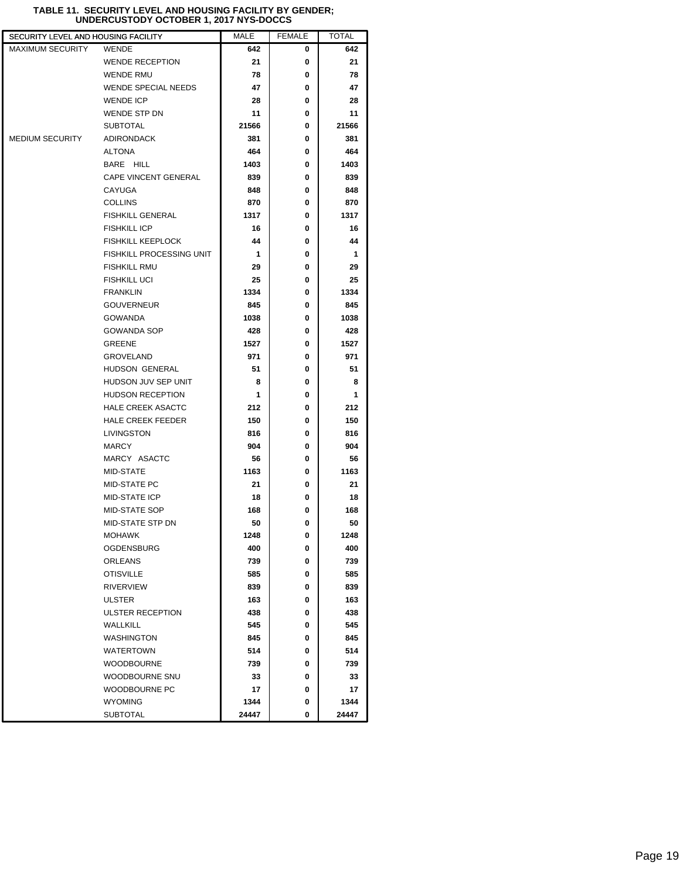**TABLE 11. SECURITY LEVEL AND HOUSING FACILITY BY GENDER; UNDERCUSTODY OCTOBER 1, 2017 NYS-DOCCS**

| SECURITY LEVEL AND HOUSING FACILITY | | MALE | FEMALE | TOTAL |
|---|---|---|---|---|
| MAXIMUM SECURITY | WENDE | 642 | 0 | 642 |
| | WENDE RECEPTION | 21 | 0 | 21 |
| | WENDE RMU | 78 | 0 | 78 |
| | WENDE SPECIAL NEEDS | 47 | 0 | 47 |
| | WENDE ICP | 28 | 0 | 28 |
| | WENDE STP DN | 11 | 0 | 11 |
| | SUBTOTAL | 21566 | 0 | 21566 |
| MEDIUM SECURITY | ADIRONDACK | 381 | 0 | 381 |
| | ALTONA | 464 | 0 | 464 |
| | BARE HILL | 1403 | 0 | 1403 |
| | CAPE VINCENT GENERAL | 839 | 0 | 839 |
| | CAYUGA | 848 | 0 | 848 |
| | COLLINS | 870 | 0 | 870 |
| | FISHKILL GENERAL | 1317 | 0 | 1317 |
| | FISHKILL ICP | 16 | 0 | 16 |
| | FISHKILL KEEPLOCK | 44 | 0 | 44 |
| | FISHKILL PROCESSING UNIT | 1 | 0 | 1 |
| | FISHKILL RMU | 29 | 0 | 29 |
| | FISHKILL UCI | 25 | 0 | 25 |
| | FRANKLIN | 1334 | 0 | 1334 |
| | GOUVERNEUR | 845 | 0 | 845 |
| | GOWANDA | 1038 | 0 | 1038 |
| | GOWANDA SOP | 428 | 0 | 428 |
| | GREENE | 1527 | 0 | 1527 |
| | GROVELAND | 971 | 0 | 971 |
| | HUDSON GENERAL | 51 | 0 | 51 |
| | HUDSON JUV SEP UNIT | 8 | 0 | 8 |
| | HUDSON RECEPTION | 1 | 0 | 1 |
| | HALE CREEK ASACTC | 212 | 0 | 212 |
| | HALE CREEK FEEDER | 150 | 0 | 150 |
| | LIVINGSTON | 816 | 0 | 816 |
| | MARCY | 904 | 0 | 904 |
| | MARCY ASACTC | 56 | 0 | 56 |
| | MID-STATE | 1163 | 0 | 1163 |
| | MID-STATE PC | 21 | 0 | 21 |
| | MID-STATE ICP | 18 | 0 | 18 |
| | MID-STATE SOP | 168 | 0 | 168 |
| | MID-STATE STP DN | 50 | 0 | 50 |
| | MOHAWK | 1248 | 0 | 1248 |
| | OGDENSBURG | 400 | 0 | 400 |
| | ORLEANS | 739 | 0 | 739 |
| | OTISVILLE | 585 | 0 | 585 |
| | RIVERVIEW | 839 | 0 | 839 |
| | ULSTER | 163 | 0 | 163 |
| | ULSTER RECEPTION | 438 | 0 | 438 |
| | WALLKILL | 545 | 0 | 545 |
| | WASHINGTON | 845 | 0 | 845 |
| | WATERTOWN | 514 | 0 | 514 |
| | WOODBOURNE | 739 | 0 | 739 |
| | WOODBOURNE SNU | 33 | 0 | 33 |
| | WOODBOURNE PC | 17 | 0 | 17 |
| | WYOMING | 1344 | 0 | 1344 |
| | SUBTOTAL | 24447 | 0 | 24447 |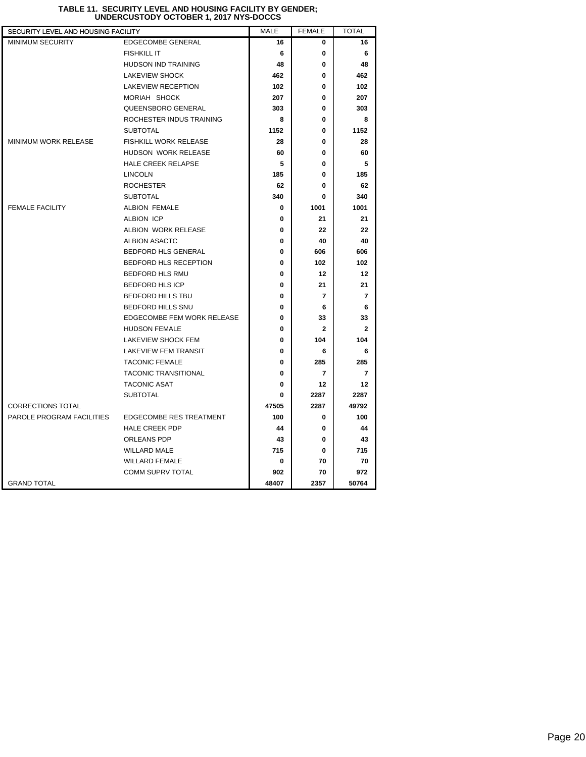# TABLE 11. SECURITY LEVEL AND HOUSING FACILITY BY GENDER; UNDERCUSTODY OCTOBER 1, 2017 NYS-DOCCS

| SECURITY LEVEL AND HOUSING FACILITY | | MALE | FEMALE | TOTAL |
|---|---|---|---|---|
| MINIMUM SECURITY | EDGECOMBE GENERAL | **16** | **0** | **16** |
| | FISHKILL IT | **6** | **0** | **6** |
| | HUDSON IND TRAINING | **48** | **0** | **48** |
| | LAKEVIEW SHOCK | **462** | **0** | **462** |
| | LAKEVIEW RECEPTION | **102** | **0** | **102** |
| | MORIAH SHOCK | **207** | **0** | **207** |
| | QUEENSBORO GENERAL | **303** | **0** | **303** |
| | ROCHESTER INDUS TRAINING | **8** | **0** | **8** |
| | SUBTOTAL | **1152** | **0** | **1152** |
| MINIMUM WORK RELEASE | FISHKILL WORK RELEASE | **28** | **0** | **28** |
| | HUDSON WORK RELEASE | **60** | **0** | **60** |
| | HALE CREEK RELAPSE | **5** | **0** | **5** |
| | LINCOLN | **185** | **0** | **185** |
| | ROCHESTER | **62** | **0** | **62** |
| | SUBTOTAL | **340** | **0** | **340** |
| FEMALE FACILITY | ALBION FEMALE | **0** | **1001** | **1001** |
| | ALBION ICP | **0** | **21** | **21** |
| | ALBION WORK RELEASE | **0** | **22** | **22** |
| | ALBION ASACTC | **0** | **40** | **40** |
| | BEDFORD HLS GENERAL | **0** | **606** | **606** |
| | BEDFORD HLS RECEPTION | **0** | **102** | **102** |
| | BEDFORD HLS RMU | **0** | **12** | **12** |
| | BEDFORD HLS ICP | **0** | **21** | **21** |
| | BEDFORD HILLS TBU | **0** | **7** | **7** |
| | BEDFORD HILLS SNU | **0** | **6** | **6** |
| | EDGECOMBE FEM WORK RELEASE | **0** | **33** | **33** |
| | HUDSON FEMALE | **0** | **2** | **2** |
| | LAKEVIEW SHOCK FEM | **0** | **104** | **104** |
| | LAKEVIEW FEM TRANSIT | **0** | **6** | **6** |
| | TACONIC FEMALE | **0** | **285** | **285** |
| | TACONIC TRANSITIONAL | **0** | **7** | **7** |
| | TACONIC ASAT | **0** | **12** | **12** |
| | SUBTOTAL | **0** | **2287** | **2287** |
| CORRECTIONS TOTAL | | **47505** | **2287** | **49792** |
| PAROLE PROGRAM FACILITIES | EDGECOMBE RES TREATMENT | **100** | **0** | **100** |
| | HALE CREEK PDP | **44** | **0** | **44** |
| | ORLEANS PDP | **43** | **0** | **43** |
| | WILLARD MALE | **715** | **0** | **715** |
| | WILLARD FEMALE | **0** | **70** | **70** |
| | COMM SUPRV TOTAL | **902** | **70** | **972** |
| GRAND TOTAL | | **48407** | **2357** | **50764** |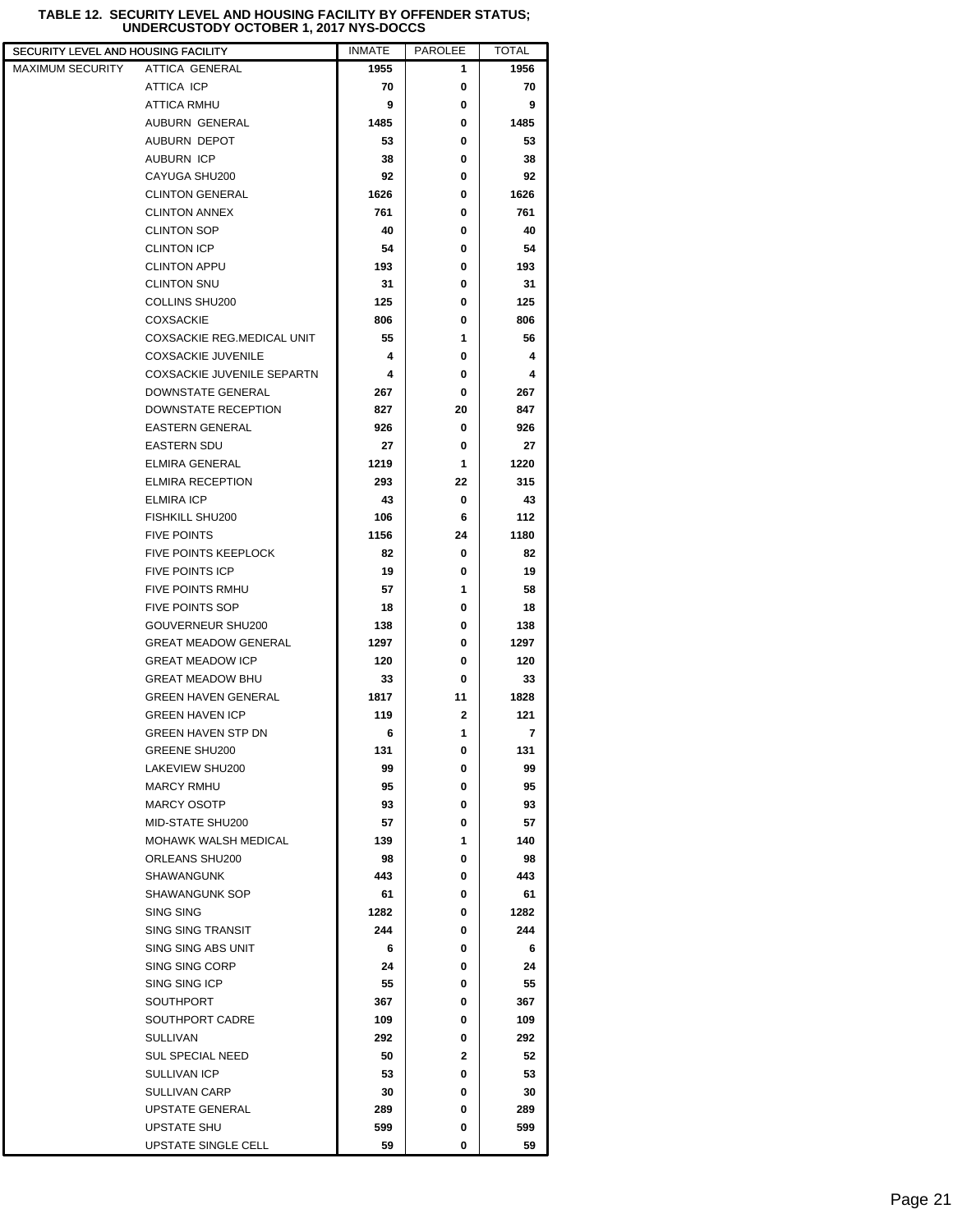**TABLE 12. SECURITY LEVEL AND HOUSING FACILITY BY OFFENDER STATUS; UNDERCUSTODY OCTOBER 1, 2017 NYS-DOCCS**

| SECURITY LEVEL AND HOUSING FACILITY | | INMATE | PAROLEE | TOTAL |
|---|---|---|---|---|
| MAXIMUM SECURITY | ATTICA GENERAL | 1955 | 1 | 1956 |
| | ATTICA ICP | 70 | 0 | 70 |
| | ATTICA RMHU | 9 | 0 | 9 |
| | AUBURN GENERAL | 1485 | 0 | 1485 |
| | AUBURN DEPOT | 53 | 0 | 53 |
| | AUBURN ICP | 38 | 0 | 38 |
| | CAYUGA SHU200 | 92 | 0 | 92 |
| | CLINTON GENERAL | 1626 | 0 | 1626 |
| | CLINTON ANNEX | 761 | 0 | 761 |
| | CLINTON SOP | 40 | 0 | 40 |
| | CLINTON ICP | 54 | 0 | 54 |
| | CLINTON APPU | 193 | 0 | 193 |
| | CLINTON SNU | 31 | 0 | 31 |
| | COLLINS SHU200 | 125 | 0 | 125 |
| | COXSACKIE | 806 | 0 | 806 |
| | COXSACKIE REG.MEDICAL UNIT | 55 | 1 | 56 |
| | COXSACKIE JUVENILE | 4 | 0 | 4 |
| | COXSACKIE JUVENILE SEPARTN | 4 | 0 | 4 |
| | DOWNSTATE GENERAL | 267 | 0 | 267 |
| | DOWNSTATE RECEPTION | 827 | 20 | 847 |
| | EASTERN GENERAL | 926 | 0 | 926 |
| | EASTERN SDU | 27 | 0 | 27 |
| | ELMIRA GENERAL | 1219 | 1 | 1220 |
| | ELMIRA RECEPTION | 293 | 22 | 315 |
| | ELMIRA ICP | 43 | 0 | 43 |
| | FISHKILL SHU200 | 106 | 6 | 112 |
| | FIVE POINTS | 1156 | 24 | 1180 |
| | FIVE POINTS KEEPLOCK | 82 | 0 | 82 |
| | FIVE POINTS ICP | 19 | 0 | 19 |
| | FIVE POINTS RMHU | 57 | 1 | 58 |
| | FIVE POINTS SOP | 18 | 0 | 18 |
| | GOUVERNEUR SHU200 | 138 | 0 | 138 |
| | GREAT MEADOW GENERAL | 1297 | 0 | 1297 |
| | GREAT MEADOW ICP | 120 | 0 | 120 |
| | GREAT MEADOW BHU | 33 | 0 | 33 |
| | GREEN HAVEN GENERAL | 1817 | 11 | 1828 |
| | GREEN HAVEN ICP | 119 | 2 | 121 |
| | GREEN HAVEN STP DN | 6 | 1 | 7 |
| | GREENE SHU200 | 131 | 0 | 131 |
| | LAKEVIEW SHU200 | 99 | 0 | 99 |
| | MARCY RMHU | 95 | 0 | 95 |
| | MARCY OSOTP | 93 | 0 | 93 |
| | MID-STATE SHU200 | 57 | 0 | 57 |
| | MOHAWK WALSH MEDICAL | 139 | 1 | 140 |
| | ORLEANS SHU200 | 98 | 0 | 98 |
| | SHAWANGUNK | 443 | 0 | 443 |
| | SHAWANGUNK SOP | 61 | 0 | 61 |
| | SING SING | 1282 | 0 | 1282 |
| | SING SING TRANSIT | 244 | 0 | 244 |
| | SING SING ABS UNIT | 6 | 0 | 6 |
| | SING SING CORP | 24 | 0 | 24 |
| | SING SING ICP | 55 | 0 | 55 |
| | SOUTHPORT | 367 | 0 | 367 |
| | SOUTHPORT CADRE | 109 | 0 | 109 |
| | SULLIVAN | 292 | 0 | 292 |
| | SUL SPECIAL NEED | 50 | 2 | 52 |
| | SULLIVAN ICP | 53 | 0 | 53 |
| | SULLIVAN CARP | 30 | 0 | 30 |
| | UPSTATE GENERAL | 289 | 0 | 289 |
| | UPSTATE SHU | 599 | 0 | 599 |
| | UPSTATE SINGLE CELL | 59 | 0 | 59 |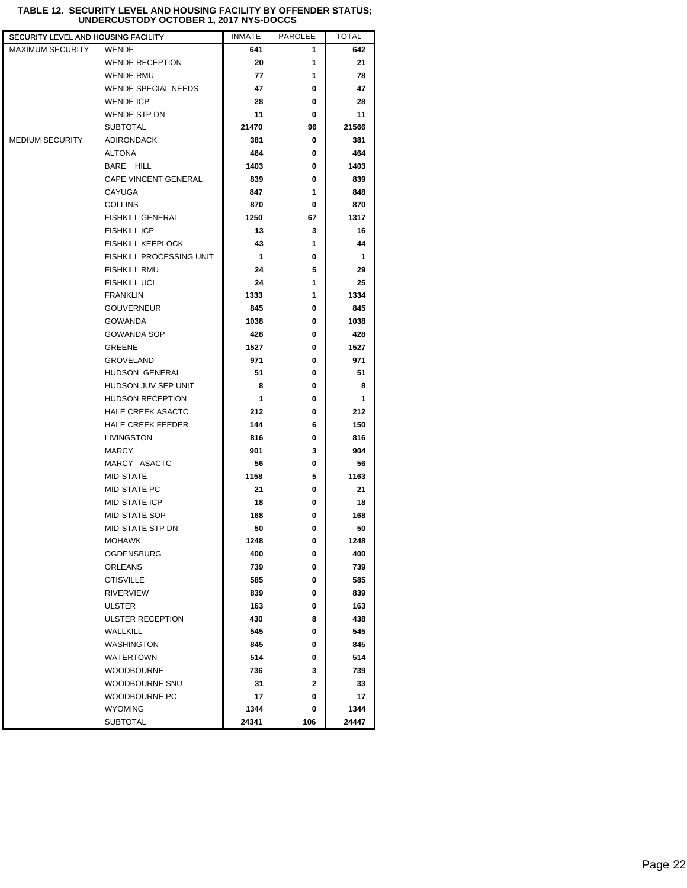**TABLE 12. SECURITY LEVEL AND HOUSING FACILITY BY OFFENDER STATUS; UNDERCUSTODY OCTOBER 1, 2017 NYS-DOCCS**

| SECURITY LEVEL AND HOUSING FACILITY | | INMATE | PAROLEE | TOTAL |
|---|---|---|---|---|
| MAXIMUM SECURITY | WENDE | 641 | 1 | 642 |
| | WENDE RECEPTION | 20 | 1 | 21 |
| | WENDE RMU | 77 | 1 | 78 |
| | WENDE SPECIAL NEEDS | 47 | 0 | 47 |
| | WENDE ICP | 28 | 0 | 28 |
| | WENDE STP DN | 11 | 0 | 11 |
| | SUBTOTAL | 21470 | 96 | 21566 |
| MEDIUM SECURITY | ADIRONDACK | 381 | 0 | 381 |
| | ALTONA | 464 | 0 | 464 |
| | BARE HILL | 1403 | 0 | 1403 |
| | CAPE VINCENT GENERAL | 839 | 0 | 839 |
| | CAYUGA | 847 | 1 | 848 |
| | COLLINS | 870 | 0 | 870 |
| | FISHKILL GENERAL | 1250 | 67 | 1317 |
| | FISHKILL ICP | 13 | 3 | 16 |
| | FISHKILL KEEPLOCK | 43 | 1 | 44 |
| | FISHKILL PROCESSING UNIT | 1 | 0 | 1 |
| | FISHKILL RMU | 24 | 5 | 29 |
| | FISHKILL UCI | 24 | 1 | 25 |
| | FRANKLIN | 1333 | 1 | 1334 |
| | GOUVERNEUR | 845 | 0 | 845 |
| | GOWANDA | 1038 | 0 | 1038 |
| | GOWANDA SOP | 428 | 0 | 428 |
| | GREENE | 1527 | 0 | 1527 |
| | GROVELAND | 971 | 0 | 971 |
| | HUDSON GENERAL | 51 | 0 | 51 |
| | HUDSON JUV SEP UNIT | 8 | 0 | 8 |
| | HUDSON RECEPTION | 1 | 0 | 1 |
| | HALE CREEK ASACTC | 212 | 0 | 212 |
| | HALE CREEK FEEDER | 144 | 6 | 150 |
| | LIVINGSTON | 816 | 0 | 816 |
| | MARCY | 901 | 3 | 904 |
| | MARCY ASACTC | 56 | 0 | 56 |
| | MID-STATE | 1158 | 5 | 1163 |
| | MID-STATE PC | 21 | 0 | 21 |
| | MID-STATE ICP | 18 | 0 | 18 |
| | MID-STATE SOP | 168 | 0 | 168 |
| | MID-STATE STP DN | 50 | 0 | 50 |
| | MOHAWK | 1248 | 0 | 1248 |
| | OGDENSBURG | 400 | 0 | 400 |
| | ORLEANS | 739 | 0 | 739 |
| | OTISVILLE | 585 | 0 | 585 |
| | RIVERVIEW | 839 | 0 | 839 |
| | ULSTER | 163 | 0 | 163 |
| | ULSTER RECEPTION | 430 | 8 | 438 |
| | WALLKILL | 545 | 0 | 545 |
| | WASHINGTON | 845 | 0 | 845 |
| | WATERTOWN | 514 | 0 | 514 |
| | WOODBOURNE | 736 | 3 | 739 |
| | WOODBOURNE SNU | 31 | 2 | 33 |
| | WOODBOURNE PC | 17 | 0 | 17 |
| | WYOMING | 1344 | 0 | 1344 |
| | SUBTOTAL | 24341 | 106 | 24447 |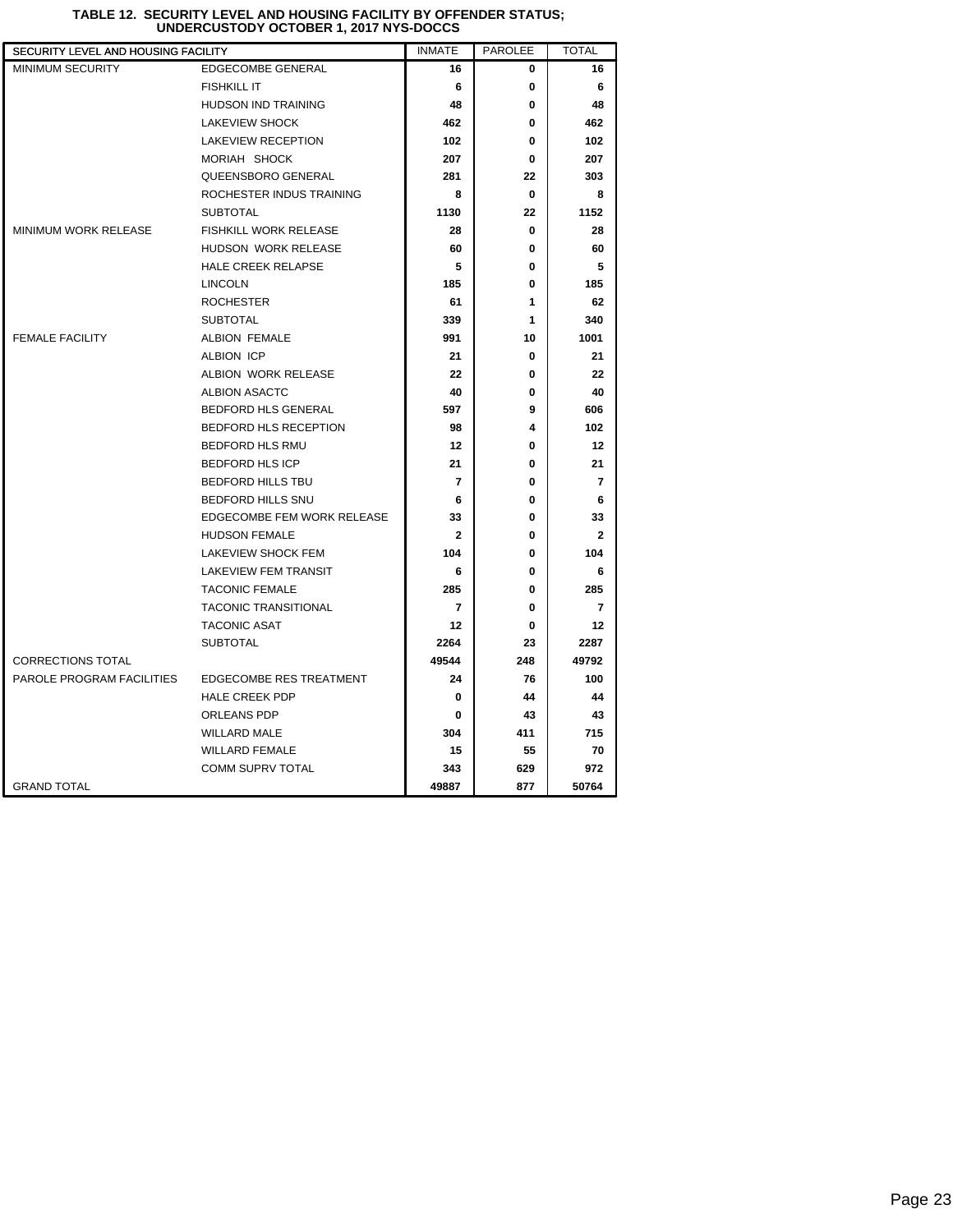**TABLE 12. SECURITY LEVEL AND HOUSING FACILITY BY OFFENDER STATUS; UNDERCUSTODY OCTOBER 1, 2017 NYS-DOCCS**

| SECURITY LEVEL AND HOUSING FACILITY | | INMATE | PAROLEE | TOTAL |
|---|---|---|---|---|
| MINIMUM SECURITY | EDGECOMBE GENERAL | 16 | 0 | 16 |
| | FISHKILL IT | 6 | 0 | 6 |
| | HUDSON IND TRAINING | 48 | 0 | 48 |
| | LAKEVIEW SHOCK | 462 | 0 | 462 |
| | LAKEVIEW RECEPTION | 102 | 0 | 102 |
| | MORIAH SHOCK | 207 | 0 | 207 |
| | QUEENSBORO GENERAL | 281 | 22 | 303 |
| | ROCHESTER INDUS TRAINING | 8 | 0 | 8 |
| | SUBTOTAL | 1130 | 22 | 1152 |
| MINIMUM WORK RELEASE | FISHKILL WORK RELEASE | 28 | 0 | 28 |
| | HUDSON WORK RELEASE | 60 | 0 | 60 |
| | HALE CREEK RELAPSE | 5 | 0 | 5 |
| | LINCOLN | 185 | 0 | 185 |
| | ROCHESTER | 61 | 1 | 62 |
| | SUBTOTAL | 339 | 1 | 340 |
| FEMALE FACILITY | ALBION FEMALE | 991 | 10 | 1001 |
| | ALBION ICP | 21 | 0 | 21 |
| | ALBION WORK RELEASE | 22 | 0 | 22 |
| | ALBION ASACTC | 40 | 0 | 40 |
| | BEDFORD HLS GENERAL | 597 | 9 | 606 |
| | BEDFORD HLS RECEPTION | 98 | 4 | 102 |
| | BEDFORD HLS RMU | 12 | 0 | 12 |
| | BEDFORD HLS ICP | 21 | 0 | 21 |
| | BEDFORD HILLS TBU | 7 | 0 | 7 |
| | BEDFORD HILLS SNU | 6 | 0 | 6 |
| | EDGECOMBE FEM WORK RELEASE | 33 | 0 | 33 |
| | HUDSON FEMALE | 2 | 0 | 2 |
| | LAKEVIEW SHOCK FEM | 104 | 0 | 104 |
| | LAKEVIEW FEM TRANSIT | 6 | 0 | 6 |
| | TACONIC FEMALE | 285 | 0 | 285 |
| | TACONIC TRANSITIONAL | 7 | 0 | 7 |
| | TACONIC ASAT | 12 | 0 | 12 |
| | SUBTOTAL | 2264 | 23 | 2287 |
| CORRECTIONS TOTAL | | 49544 | 248 | 49792 |
| PAROLE PROGRAM FACILITIES | EDGECOMBE RES TREATMENT | 24 | 76 | 100 |
| | HALE CREEK PDP | 0 | 44 | 44 |
| | ORLEANS PDP | 0 | 43 | 43 |
| | WILLARD MALE | 304 | 411 | 715 |
| | WILLARD FEMALE | 15 | 55 | 70 |
| | COMM SUPRV TOTAL | 343 | 629 | 972 |
| GRAND TOTAL | | 49887 | 877 | 50764 |